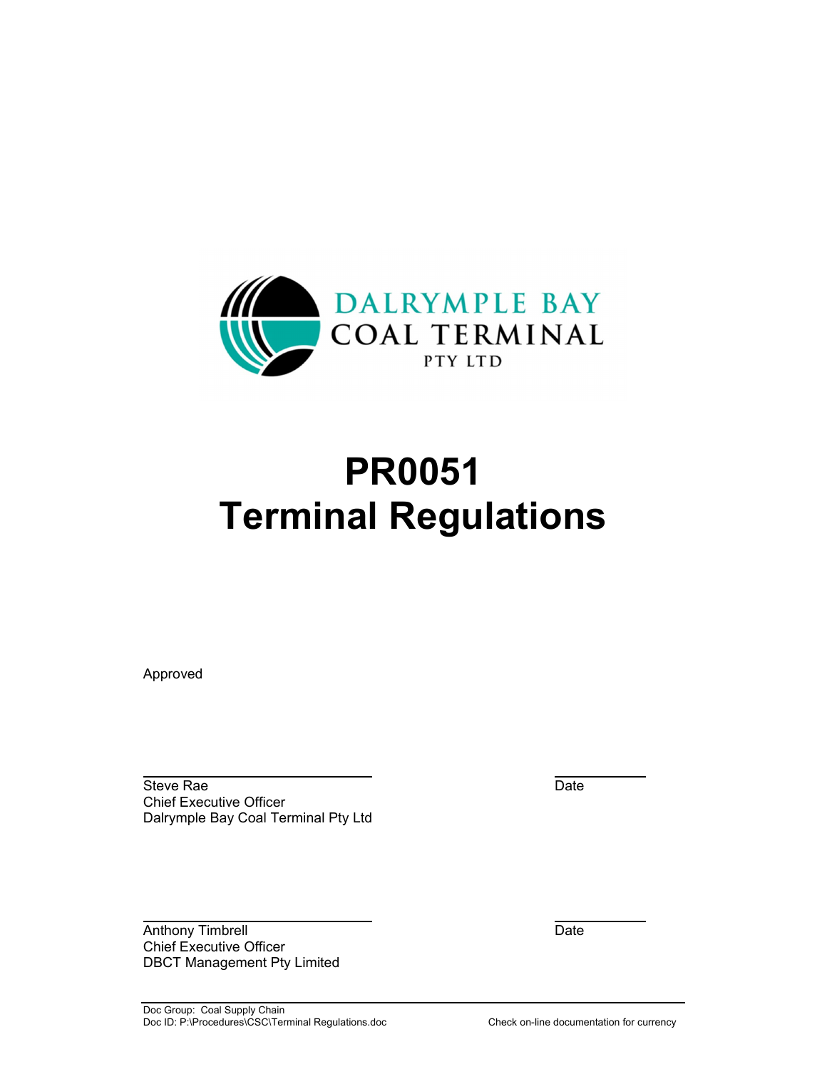DALRYMPLE BAY COAL TERMINAL PTY LTD

# PR0051
# Terminal Regulations

Approved

Steve Rae
Chief Executive Officer
Dalrymple Bay Coal Terminal Pty Ltd

Date

Anthony Timbrell
Chief Executive Officer
DBCT Management Pty Limited

Date

Doc Group: Coal Supply Chain
Doc ID: P:\Procedures\CSC\Terminal Regulations.doc

Check on-line documentation for currency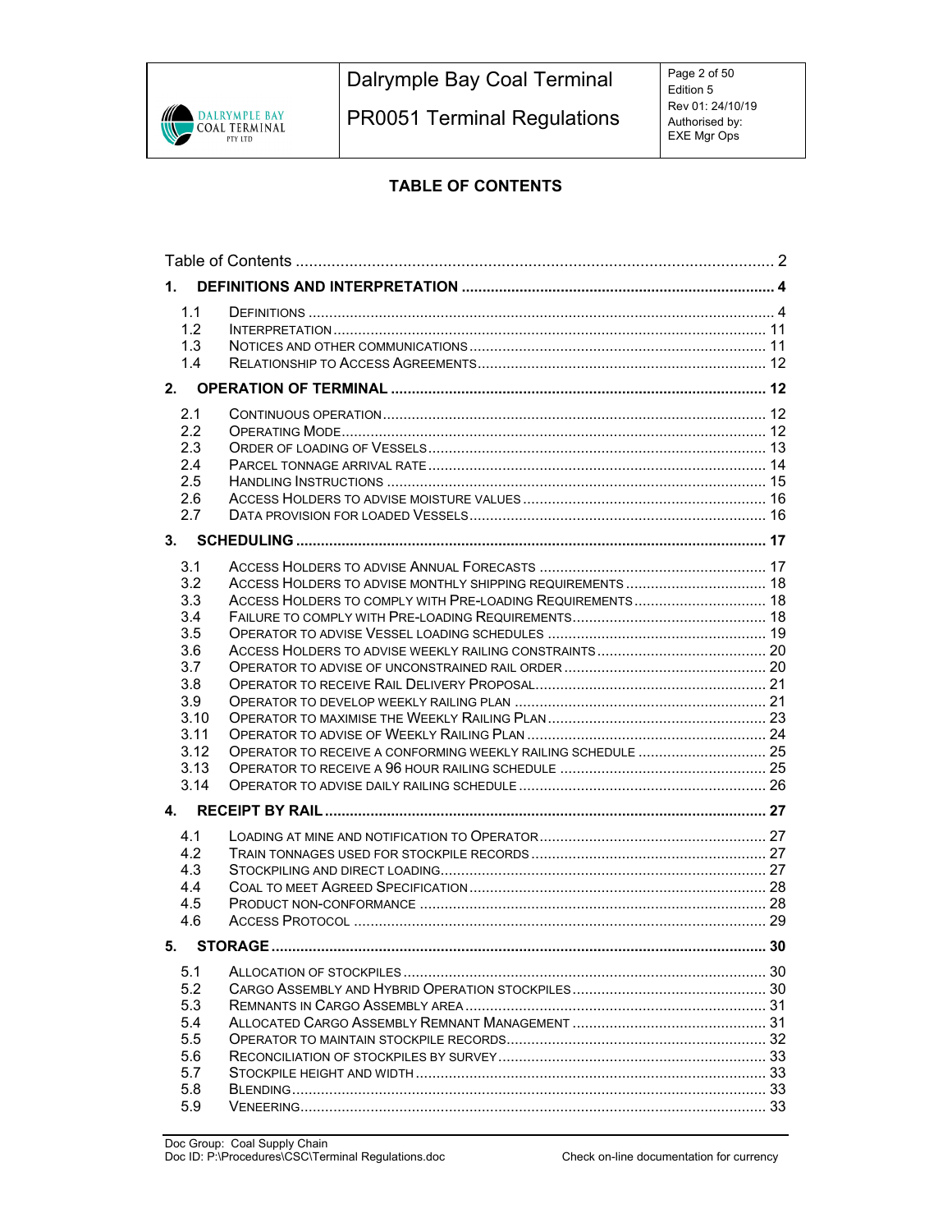## TABLE OF CONTENTS

Table of Contents ........................................................................................................ 2

**1. DEFINITIONS AND INTERPRETATION** ................................................................. 4

1.1 DEFINITIONS ................................................................................................ 4
1.2 INTERPRETATION ....................................................................................... 11
1.3 NOTICES AND OTHER COMMUNICATIONS ..................................................... 11
1.4 RELATIONSHIP TO ACCESS AGREEMENTS ..................................................... 12

**2. OPERATION OF TERMINAL** .................................................................................. 12

2.1 CONTINUOUS OPERATION ........................................................................... 12
2.2 OPERATING MODE ...................................................................................... 12
2.3 ORDER OF LOADING OF VESSELS ................................................................. 13
2.4 PARCEL TONNAGE ARRIVAL RATE ................................................................. 14
2.5 HANDLING INSTRUCTIONS ........................................................................... 15
2.6 ACCESS HOLDERS TO ADVISE MOISTURE VALUES .......................................... 16
2.7 DATA PROVISION FOR LOADED VESSELS ....................................................... 16

**3. SCHEDULING** ........................................................................................................ 17

3.1 ACCESS HOLDERS TO ADVISE ANNUAL FORECASTS ....................................... 17
3.2 ACCESS HOLDERS TO ADVISE MONTHLY SHIPPING REQUIREMENTS .................. 18
3.3 ACCESS HOLDERS TO COMPLY WITH PRE-LOADING REQUIREMENTS ................. 18
3.4 FAILURE TO COMPLY WITH PRE-LOADING REQUIREMENTS ............................... 18
3.5 OPERATOR TO ADVISE VESSEL LOADING SCHEDULES .................................... 19
3.6 ACCESS HOLDERS TO ADVISE WEEKLY RAILING CONSTRAINTS ......................... 20
3.7 OPERATOR TO ADVISE OF UNCONSTRAINED RAIL ORDER ................................. 20
3.8 OPERATOR TO RECEIVE RAIL DELIVERY PROPOSAL ......................................... 21
3.9 OPERATOR TO DEVELOP WEEKLY RAILING PLAN ............................................ 21
3.10 OPERATOR TO MAXIMISE THE WEEKLY RAILING PLAN ..................................... 23
3.11 OPERATOR TO ADVISE OF WEEKLY RAILING PLAN .......................................... 24
3.12 OPERATOR TO RECEIVE A CONFORMING WEEKLY RAILING SCHEDULE ............... 25
3.13 OPERATOR TO RECEIVE A 96 HOUR RAILING SCHEDULE ................................. 25
3.14 OPERATOR TO ADVISE DAILY RAILING SCHEDULE ........................................... 26

**4. RECEIPT BY RAIL** ................................................................................................. 27

4.1 LOADING AT MINE AND NOTIFICATION TO OPERATOR ...................................... 27
4.2 TRAIN TONNAGES USED FOR STOCKPILE RECORDS ........................................ 27
4.3 STOCKPILING AND DIRECT LOADING .............................................................. 27
4.4 COAL TO MEET AGREED SPECIFICATION ....................................................... 28
4.5 PRODUCT NON-CONFORMANCE ................................................................... 28
4.6 ACCESS PROTOCOL .................................................................................. 29

**5. STORAGE** ............................................................................................................. 30

5.1 ALLOCATION OF STOCKPILES ....................................................................... 30
5.2 CARGO ASSEMBLY AND HYBRID OPERATION STOCKPILES .............................. 30
5.3 REMNANTS IN CARGO ASSEMBLY AREA ......................................................... 31
5.4 ALLOCATED CARGO ASSEMBLY REMNANT MANAGEMENT .............................. 31
5.5 OPERATOR TO MAINTAIN STOCKPILE RECORDS .............................................. 32
5.6 RECONCILIATION OF STOCKPILES BY SURVEY ................................................ 33
5.7 STOCKPILE HEIGHT AND WIDTH .................................................................... 33
5.8 BLENDING ................................................................................................. 33
5.9 VENEERING ................................................................................................ 33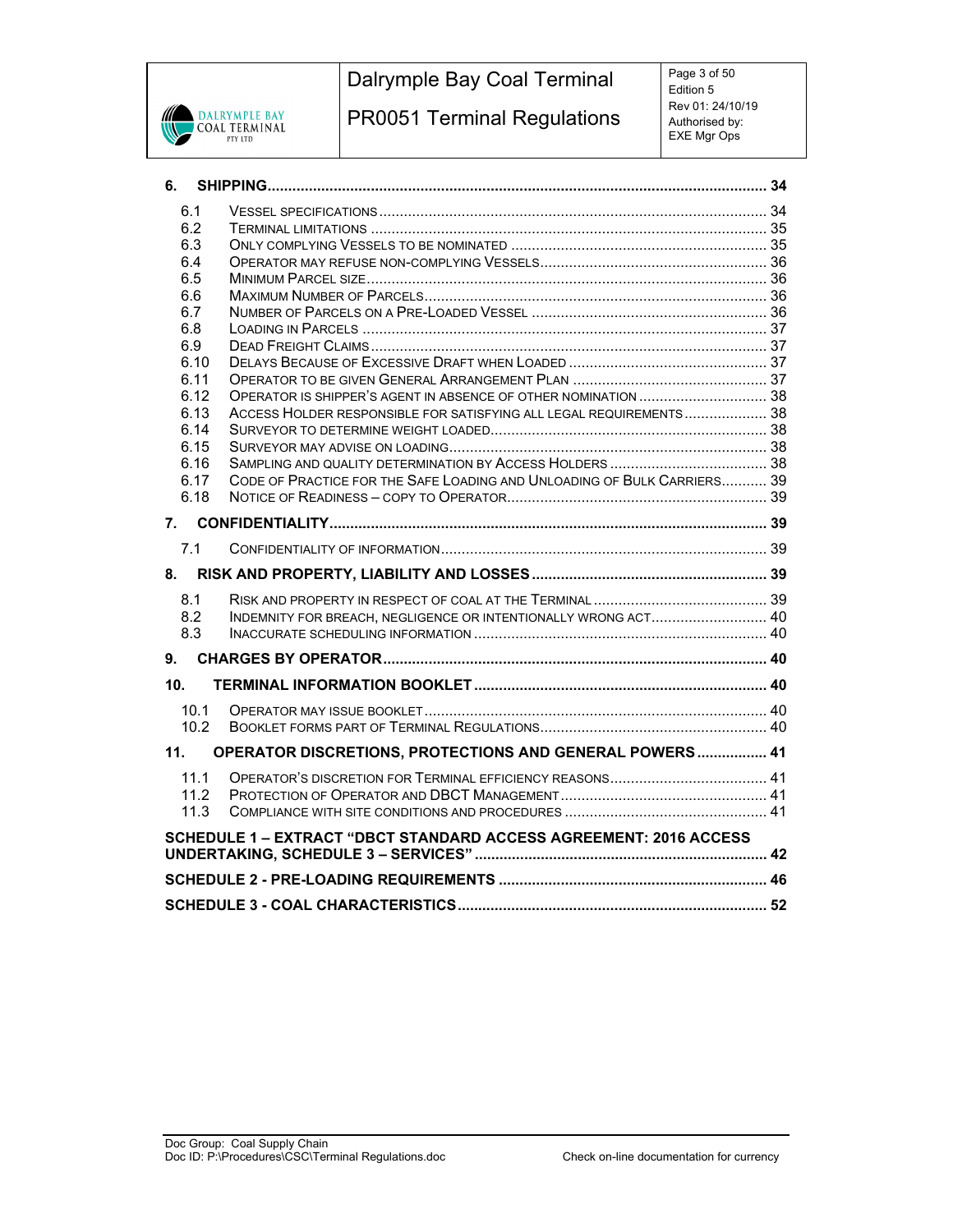**6. SHIPPING** ........ 34

- 6.1 VESSEL SPECIFICATIONS ........ 34
- 6.2 TERMINAL LIMITATIONS ........ 35
- 6.3 ONLY COMPLYING VESSELS TO BE NOMINATED ........ 35
- 6.4 OPERATOR MAY REFUSE NON-COMPLYING VESSELS ........ 36
- 6.5 MINIMUM PARCEL SIZE ........ 36
- 6.6 MAXIMUM NUMBER OF PARCELS ........ 36
- 6.7 NUMBER OF PARCELS ON A PRE-LOADED VESSEL ........ 36
- 6.8 LOADING IN PARCELS ........ 37
- 6.9 DEAD FREIGHT CLAIMS ........ 37
- 6.10 DELAYS BECAUSE OF EXCESSIVE DRAFT WHEN LOADED ........ 37
- 6.11 OPERATOR TO BE GIVEN GENERAL ARRANGEMENT PLAN ........ 37
- 6.12 OPERATOR IS SHIPPER'S AGENT IN ABSENCE OF OTHER NOMINATION ........ 38
- 6.13 ACCESS HOLDER RESPONSIBLE FOR SATISFYING ALL LEGAL REQUIREMENTS ........ 38
- 6.14 SURVEYOR TO DETERMINE WEIGHT LOADED ........ 38
- 6.15 SURVEYOR MAY ADVISE ON LOADING ........ 38
- 6.16 SAMPLING AND QUALITY DETERMINATION BY ACCESS HOLDERS ........ 38
- 6.17 CODE OF PRACTICE FOR THE SAFE LOADING AND UNLOADING OF BULK CARRIERS ........ 39
- 6.18 NOTICE OF READINESS – COPY TO OPERATOR ........ 39

**7. CONFIDENTIALITY** ........ 39

- 7.1 CONFIDENTIALITY OF INFORMATION ........ 39

**8. RISK AND PROPERTY, LIABILITY AND LOSSES** ........ 39

- 8.1 RISK AND PROPERTY IN RESPECT OF COAL AT THE TERMINAL ........ 39
- 8.2 INDEMNITY FOR BREACH, NEGLIGENCE OR INTENTIONALLY WRONG ACT ........ 40
- 8.3 INACCURATE SCHEDULING INFORMATION ........ 40

**9. CHARGES BY OPERATOR** ........ 40

**10. TERMINAL INFORMATION BOOKLET** ........ 40

- 10.1 OPERATOR MAY ISSUE BOOKLET ........ 40
- 10.2 BOOKLET FORMS PART OF TERMINAL REGULATIONS ........ 40

**11. OPERATOR DISCRETIONS, PROTECTIONS AND GENERAL POWERS** ........ 41

- 11.1 OPERATOR'S DISCRETION FOR TERMINAL EFFICIENCY REASONS ........ 41
- 11.2 PROTECTION OF OPERATOR AND DBCT MANAGEMENT ........ 41
- 11.3 COMPLIANCE WITH SITE CONDITIONS AND PROCEDURES ........ 41

**SCHEDULE 1 – EXTRACT "DBCT STANDARD ACCESS AGREEMENT: 2016 ACCESS UNDERTAKING, SCHEDULE 3 – SERVICES"** ........ 42

**SCHEDULE 2 - PRE-LOADING REQUIREMENTS** ........ 46

**SCHEDULE 3 - COAL CHARACTERISTICS** ........ 52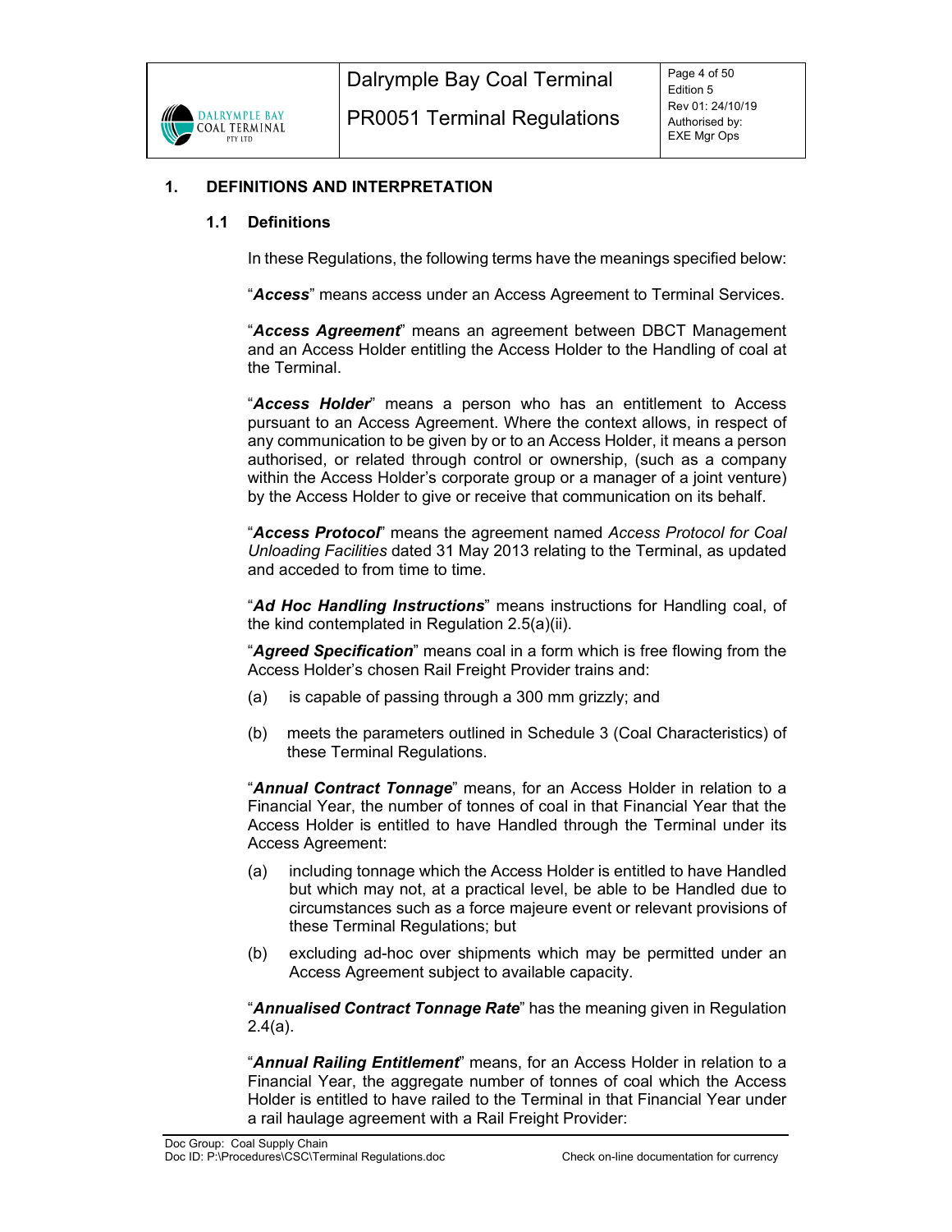## 1. DEFINITIONS AND INTERPRETATION

### 1.1 Definitions

In these Regulations, the following terms have the meanings specified below:

"***Access***" means access under an Access Agreement to Terminal Services.

"***Access Agreement***" means an agreement between DBCT Management and an Access Holder entitling the Access Holder to the Handling of coal at the Terminal.

"***Access Holder***" means a person who has an entitlement to Access pursuant to an Access Agreement. Where the context allows, in respect of any communication to be given by or to an Access Holder, it means a person authorised, or related through control or ownership, (such as a company within the Access Holder's corporate group or a manager of a joint venture) by the Access Holder to give or receive that communication on its behalf.

"***Access Protocol***" means the agreement named *Access Protocol for Coal Unloading Facilities* dated 31 May 2013 relating to the Terminal, as updated and acceded to from time to time.

"***Ad Hoc Handling Instructions***" means instructions for Handling coal, of the kind contemplated in Regulation 2.5(a)(ii).

"***Agreed Specification***" means coal in a form which is free flowing from the Access Holder's chosen Rail Freight Provider trains and:

(a) is capable of passing through a 300 mm grizzly; and

(b) meets the parameters outlined in Schedule 3 (Coal Characteristics) of these Terminal Regulations.

"***Annual Contract Tonnage***" means, for an Access Holder in relation to a Financial Year, the number of tonnes of coal in that Financial Year that the Access Holder is entitled to have Handled through the Terminal under its Access Agreement:

(a) including tonnage which the Access Holder is entitled to have Handled but which may not, at a practical level, be able to be Handled due to circumstances such as a force majeure event or relevant provisions of these Terminal Regulations; but

(b) excluding ad-hoc over shipments which may be permitted under an Access Agreement subject to available capacity.

"***Annualised Contract Tonnage Rate***" has the meaning given in Regulation 2.4(a).

"***Annual Railing Entitlement***" means, for an Access Holder in relation to a Financial Year, the aggregate number of tonnes of coal which the Access Holder is entitled to have railed to the Terminal in that Financial Year under a rail haulage agreement with a Rail Freight Provider: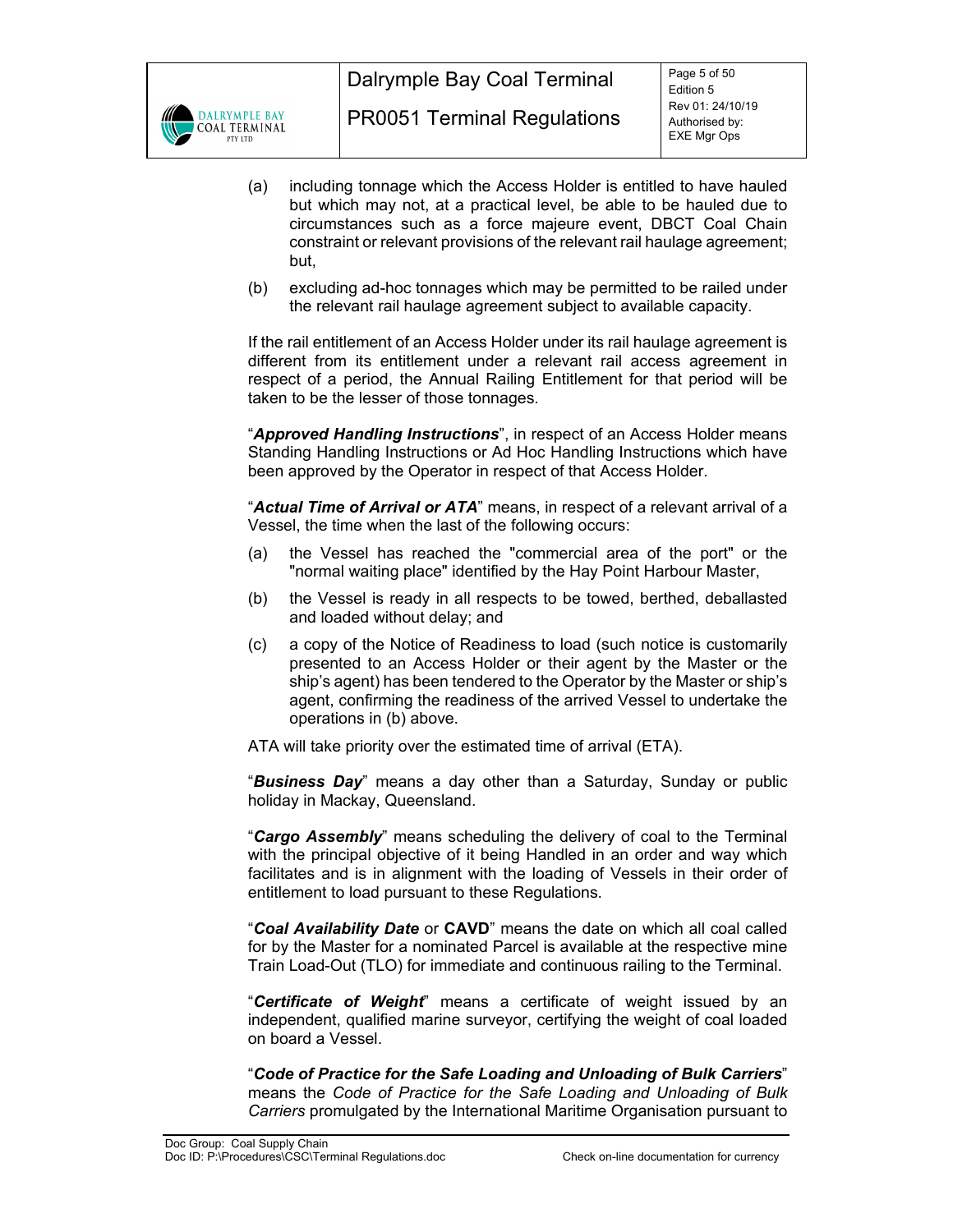(a) including tonnage which the Access Holder is entitled to have hauled but which may not, at a practical level, be able to be hauled due to circumstances such as a force majeure event, DBCT Coal Chain constraint or relevant provisions of the relevant rail haulage agreement; but,

(b) excluding ad-hoc tonnages which may be permitted to be railed under the relevant rail haulage agreement subject to available capacity.

If the rail entitlement of an Access Holder under its rail haulage agreement is different from its entitlement under a relevant rail access agreement in respect of a period, the Annual Railing Entitlement for that period will be taken to be the lesser of those tonnages.

"***Approved Handling Instructions***", in respect of an Access Holder means Standing Handling Instructions or Ad Hoc Handling Instructions which have been approved by the Operator in respect of that Access Holder.

"***Actual Time of Arrival or ATA***" means, in respect of a relevant arrival of a Vessel, the time when the last of the following occurs:

(a) the Vessel has reached the "commercial area of the port" or the "normal waiting place" identified by the Hay Point Harbour Master,

(b) the Vessel is ready in all respects to be towed, berthed, deballasted and loaded without delay; and

(c) a copy of the Notice of Readiness to load (such notice is customarily presented to an Access Holder or their agent by the Master or the ship's agent) has been tendered to the Operator by the Master or ship's agent, confirming the readiness of the arrived Vessel to undertake the operations in (b) above.

ATA will take priority over the estimated time of arrival (ETA).

"***Business Day***" means a day other than a Saturday, Sunday or public holiday in Mackay, Queensland.

"***Cargo Assembly***" means scheduling the delivery of coal to the Terminal with the principal objective of it being Handled in an order and way which facilitates and is in alignment with the loading of Vessels in their order of entitlement to load pursuant to these Regulations.

"***Coal Availability Date*** or **CAVD**" means the date on which all coal called for by the Master for a nominated Parcel is available at the respective mine Train Load-Out (TLO) for immediate and continuous railing to the Terminal.

"***Certificate of Weight***" means a certificate of weight issued by an independent, qualified marine surveyor, certifying the weight of coal loaded on board a Vessel.

"***Code of Practice for the Safe Loading and Unloading of Bulk Carriers***" means the *Code of Practice for the Safe Loading and Unloading of Bulk Carriers* promulgated by the International Maritime Organisation pursuant to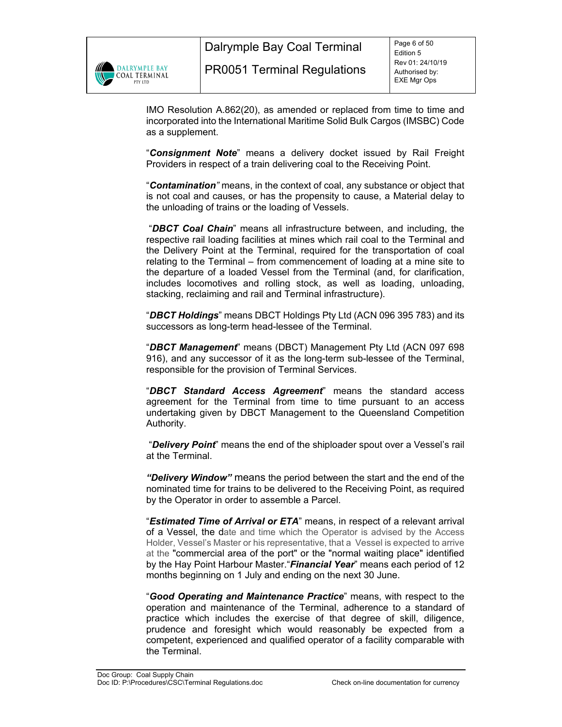IMO Resolution A.862(20), as amended or replaced from time to time and incorporated into the International Maritime Solid Bulk Cargos (IMSBC) Code as a supplement.

"***Consignment Note***" means a delivery docket issued by Rail Freight Providers in respect of a train delivering coal to the Receiving Point.

"***Contamination***" means, in the context of coal, any substance or object that is not coal and causes, or has the propensity to cause, a Material delay to the unloading of trains or the loading of Vessels.

"***DBCT Coal Chain***" means all infrastructure between, and including, the respective rail loading facilities at mines which rail coal to the Terminal and the Delivery Point at the Terminal, required for the transportation of coal relating to the Terminal – from commencement of loading at a mine site to the departure of a loaded Vessel from the Terminal (and, for clarification, includes locomotives and rolling stock, as well as loading, unloading, stacking, reclaiming and rail and Terminal infrastructure).

"***DBCT Holdings***" means DBCT Holdings Pty Ltd (ACN 096 395 783) and its successors as long-term head-lessee of the Terminal.

"***DBCT Management***" means (DBCT) Management Pty Ltd (ACN 097 698 916), and any successor of it as the long-term sub-lessee of the Terminal, responsible for the provision of Terminal Services.

"***DBCT Standard Access Agreement***" means the standard access agreement for the Terminal from time to time pursuant to an access undertaking given by DBCT Management to the Queensland Competition Authority.

"***Delivery Point***" means the end of the shiploader spout over a Vessel's rail at the Terminal.

***"Delivery Window"*** means the period between the start and the end of the nominated time for trains to be delivered to the Receiving Point, as required by the Operator in order to assemble a Parcel.

"***Estimated Time of Arrival or ETA***" means, in respect of a relevant arrival of a Vessel, the date and time which the Operator is advised by the Access Holder, Vessel's Master or his representative, that a Vessel is expected to arrive at the "commercial area of the port" or the "normal waiting place" identified by the Hay Point Harbour Master."***Financial Year***" means each period of 12 months beginning on 1 July and ending on the next 30 June.

"***Good Operating and Maintenance Practice***" means, with respect to the operation and maintenance of the Terminal, adherence to a standard of practice which includes the exercise of that degree of skill, diligence, prudence and foresight which would reasonably be expected from a competent, experienced and qualified operator of a facility comparable with the Terminal.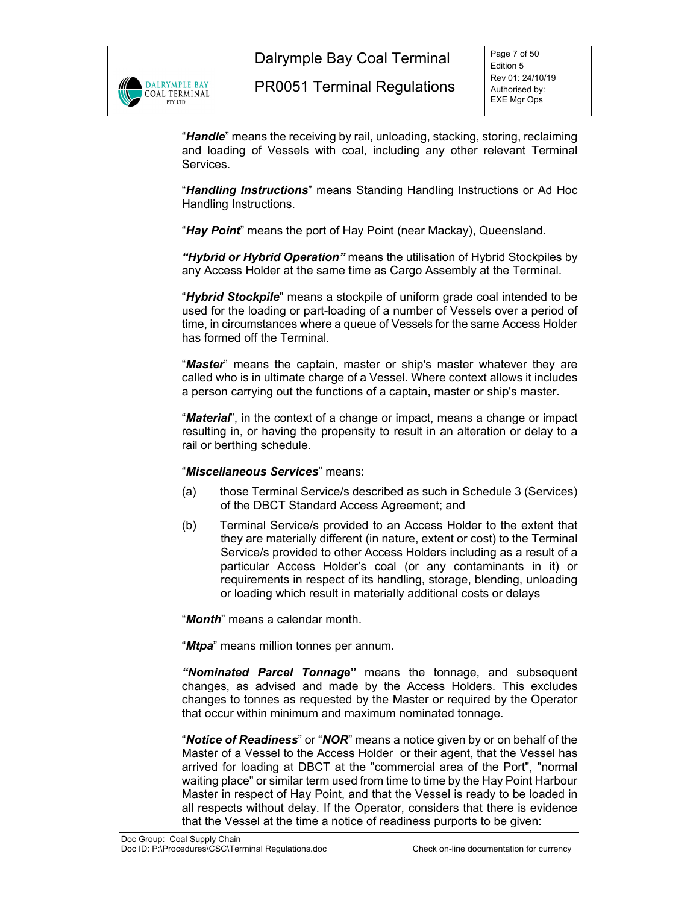"***Handle***" means the receiving by rail, unloading, stacking, storing, reclaiming and loading of Vessels with coal, including any other relevant Terminal Services.

"***Handling Instructions***" means Standing Handling Instructions or Ad Hoc Handling Instructions.

"***Hay Point***" means the port of Hay Point (near Mackay), Queensland.

***"Hybrid or Hybrid Operation"*** means the utilisation of Hybrid Stockpiles by any Access Holder at the same time as Cargo Assembly at the Terminal.

"***Hybrid Stockpile***" means a stockpile of uniform grade coal intended to be used for the loading or part-loading of a number of Vessels over a period of time, in circumstances where a queue of Vessels for the same Access Holder has formed off the Terminal.

"***Master***" means the captain, master or ship's master whatever they are called who is in ultimate charge of a Vessel. Where context allows it includes a person carrying out the functions of a captain, master or ship's master.

"***Material***", in the context of a change or impact, means a change or impact resulting in, or having the propensity to result in an alteration or delay to a rail or berthing schedule.

"***Miscellaneous Services***" means:

(a) those Terminal Service/s described as such in Schedule 3 (Services) of the DBCT Standard Access Agreement; and

(b) Terminal Service/s provided to an Access Holder to the extent that they are materially different (in nature, extent or cost) to the Terminal Service/s provided to other Access Holders including as a result of a particular Access Holder's coal (or any contaminants in it) or requirements in respect of its handling, storage, blending, unloading or loading which result in materially additional costs or delays

"***Month***" means a calendar month.

"***Mtpa***" means million tonnes per annum.

***"Nominated Parcel Tonnage"*** means the tonnage, and subsequent changes, as advised and made by the Access Holders. This excludes changes to tonnes as requested by the Master or required by the Operator that occur within minimum and maximum nominated tonnage.

"***Notice of Readiness***" or "***NOR***" means a notice given by or on behalf of the Master of a Vessel to the Access Holder or their agent, that the Vessel has arrived for loading at DBCT at the "commercial area of the Port", "normal waiting place" or similar term used from time to time by the Hay Point Harbour Master in respect of Hay Point, and that the Vessel is ready to be loaded in all respects without delay. If the Operator, considers that there is evidence that the Vessel at the time a notice of readiness purports to be given: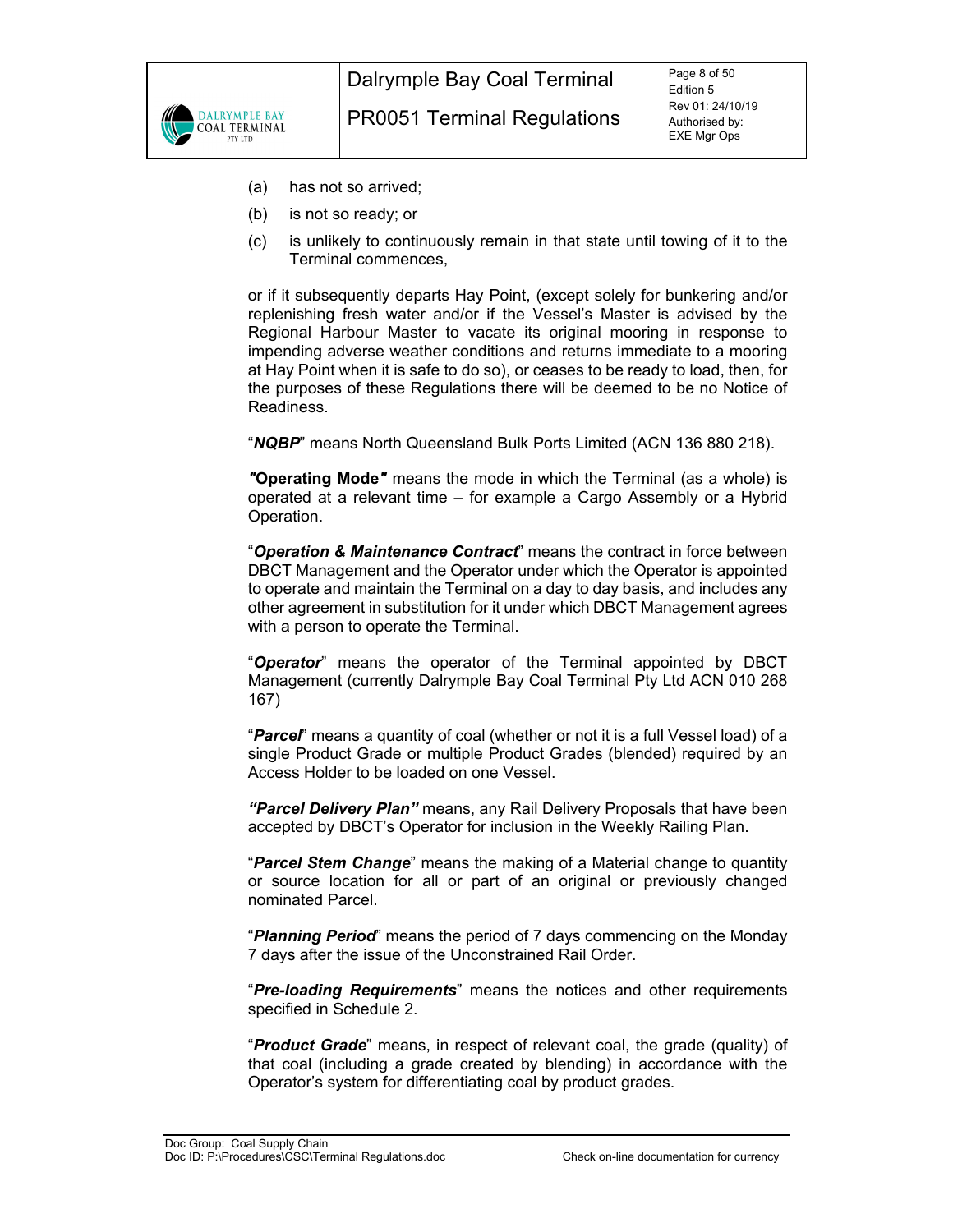(a) has not so arrived;

(b) is not so ready; or

(c) is unlikely to continuously remain in that state until towing of it to the Terminal commences,

or if it subsequently departs Hay Point, (except solely for bunkering and/or replenishing fresh water and/or if the Vessel's Master is advised by the Regional Harbour Master to vacate its original mooring in response to impending adverse weather conditions and returns immediate to a mooring at Hay Point when it is safe to do so), or ceases to be ready to load, then, for the purposes of these Regulations there will be deemed to be no Notice of Readiness.

"***NQBP***" means North Queensland Bulk Ports Limited (ACN 136 880 218).

***"*Operating Mode*"*** means the mode in which the Terminal (as a whole) is operated at a relevant time – for example a Cargo Assembly or a Hybrid Operation.

"***Operation & Maintenance Contract***" means the contract in force between DBCT Management and the Operator under which the Operator is appointed to operate and maintain the Terminal on a day to day basis, and includes any other agreement in substitution for it under which DBCT Management agrees with a person to operate the Terminal.

"***Operator***" means the operator of the Terminal appointed by DBCT Management (currently Dalrymple Bay Coal Terminal Pty Ltd ACN 010 268 167)

"***Parcel***" means a quantity of coal (whether or not it is a full Vessel load) of a single Product Grade or multiple Product Grades (blended) required by an Access Holder to be loaded on one Vessel.

***"Parcel Delivery Plan"*** means, any Rail Delivery Proposals that have been accepted by DBCT's Operator for inclusion in the Weekly Railing Plan.

"***Parcel Stem Change***" means the making of a Material change to quantity or source location for all or part of an original or previously changed nominated Parcel.

"***Planning Period***" means the period of 7 days commencing on the Monday 7 days after the issue of the Unconstrained Rail Order.

"***Pre-loading Requirements***" means the notices and other requirements specified in Schedule 2.

"***Product Grade***" means, in respect of relevant coal, the grade (quality) of that coal (including a grade created by blending) in accordance with the Operator's system for differentiating coal by product grades.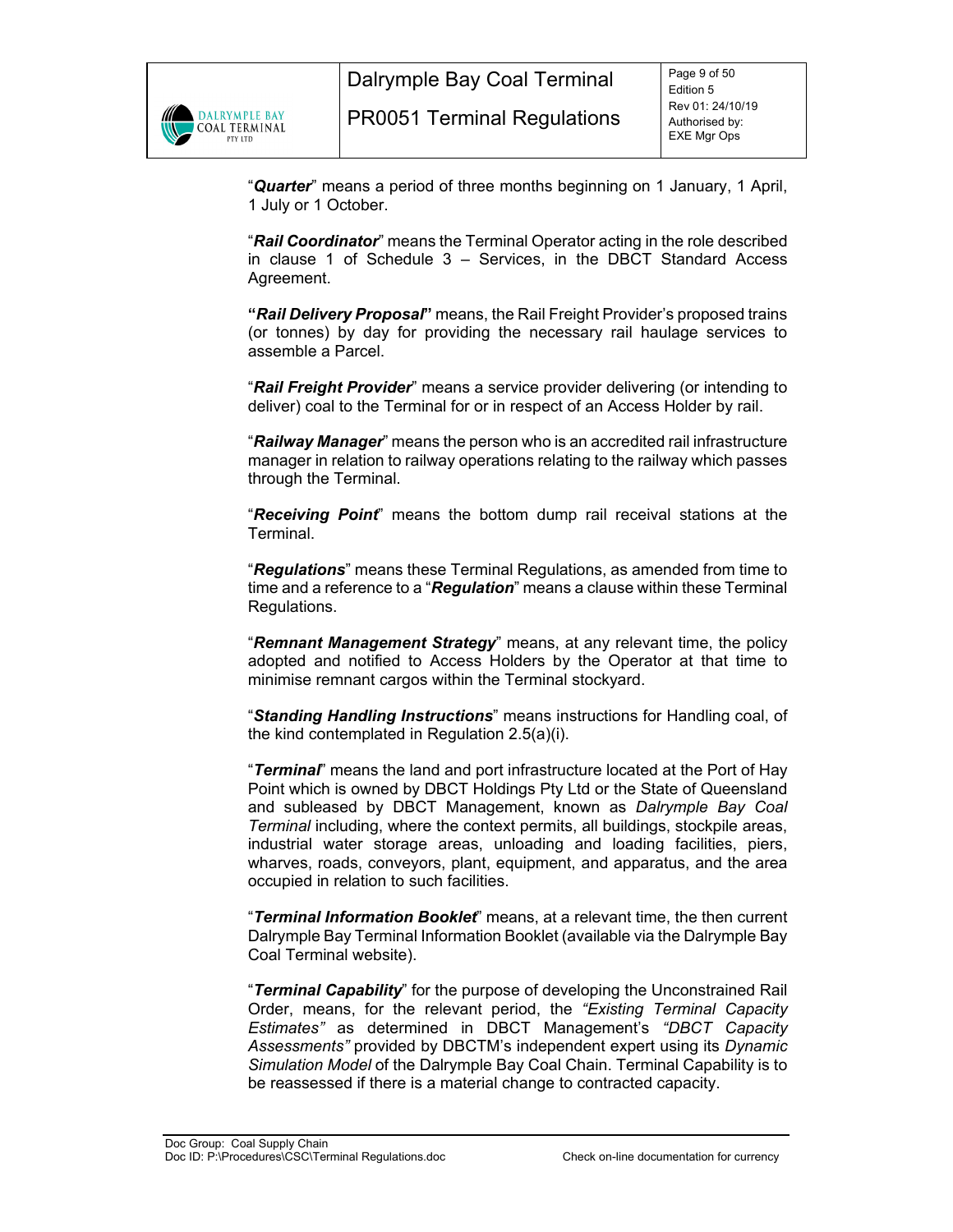"***Quarter***" means a period of three months beginning on 1 January, 1 April, 1 July or 1 October.

"***Rail Coordinator***" means the Terminal Operator acting in the role described in clause 1 of Schedule 3 – Services, in the DBCT Standard Access Agreement.

**"*Rail Delivery Proposal*"** means, the Rail Freight Provider's proposed trains (or tonnes) by day for providing the necessary rail haulage services to assemble a Parcel.

"***Rail Freight Provider***" means a service provider delivering (or intending to deliver) coal to the Terminal for or in respect of an Access Holder by rail.

"***Railway Manager***" means the person who is an accredited rail infrastructure manager in relation to railway operations relating to the railway which passes through the Terminal.

"***Receiving Point***" means the bottom dump rail receival stations at the Terminal.

"***Regulations***" means these Terminal Regulations, as amended from time to time and a reference to a "***Regulation***" means a clause within these Terminal Regulations.

"***Remnant Management Strategy***" means, at any relevant time, the policy adopted and notified to Access Holders by the Operator at that time to minimise remnant cargos within the Terminal stockyard.

"***Standing Handling Instructions***" means instructions for Handling coal, of the kind contemplated in Regulation 2.5(a)(i).

"***Terminal***" means the land and port infrastructure located at the Port of Hay Point which is owned by DBCT Holdings Pty Ltd or the State of Queensland and subleased by DBCT Management, known as *Dalrymple Bay Coal Terminal* including, where the context permits, all buildings, stockpile areas, industrial water storage areas, unloading and loading facilities, piers, wharves, roads, conveyors, plant, equipment, and apparatus, and the area occupied in relation to such facilities.

"***Terminal Information Booklet***" means, at a relevant time, the then current Dalrymple Bay Terminal Information Booklet (available via the Dalrymple Bay Coal Terminal website).

"***Terminal Capability***" for the purpose of developing the Unconstrained Rail Order, means, for the relevant period, the *"Existing Terminal Capacity Estimates"* as determined in DBCT Management's *"DBCT Capacity Assessments"* provided by DBCTM's independent expert using its *Dynamic Simulation Model* of the Dalrymple Bay Coal Chain. Terminal Capability is to be reassessed if there is a material change to contracted capacity.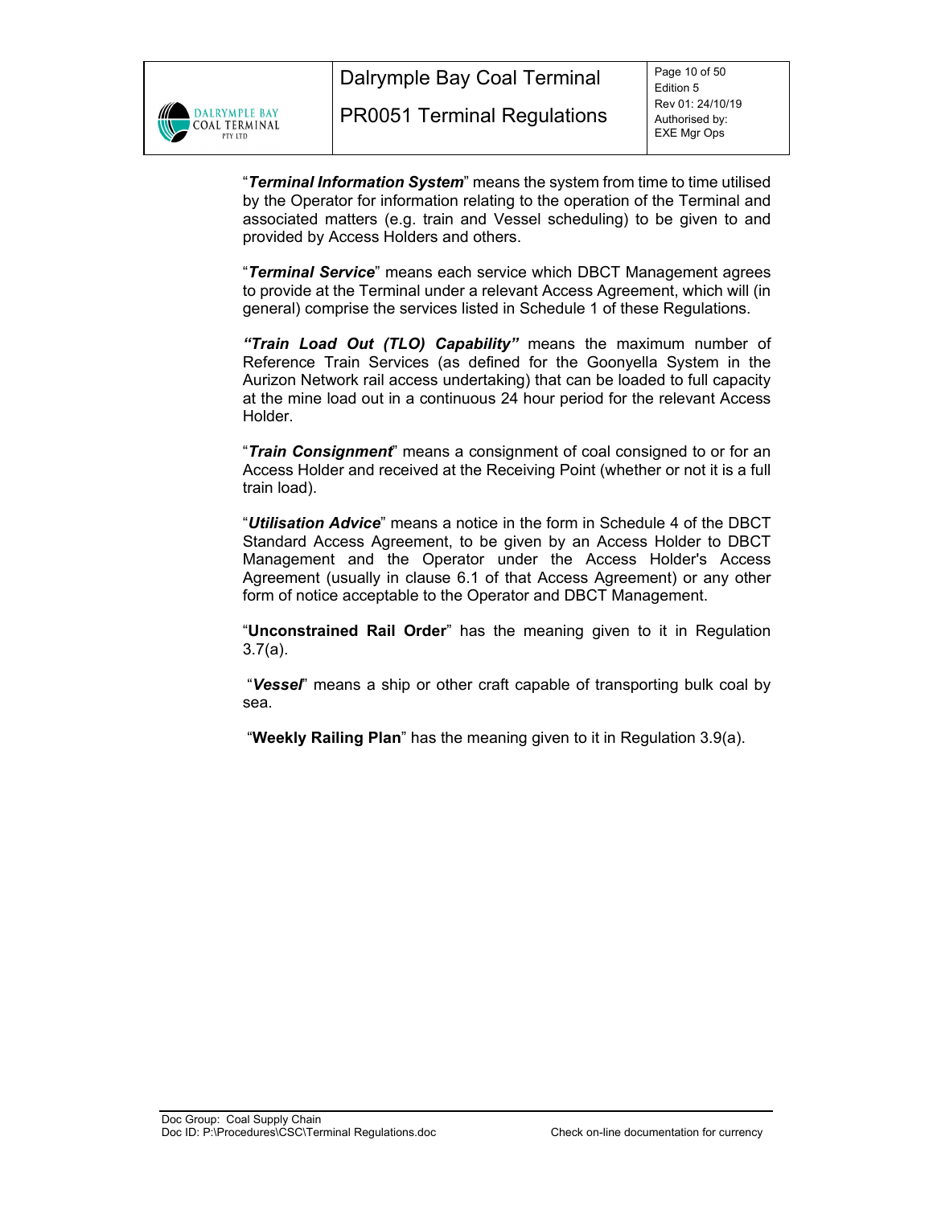"***Terminal Information System***" means the system from time to time utilised by the Operator for information relating to the operation of the Terminal and associated matters (e.g. train and Vessel scheduling) to be given to and provided by Access Holders and others.

"***Terminal Service***" means each service which DBCT Management agrees to provide at the Terminal under a relevant Access Agreement, which will (in general) comprise the services listed in Schedule 1 of these Regulations.

***"Train Load Out (TLO) Capability"*** means the maximum number of Reference Train Services (as defined for the Goonyella System in the Aurizon Network rail access undertaking) that can be loaded to full capacity at the mine load out in a continuous 24 hour period for the relevant Access Holder.

"***Train Consignment***" means a consignment of coal consigned to or for an Access Holder and received at the Receiving Point (whether or not it is a full train load).

"***Utilisation Advice***" means a notice in the form in Schedule 4 of the DBCT Standard Access Agreement, to be given by an Access Holder to DBCT Management and the Operator under the Access Holder's Access Agreement (usually in clause 6.1 of that Access Agreement) or any other form of notice acceptable to the Operator and DBCT Management.

"**Unconstrained Rail Order**" has the meaning given to it in Regulation 3.7(a).

"***Vessel***" means a ship or other craft capable of transporting bulk coal by sea.

"**Weekly Railing Plan**" has the meaning given to it in Regulation 3.9(a).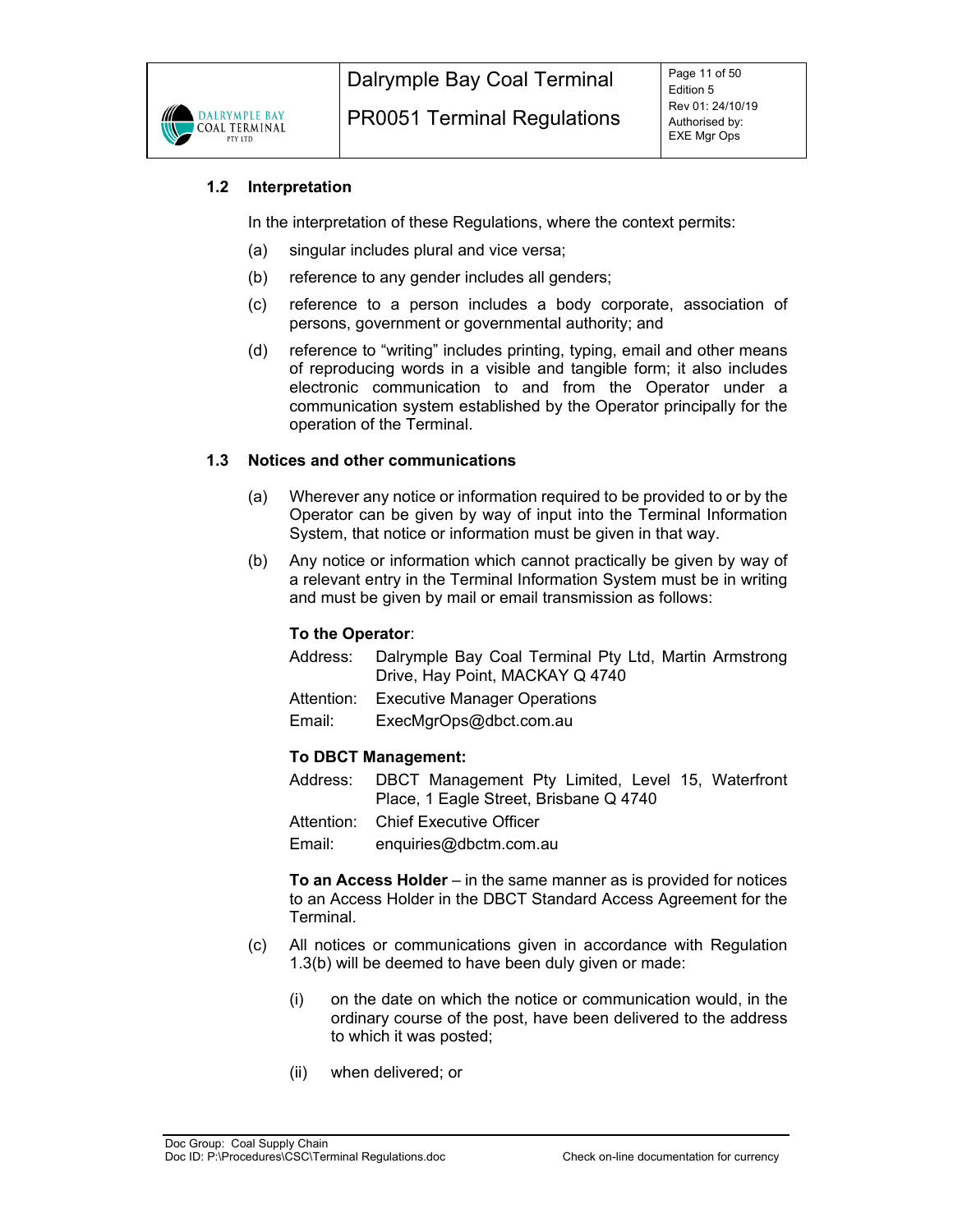### 1.2 Interpretation

In the interpretation of these Regulations, where the context permits:

(a) singular includes plural and vice versa;

(b) reference to any gender includes all genders;

(c) reference to a person includes a body corporate, association of persons, government or governmental authority; and

(d) reference to "writing" includes printing, typing, email and other means of reproducing words in a visible and tangible form; it also includes electronic communication to and from the Operator under a communication system established by the Operator principally for the operation of the Terminal.

### 1.3 Notices and other communications

(a) Wherever any notice or information required to be provided to or by the Operator can be given by way of input into the Terminal Information System, that notice or information must be given in that way.

(b) Any notice or information which cannot practically be given by way of a relevant entry in the Terminal Information System must be in writing and must be given by mail or email transmission as follows:

**To the Operator**:

Address: Dalrymple Bay Coal Terminal Pty Ltd, Martin Armstrong Drive, Hay Point, MACKAY Q 4740

Attention: Executive Manager Operations

Email: ExecMgrOps@dbct.com.au

**To DBCT Management:**

Address: DBCT Management Pty Limited, Level 15, Waterfront Place, 1 Eagle Street, Brisbane Q 4740

Attention: Chief Executive Officer

Email: enquiries@dbctm.com.au

**To an Access Holder** – in the same manner as is provided for notices to an Access Holder in the DBCT Standard Access Agreement for the Terminal.

(c) All notices or communications given in accordance with Regulation 1.3(b) will be deemed to have been duly given or made:

(i) on the date on which the notice or communication would, in the ordinary course of the post, have been delivered to the address to which it was posted;

(ii) when delivered; or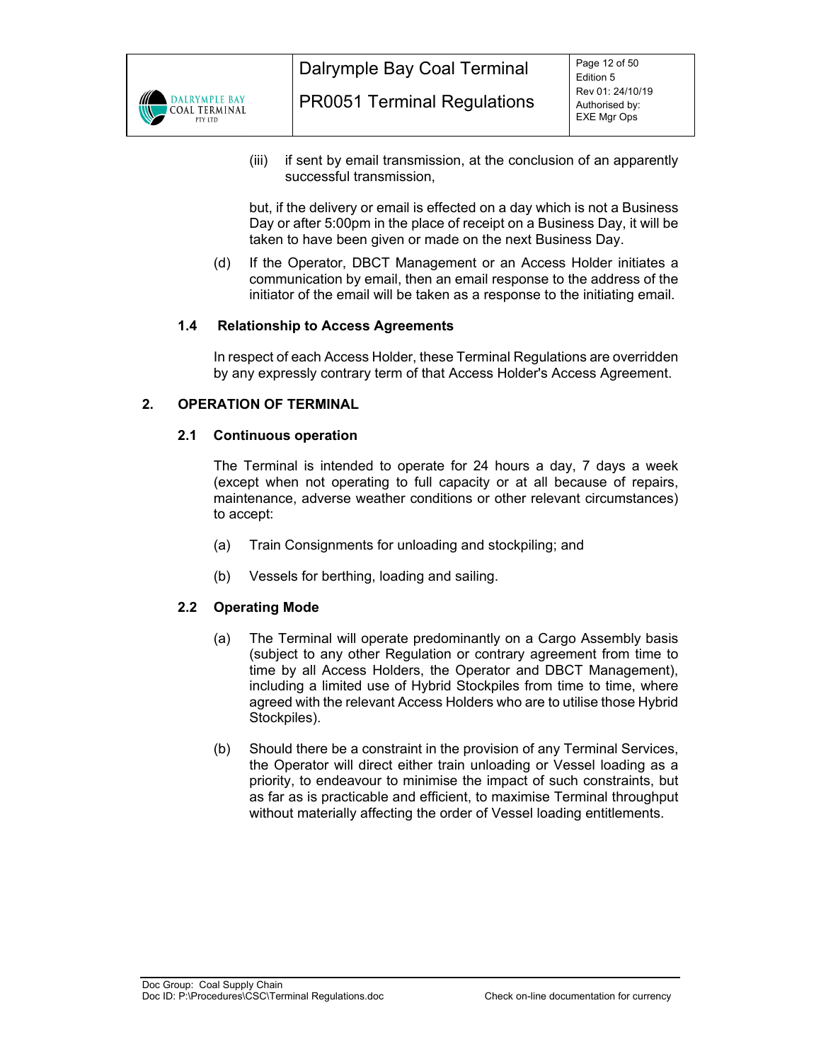(iii) if sent by email transmission, at the conclusion of an apparently successful transmission,

but, if the delivery or email is effected on a day which is not a Business Day or after 5:00pm in the place of receipt on a Business Day, it will be taken to have been given or made on the next Business Day.

(d) If the Operator, DBCT Management or an Access Holder initiates a communication by email, then an email response to the address of the initiator of the email will be taken as a response to the initiating email.

### 1.4 Relationship to Access Agreements

In respect of each Access Holder, these Terminal Regulations are overridden by any expressly contrary term of that Access Holder's Access Agreement.

## 2. OPERATION OF TERMINAL

### 2.1 Continuous operation

The Terminal is intended to operate for 24 hours a day, 7 days a week (except when not operating to full capacity or at all because of repairs, maintenance, adverse weather conditions or other relevant circumstances) to accept:

(a) Train Consignments for unloading and stockpiling; and

(b) Vessels for berthing, loading and sailing.

### 2.2 Operating Mode

(a) The Terminal will operate predominantly on a Cargo Assembly basis (subject to any other Regulation or contrary agreement from time to time by all Access Holders, the Operator and DBCT Management), including a limited use of Hybrid Stockpiles from time to time, where agreed with the relevant Access Holders who are to utilise those Hybrid Stockpiles).

(b) Should there be a constraint in the provision of any Terminal Services, the Operator will direct either train unloading or Vessel loading as a priority, to endeavour to minimise the impact of such constraints, but as far as is practicable and efficient, to maximise Terminal throughput without materially affecting the order of Vessel loading entitlements.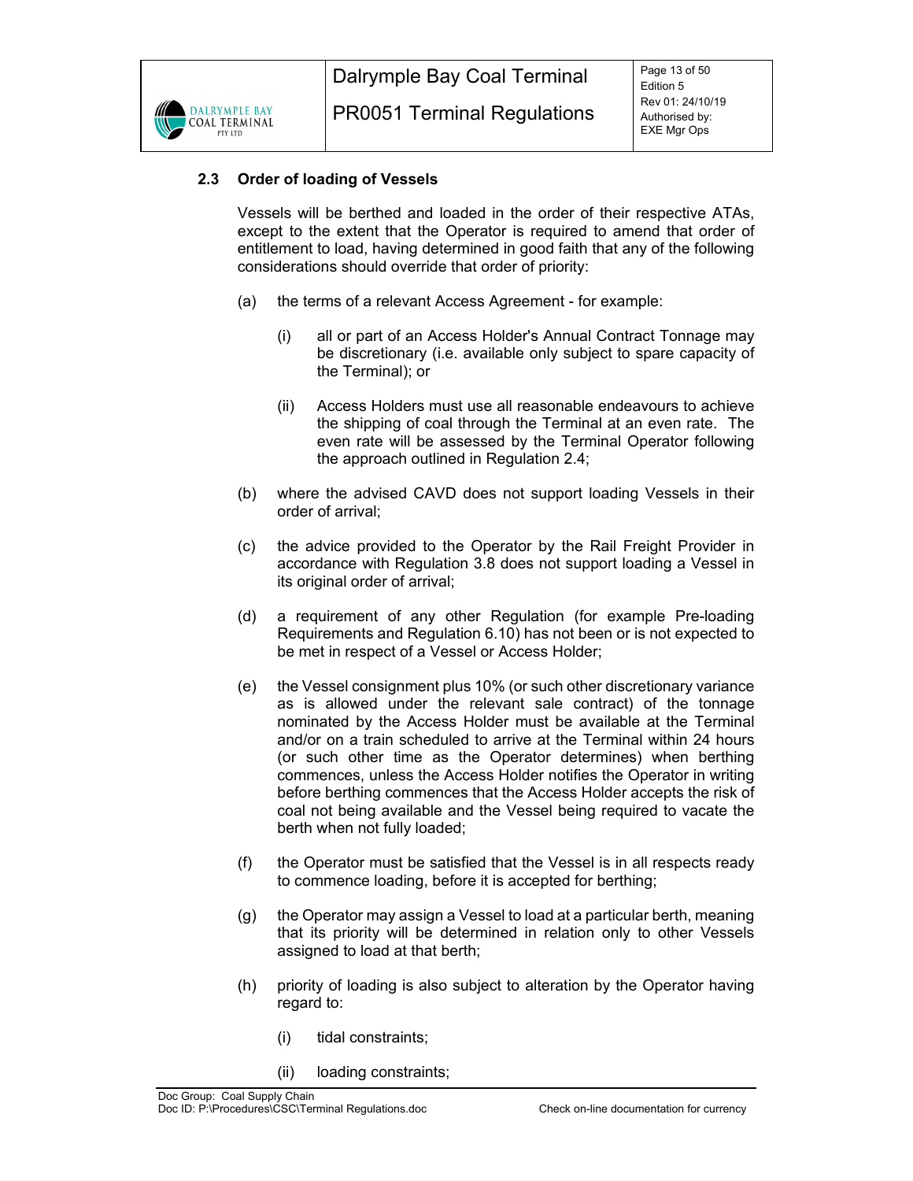### 2.3 Order of loading of Vessels

Vessels will be berthed and loaded in the order of their respective ATAs, except to the extent that the Operator is required to amend that order of entitlement to load, having determined in good faith that any of the following considerations should override that order of priority:

(a) the terms of a relevant Access Agreement - for example:

(i) all or part of an Access Holder's Annual Contract Tonnage may be discretionary (i.e. available only subject to spare capacity of the Terminal); or

(ii) Access Holders must use all reasonable endeavours to achieve the shipping of coal through the Terminal at an even rate. The even rate will be assessed by the Terminal Operator following the approach outlined in Regulation 2.4;

(b) where the advised CAVD does not support loading Vessels in their order of arrival;

(c) the advice provided to the Operator by the Rail Freight Provider in accordance with Regulation 3.8 does not support loading a Vessel in its original order of arrival;

(d) a requirement of any other Regulation (for example Pre-loading Requirements and Regulation 6.10) has not been or is not expected to be met in respect of a Vessel or Access Holder;

(e) the Vessel consignment plus 10% (or such other discretionary variance as is allowed under the relevant sale contract) of the tonnage nominated by the Access Holder must be available at the Terminal and/or on a train scheduled to arrive at the Terminal within 24 hours (or such other time as the Operator determines) when berthing commences, unless the Access Holder notifies the Operator in writing before berthing commences that the Access Holder accepts the risk of coal not being available and the Vessel being required to vacate the berth when not fully loaded;

(f) the Operator must be satisfied that the Vessel is in all respects ready to commence loading, before it is accepted for berthing;

(g) the Operator may assign a Vessel to load at a particular berth, meaning that its priority will be determined in relation only to other Vessels assigned to load at that berth;

(h) priority of loading is also subject to alteration by the Operator having regard to:

(i) tidal constraints;

(ii) loading constraints;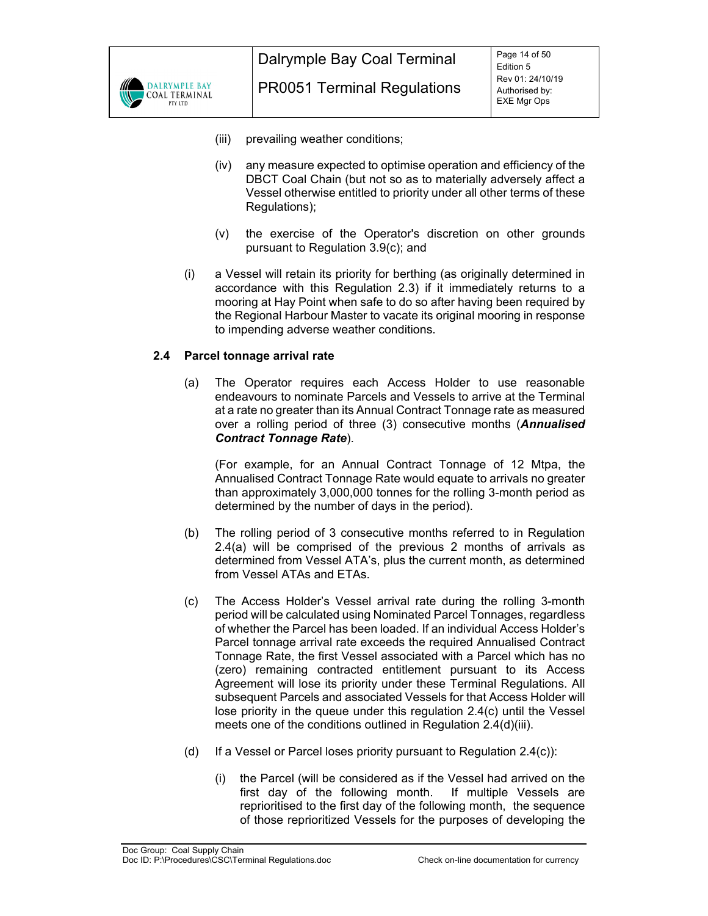(iii) prevailing weather conditions;

(iv) any measure expected to optimise operation and efficiency of the DBCT Coal Chain (but not so as to materially adversely affect a Vessel otherwise entitled to priority under all other terms of these Regulations);

(v) the exercise of the Operator's discretion on other grounds pursuant to Regulation 3.9(c); and

(i) a Vessel will retain its priority for berthing (as originally determined in accordance with this Regulation 2.3) if it immediately returns to a mooring at Hay Point when safe to do so after having been required by the Regional Harbour Master to vacate its original mooring in response to impending adverse weather conditions.

### 2.4 Parcel tonnage arrival rate

(a) The Operator requires each Access Holder to use reasonable endeavours to nominate Parcels and Vessels to arrive at the Terminal at a rate no greater than its Annual Contract Tonnage rate as measured over a rolling period of three (3) consecutive months (***Annualised Contract Tonnage Rate***).

(For example, for an Annual Contract Tonnage of 12 Mtpa, the Annualised Contract Tonnage Rate would equate to arrivals no greater than approximately 3,000,000 tonnes for the rolling 3-month period as determined by the number of days in the period).

(b) The rolling period of 3 consecutive months referred to in Regulation 2.4(a) will be comprised of the previous 2 months of arrivals as determined from Vessel ATA's, plus the current month, as determined from Vessel ATAs and ETAs.

(c) The Access Holder's Vessel arrival rate during the rolling 3-month period will be calculated using Nominated Parcel Tonnages, regardless of whether the Parcel has been loaded. If an individual Access Holder's Parcel tonnage arrival rate exceeds the required Annualised Contract Tonnage Rate, the first Vessel associated with a Parcel which has no (zero) remaining contracted entitlement pursuant to its Access Agreement will lose its priority under these Terminal Regulations. All subsequent Parcels and associated Vessels for that Access Holder will lose priority in the queue under this regulation 2.4(c) until the Vessel meets one of the conditions outlined in Regulation 2.4(d)(iii).

(d) If a Vessel or Parcel loses priority pursuant to Regulation 2.4(c)):

(i) the Parcel (will be considered as if the Vessel had arrived on the first day of the following month. If multiple Vessels are reprioritised to the first day of the following month, the sequence of those reprioritized Vessels for the purposes of developing the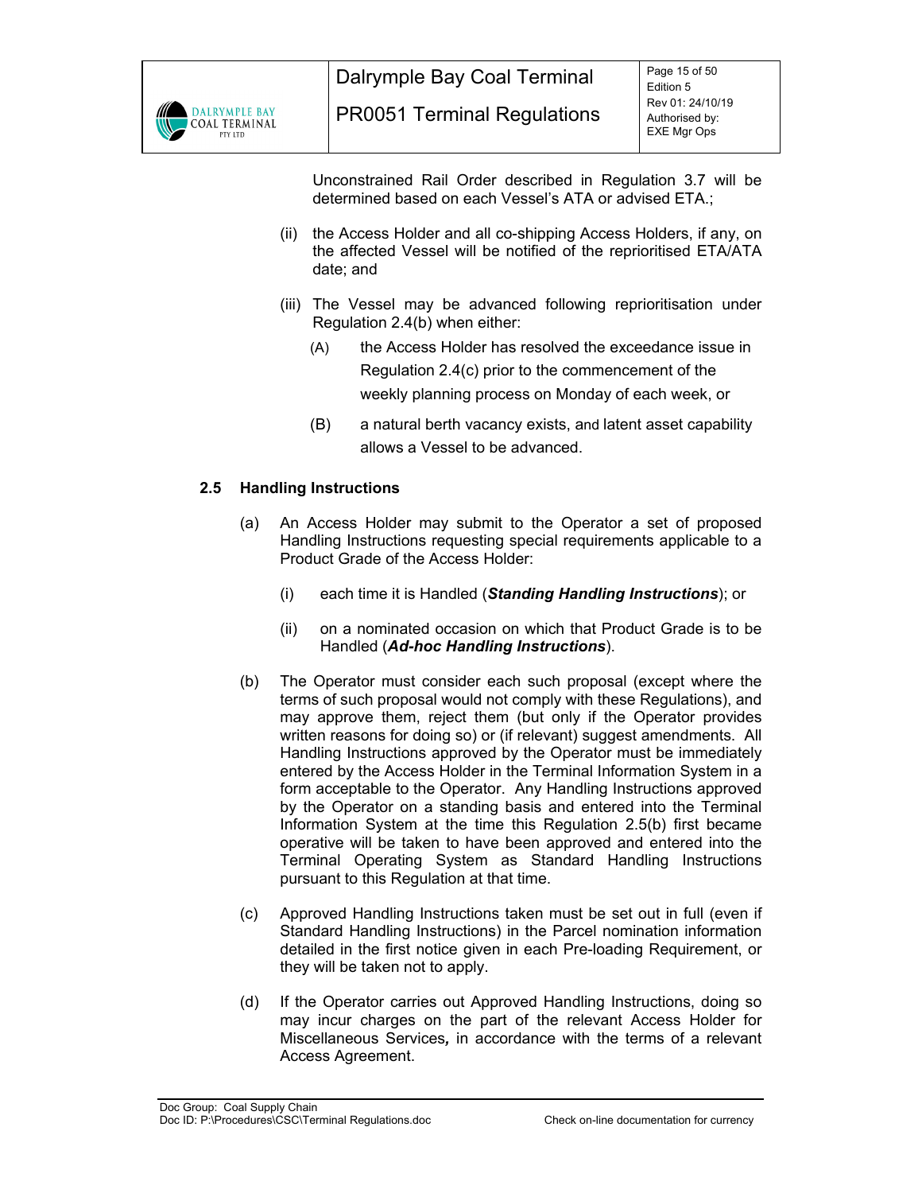Unconstrained Rail Order described in Regulation 3.7 will be determined based on each Vessel's ATA or advised ETA.;

(ii) the Access Holder and all co-shipping Access Holders, if any, on the affected Vessel will be notified of the reprioritised ETA/ATA date; and

(iii) The Vessel may be advanced following reprioritisation under Regulation 2.4(b) when either:

(A) the Access Holder has resolved the exceedance issue in Regulation 2.4(c) prior to the commencement of the weekly planning process on Monday of each week, or

(B) a natural berth vacancy exists, and latent asset capability allows a Vessel to be advanced.

### 2.5 Handling Instructions

(a) An Access Holder may submit to the Operator a set of proposed Handling Instructions requesting special requirements applicable to a Product Grade of the Access Holder:

(i) each time it is Handled (***Standing Handling Instructions***); or

(ii) on a nominated occasion on which that Product Grade is to be Handled (***Ad-hoc Handling Instructions***).

(b) The Operator must consider each such proposal (except where the terms of such proposal would not comply with these Regulations), and may approve them, reject them (but only if the Operator provides written reasons for doing so) or (if relevant) suggest amendments. All Handling Instructions approved by the Operator must be immediately entered by the Access Holder in the Terminal Information System in a form acceptable to the Operator. Any Handling Instructions approved by the Operator on a standing basis and entered into the Terminal Information System at the time this Regulation 2.5(b) first became operative will be taken to have been approved and entered into the Terminal Operating System as Standard Handling Instructions pursuant to this Regulation at that time.

(c) Approved Handling Instructions taken must be set out in full (even if Standard Handling Instructions) in the Parcel nomination information detailed in the first notice given in each Pre-loading Requirement, or they will be taken not to apply.

(d) If the Operator carries out Approved Handling Instructions, doing so may incur charges on the part of the relevant Access Holder for Miscellaneous Services, in accordance with the terms of a relevant Access Agreement.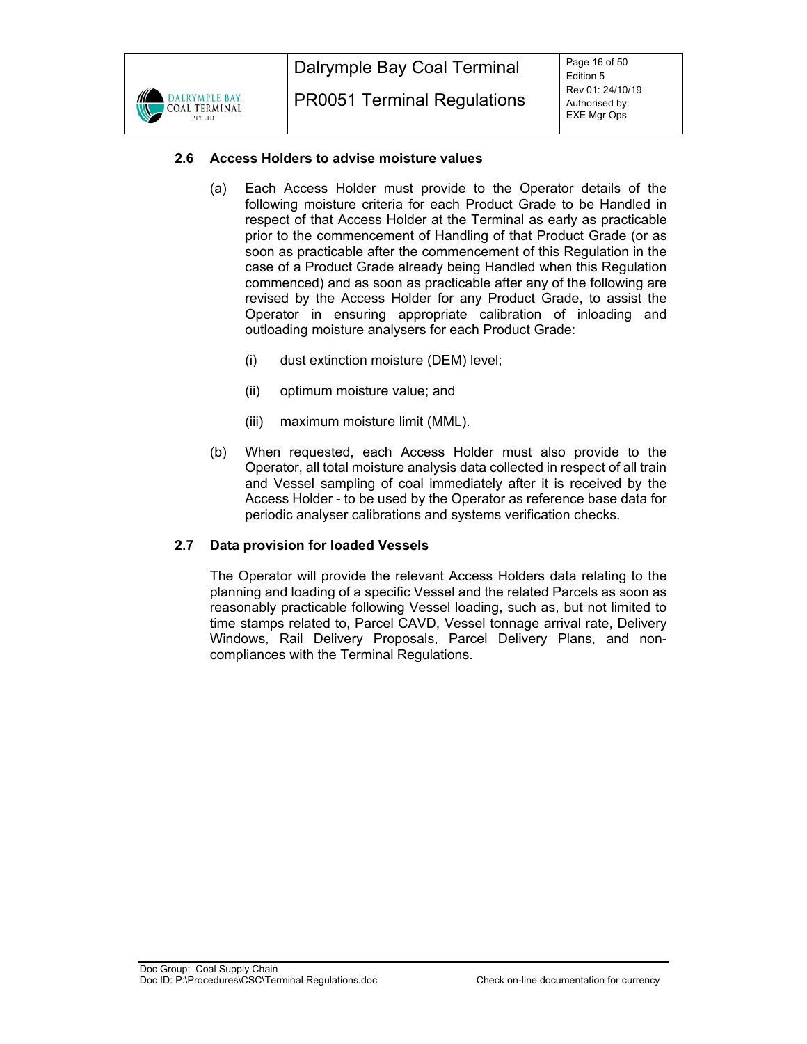### 2.6 Access Holders to advise moisture values

(a) Each Access Holder must provide to the Operator details of the following moisture criteria for each Product Grade to be Handled in respect of that Access Holder at the Terminal as early as practicable prior to the commencement of Handling of that Product Grade (or as soon as practicable after the commencement of this Regulation in the case of a Product Grade already being Handled when this Regulation commenced) and as soon as practicable after any of the following are revised by the Access Holder for any Product Grade, to assist the Operator in ensuring appropriate calibration of inloading and outloading moisture analysers for each Product Grade:

   (i) dust extinction moisture (DEM) level;

   (ii) optimum moisture value; and

   (iii) maximum moisture limit (MML).

(b) When requested, each Access Holder must also provide to the Operator, all total moisture analysis data collected in respect of all train and Vessel sampling of coal immediately after it is received by the Access Holder - to be used by the Operator as reference base data for periodic analyser calibrations and systems verification checks.

### 2.7 Data provision for loaded Vessels

The Operator will provide the relevant Access Holders data relating to the planning and loading of a specific Vessel and the related Parcels as soon as reasonably practicable following Vessel loading, such as, but not limited to time stamps related to, Parcel CAVD, Vessel tonnage arrival rate, Delivery Windows, Rail Delivery Proposals, Parcel Delivery Plans, and non-compliances with the Terminal Regulations.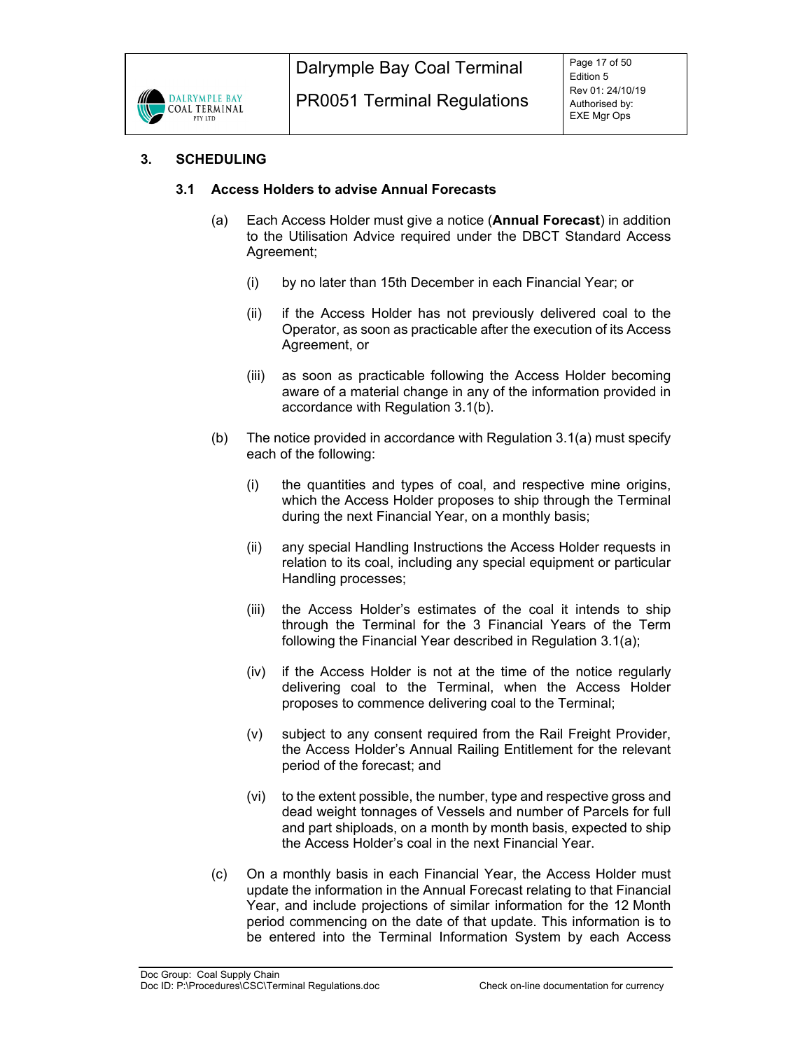## 3. SCHEDULING

### 3.1 Access Holders to advise Annual Forecasts

(a) Each Access Holder must give a notice (**Annual Forecast**) in addition to the Utilisation Advice required under the DBCT Standard Access Agreement;

   (i) by no later than 15th December in each Financial Year; or

   (ii) if the Access Holder has not previously delivered coal to the Operator, as soon as practicable after the execution of its Access Agreement, or

   (iii) as soon as practicable following the Access Holder becoming aware of a material change in any of the information provided in accordance with Regulation 3.1(b).

(b) The notice provided in accordance with Regulation 3.1(a) must specify each of the following:

   (i) the quantities and types of coal, and respective mine origins, which the Access Holder proposes to ship through the Terminal during the next Financial Year, on a monthly basis;

   (ii) any special Handling Instructions the Access Holder requests in relation to its coal, including any special equipment or particular Handling processes;

   (iii) the Access Holder's estimates of the coal it intends to ship through the Terminal for the 3 Financial Years of the Term following the Financial Year described in Regulation 3.1(a);

   (iv) if the Access Holder is not at the time of the notice regularly delivering coal to the Terminal, when the Access Holder proposes to commence delivering coal to the Terminal;

   (v) subject to any consent required from the Rail Freight Provider, the Access Holder's Annual Railing Entitlement for the relevant period of the forecast; and

   (vi) to the extent possible, the number, type and respective gross and dead weight tonnages of Vessels and number of Parcels for full and part shiploads, on a month by month basis, expected to ship the Access Holder's coal in the next Financial Year.

(c) On a monthly basis in each Financial Year, the Access Holder must update the information in the Annual Forecast relating to that Financial Year, and include projections of similar information for the 12 Month period commencing on the date of that update. This information is to be entered into the Terminal Information System by each Access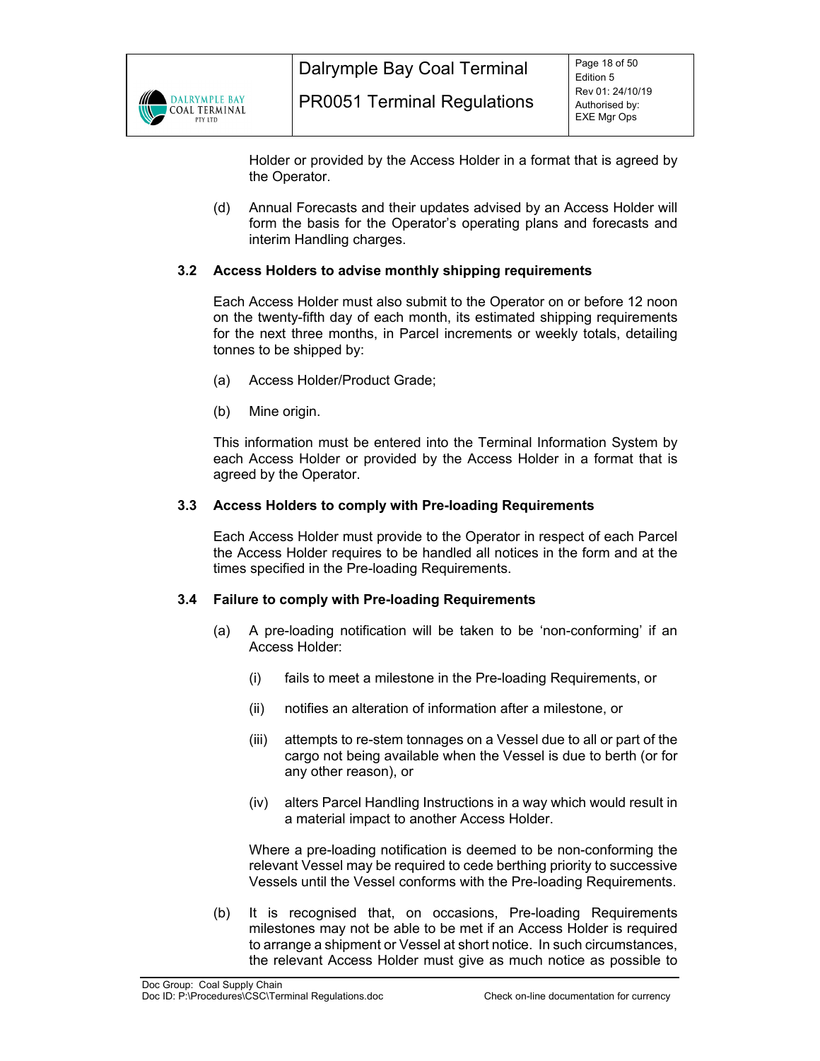Holder or provided by the Access Holder in a format that is agreed by the Operator.

(d) Annual Forecasts and their updates advised by an Access Holder will form the basis for the Operator's operating plans and forecasts and interim Handling charges.

### 3.2 Access Holders to advise monthly shipping requirements

Each Access Holder must also submit to the Operator on or before 12 noon on the twenty-fifth day of each month, its estimated shipping requirements for the next three months, in Parcel increments or weekly totals, detailing tonnes to be shipped by:

(a) Access Holder/Product Grade;

(b) Mine origin.

This information must be entered into the Terminal Information System by each Access Holder or provided by the Access Holder in a format that is agreed by the Operator.

### 3.3 Access Holders to comply with Pre-loading Requirements

Each Access Holder must provide to the Operator in respect of each Parcel the Access Holder requires to be handled all notices in the form and at the times specified in the Pre-loading Requirements.

### 3.4 Failure to comply with Pre-loading Requirements

(a) A pre-loading notification will be taken to be 'non-conforming' if an Access Holder:

(i) fails to meet a milestone in the Pre-loading Requirements, or

(ii) notifies an alteration of information after a milestone, or

(iii) attempts to re-stem tonnages on a Vessel due to all or part of the cargo not being available when the Vessel is due to berth (or for any other reason), or

(iv) alters Parcel Handling Instructions in a way which would result in a material impact to another Access Holder.

Where a pre-loading notification is deemed to be non-conforming the relevant Vessel may be required to cede berthing priority to successive Vessels until the Vessel conforms with the Pre-loading Requirements.

(b) It is recognised that, on occasions, Pre-loading Requirements milestones may not be able to be met if an Access Holder is required to arrange a shipment or Vessel at short notice. In such circumstances, the relevant Access Holder must give as much notice as possible to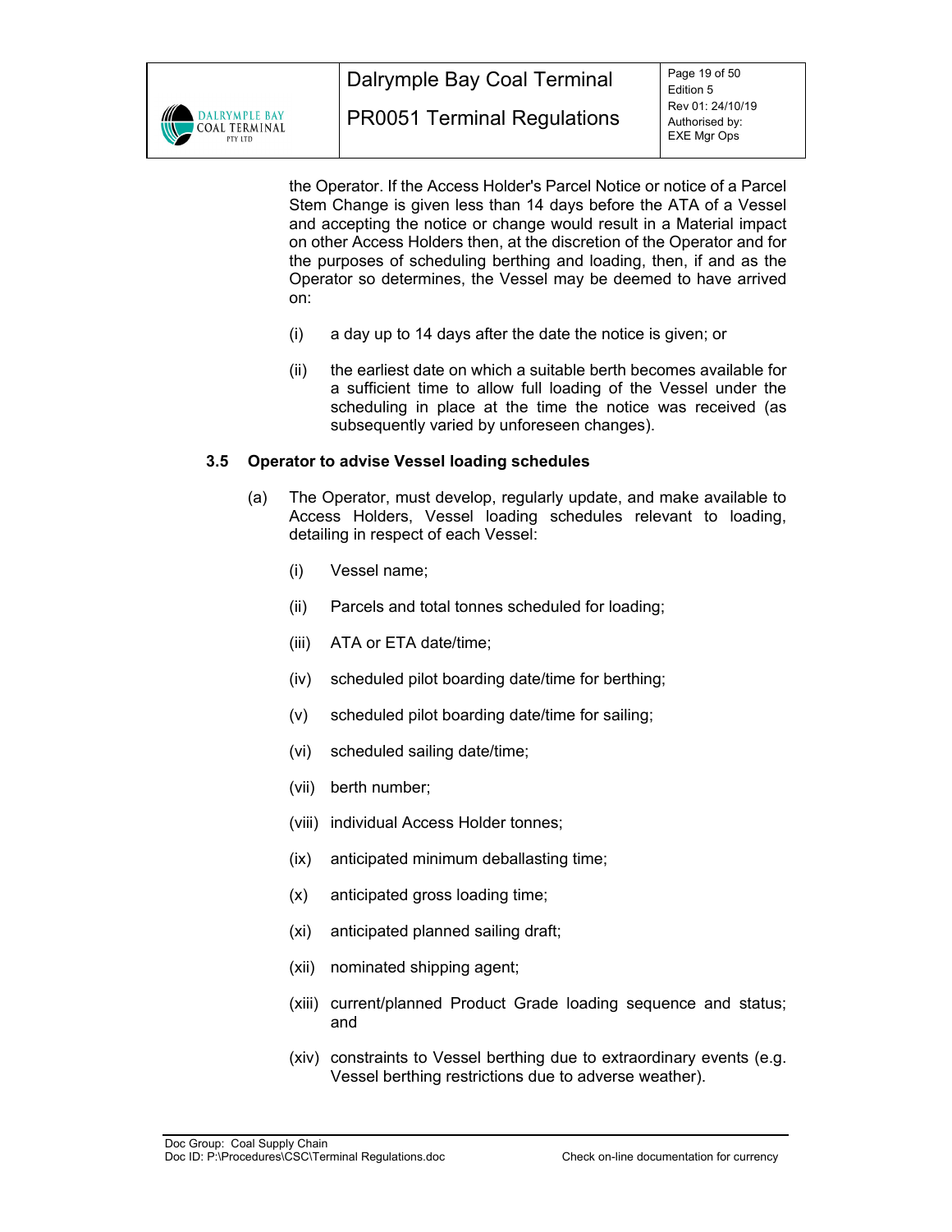the Operator. If the Access Holder's Parcel Notice or notice of a Parcel Stem Change is given less than 14 days before the ATA of a Vessel and accepting the notice or change would result in a Material impact on other Access Holders then, at the discretion of the Operator and for the purposes of scheduling berthing and loading, then, if and as the Operator so determines, the Vessel may be deemed to have arrived on:

(i) a day up to 14 days after the date the notice is given; or

(ii) the earliest date on which a suitable berth becomes available for a sufficient time to allow full loading of the Vessel under the scheduling in place at the time the notice was received (as subsequently varied by unforeseen changes).

### 3.5 Operator to advise Vessel loading schedules

(a) The Operator, must develop, regularly update, and make available to Access Holders, Vessel loading schedules relevant to loading, detailing in respect of each Vessel:

(i) Vessel name;

(ii) Parcels and total tonnes scheduled for loading;

(iii) ATA or ETA date/time;

(iv) scheduled pilot boarding date/time for berthing;

(v) scheduled pilot boarding date/time for sailing;

(vi) scheduled sailing date/time;

(vii) berth number;

(viii) individual Access Holder tonnes;

(ix) anticipated minimum deballasting time;

(x) anticipated gross loading time;

(xi) anticipated planned sailing draft;

(xii) nominated shipping agent;

(xiii) current/planned Product Grade loading sequence and status; and

(xiv) constraints to Vessel berthing due to extraordinary events (e.g. Vessel berthing restrictions due to adverse weather).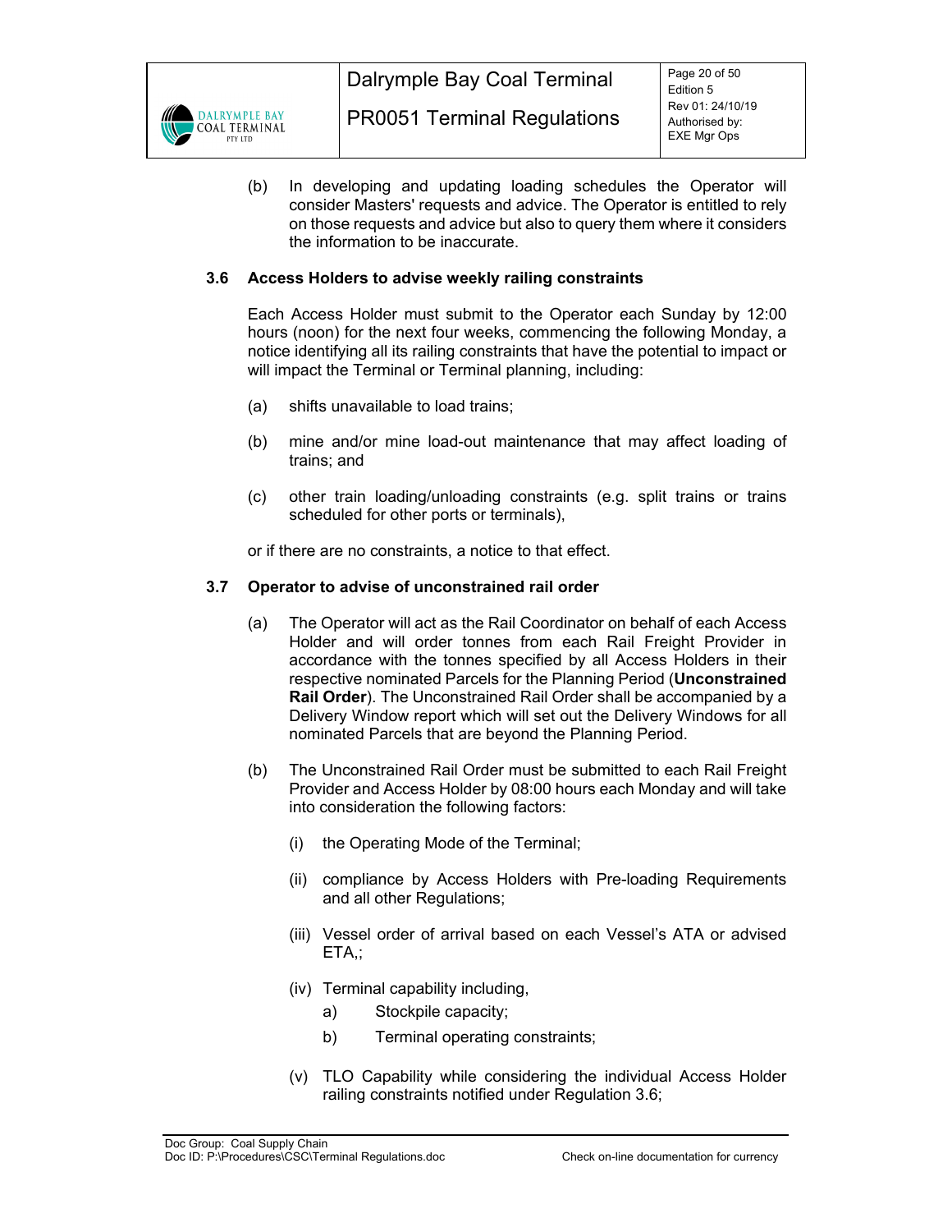(b) In developing and updating loading schedules the Operator will consider Masters' requests and advice. The Operator is entitled to rely on those requests and advice but also to query them where it considers the information to be inaccurate.

### 3.6 Access Holders to advise weekly railing constraints

Each Access Holder must submit to the Operator each Sunday by 12:00 hours (noon) for the next four weeks, commencing the following Monday, a notice identifying all its railing constraints that have the potential to impact or will impact the Terminal or Terminal planning, including:

(a) shifts unavailable to load trains;

(b) mine and/or mine load-out maintenance that may affect loading of trains; and

(c) other train loading/unloading constraints (e.g. split trains or trains scheduled for other ports or terminals),

or if there are no constraints, a notice to that effect.

### 3.7 Operator to advise of unconstrained rail order

(a) The Operator will act as the Rail Coordinator on behalf of each Access Holder and will order tonnes from each Rail Freight Provider in accordance with the tonnes specified by all Access Holders in their respective nominated Parcels for the Planning Period (**Unconstrained Rail Order**). The Unconstrained Rail Order shall be accompanied by a Delivery Window report which will set out the Delivery Windows for all nominated Parcels that are beyond the Planning Period.

(b) The Unconstrained Rail Order must be submitted to each Rail Freight Provider and Access Holder by 08:00 hours each Monday and will take into consideration the following factors:

(i) the Operating Mode of the Terminal;

(ii) compliance by Access Holders with Pre-loading Requirements and all other Regulations;

(iii) Vessel order of arrival based on each Vessel's ATA or advised ETA,;

(iv) Terminal capability including,

a) Stockpile capacity;

b) Terminal operating constraints;

(v) TLO Capability while considering the individual Access Holder railing constraints notified under Regulation 3.6;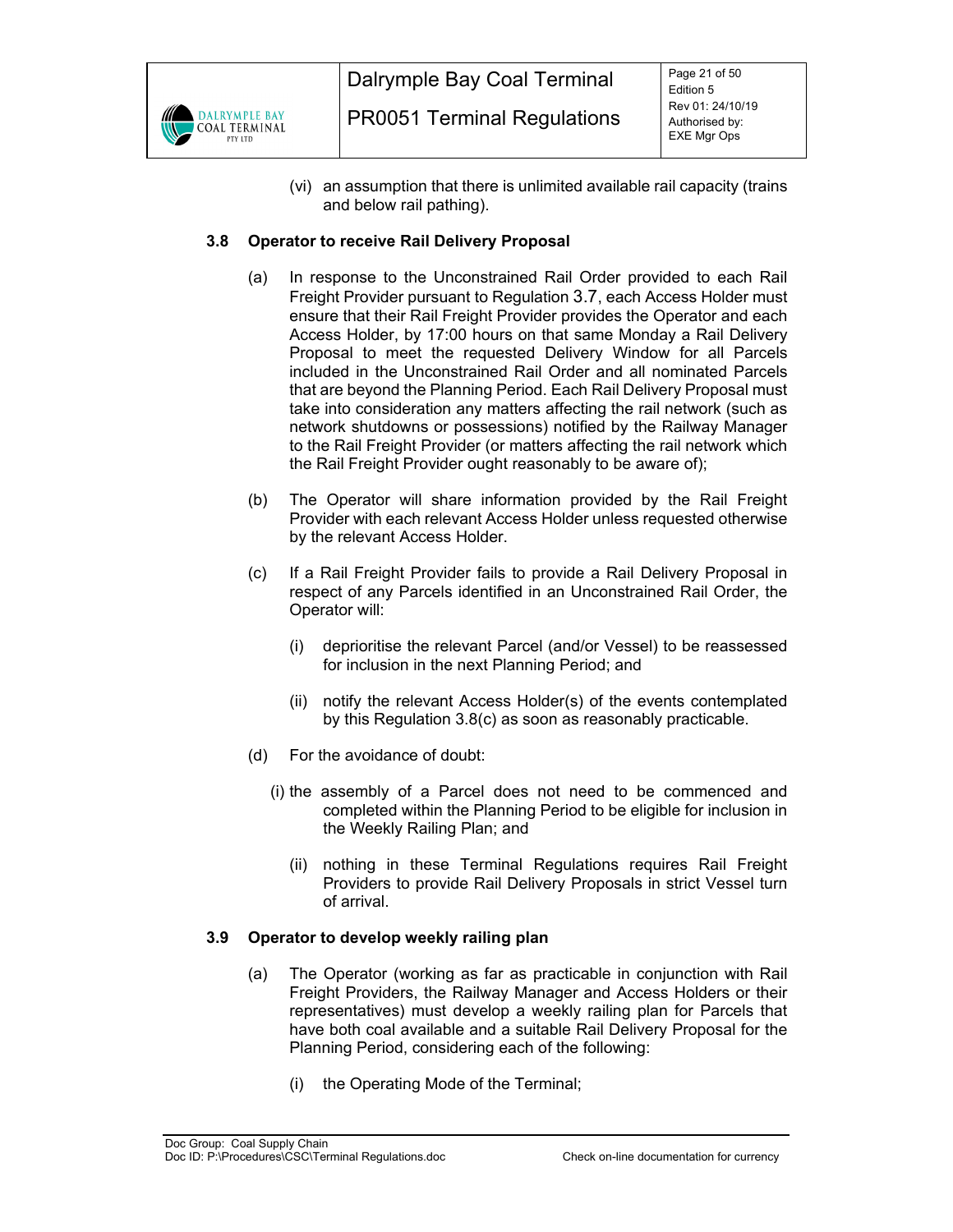(vi) an assumption that there is unlimited available rail capacity (trains and below rail pathing).

### 3.8 Operator to receive Rail Delivery Proposal

(a) In response to the Unconstrained Rail Order provided to each Rail Freight Provider pursuant to Regulation 3.7, each Access Holder must ensure that their Rail Freight Provider provides the Operator and each Access Holder, by 17:00 hours on that same Monday a Rail Delivery Proposal to meet the requested Delivery Window for all Parcels included in the Unconstrained Rail Order and all nominated Parcels that are beyond the Planning Period. Each Rail Delivery Proposal must take into consideration any matters affecting the rail network (such as network shutdowns or possessions) notified by the Railway Manager to the Rail Freight Provider (or matters affecting the rail network which the Rail Freight Provider ought reasonably to be aware of);

(b) The Operator will share information provided by the Rail Freight Provider with each relevant Access Holder unless requested otherwise by the relevant Access Holder.

(c) If a Rail Freight Provider fails to provide a Rail Delivery Proposal in respect of any Parcels identified in an Unconstrained Rail Order, the Operator will:

(i) deprioritise the relevant Parcel (and/or Vessel) to be reassessed for inclusion in the next Planning Period; and

(ii) notify the relevant Access Holder(s) of the events contemplated by this Regulation 3.8(c) as soon as reasonably practicable.

(d) For the avoidance of doubt:

(i) the assembly of a Parcel does not need to be commenced and completed within the Planning Period to be eligible for inclusion in the Weekly Railing Plan; and

(ii) nothing in these Terminal Regulations requires Rail Freight Providers to provide Rail Delivery Proposals in strict Vessel turn of arrival.

### 3.9 Operator to develop weekly railing plan

(a) The Operator (working as far as practicable in conjunction with Rail Freight Providers, the Railway Manager and Access Holders or their representatives) must develop a weekly railing plan for Parcels that have both coal available and a suitable Rail Delivery Proposal for the Planning Period, considering each of the following:

(i) the Operating Mode of the Terminal;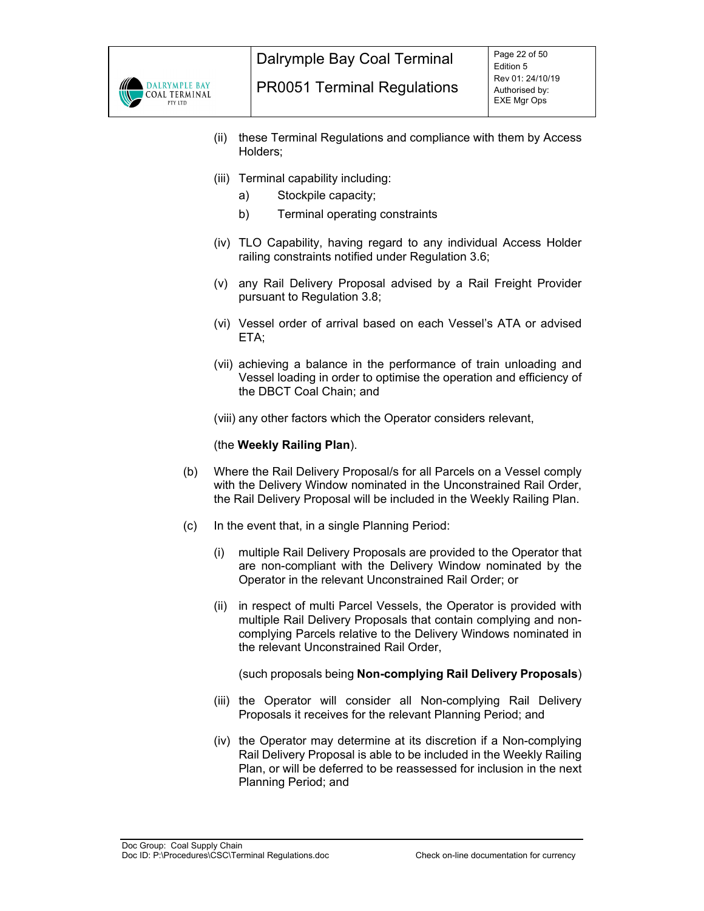(ii) these Terminal Regulations and compliance with them by Access Holders;

(iii) Terminal capability including:

   a) Stockpile capacity;

   b) Terminal operating constraints

(iv) TLO Capability, having regard to any individual Access Holder railing constraints notified under Regulation 3.6;

(v) any Rail Delivery Proposal advised by a Rail Freight Provider pursuant to Regulation 3.8;

(vi) Vessel order of arrival based on each Vessel's ATA or advised ETA;

(vii) achieving a balance in the performance of train unloading and Vessel loading in order to optimise the operation and efficiency of the DBCT Coal Chain; and

(viii) any other factors which the Operator considers relevant,

(the **Weekly Railing Plan**).

(b) Where the Rail Delivery Proposal/s for all Parcels on a Vessel comply with the Delivery Window nominated in the Unconstrained Rail Order, the Rail Delivery Proposal will be included in the Weekly Railing Plan.

(c) In the event that, in a single Planning Period:

(i) multiple Rail Delivery Proposals are provided to the Operator that are non-compliant with the Delivery Window nominated by the Operator in the relevant Unconstrained Rail Order; or

(ii) in respect of multi Parcel Vessels, the Operator is provided with multiple Rail Delivery Proposals that contain complying and non-complying Parcels relative to the Delivery Windows nominated in the relevant Unconstrained Rail Order,

(such proposals being **Non-complying Rail Delivery Proposals**)

(iii) the Operator will consider all Non-complying Rail Delivery Proposals it receives for the relevant Planning Period; and

(iv) the Operator may determine at its discretion if a Non-complying Rail Delivery Proposal is able to be included in the Weekly Railing Plan, or will be deferred to be reassessed for inclusion in the next Planning Period; and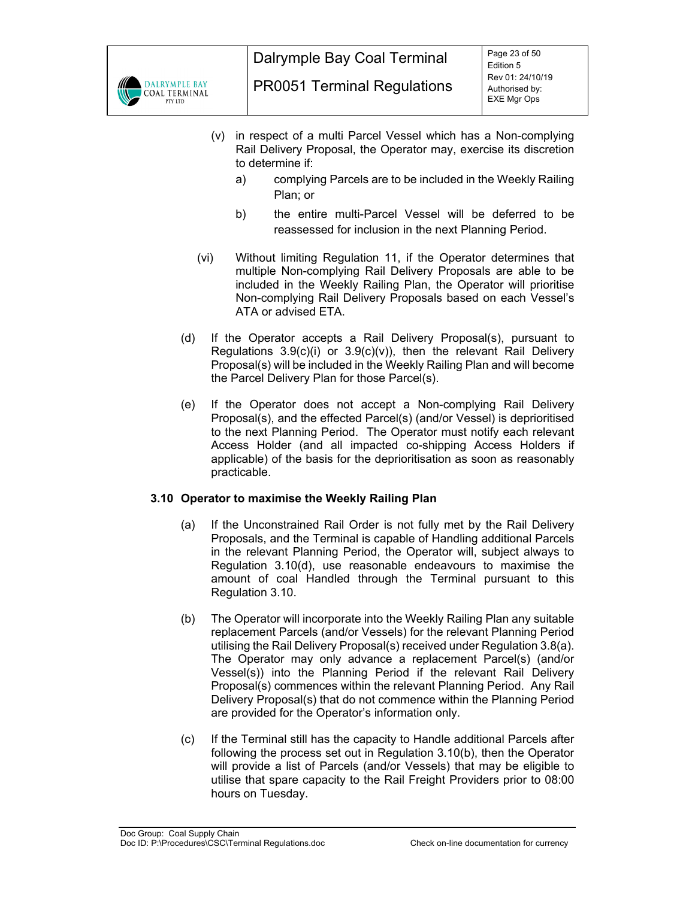(v) in respect of a multi Parcel Vessel which has a Non-complying Rail Delivery Proposal, the Operator may, exercise its discretion to determine if:

a) complying Parcels are to be included in the Weekly Railing Plan; or

b) the entire multi-Parcel Vessel will be deferred to be reassessed for inclusion in the next Planning Period.

(vi) Without limiting Regulation 11, if the Operator determines that multiple Non-complying Rail Delivery Proposals are able to be included in the Weekly Railing Plan, the Operator will prioritise Non-complying Rail Delivery Proposals based on each Vessel's ATA or advised ETA.

(d) If the Operator accepts a Rail Delivery Proposal(s), pursuant to Regulations 3.9(c)(i) or 3.9(c)(v)), then the relevant Rail Delivery Proposal(s) will be included in the Weekly Railing Plan and will become the Parcel Delivery Plan for those Parcel(s).

(e) If the Operator does not accept a Non-complying Rail Delivery Proposal(s), and the effected Parcel(s) (and/or Vessel) is deprioritised to the next Planning Period. The Operator must notify each relevant Access Holder (and all impacted co-shipping Access Holders if applicable) of the basis for the deprioritisation as soon as reasonably practicable.

### 3.10 Operator to maximise the Weekly Railing Plan

(a) If the Unconstrained Rail Order is not fully met by the Rail Delivery Proposals, and the Terminal is capable of Handling additional Parcels in the relevant Planning Period, the Operator will, subject always to Regulation 3.10(d), use reasonable endeavours to maximise the amount of coal Handled through the Terminal pursuant to this Regulation 3.10.

(b) The Operator will incorporate into the Weekly Railing Plan any suitable replacement Parcels (and/or Vessels) for the relevant Planning Period utilising the Rail Delivery Proposal(s) received under Regulation 3.8(a). The Operator may only advance a replacement Parcel(s) (and/or Vessel(s)) into the Planning Period if the relevant Rail Delivery Proposal(s) commences within the relevant Planning Period. Any Rail Delivery Proposal(s) that do not commence within the Planning Period are provided for the Operator's information only.

(c) If the Terminal still has the capacity to Handle additional Parcels after following the process set out in Regulation 3.10(b), then the Operator will provide a list of Parcels (and/or Vessels) that may be eligible to utilise that spare capacity to the Rail Freight Providers prior to 08:00 hours on Tuesday.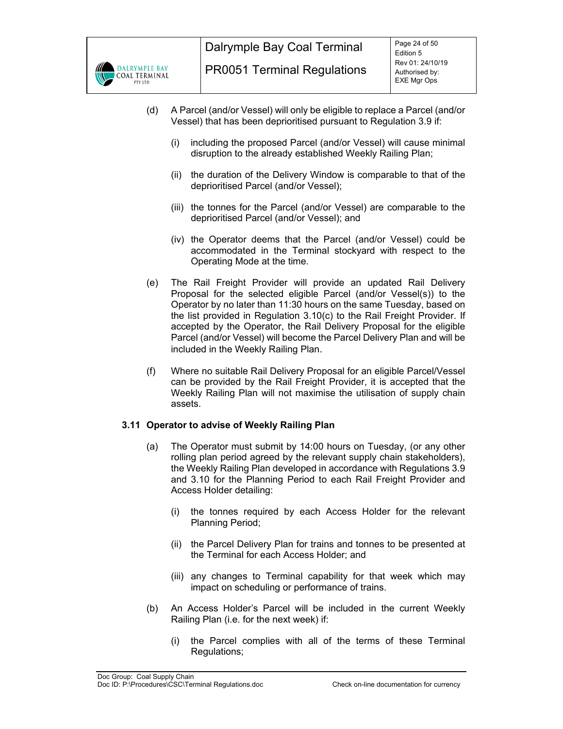(d) A Parcel (and/or Vessel) will only be eligible to replace a Parcel (and/or Vessel) that has been deprioritised pursuant to Regulation 3.9 if:

(i) including the proposed Parcel (and/or Vessel) will cause minimal disruption to the already established Weekly Railing Plan;

(ii) the duration of the Delivery Window is comparable to that of the deprioritised Parcel (and/or Vessel);

(iii) the tonnes for the Parcel (and/or Vessel) are comparable to the deprioritised Parcel (and/or Vessel); and

(iv) the Operator deems that the Parcel (and/or Vessel) could be accommodated in the Terminal stockyard with respect to the Operating Mode at the time.

(e) The Rail Freight Provider will provide an updated Rail Delivery Proposal for the selected eligible Parcel (and/or Vessel(s)) to the Operator by no later than 11:30 hours on the same Tuesday, based on the list provided in Regulation 3.10(c) to the Rail Freight Provider. If accepted by the Operator, the Rail Delivery Proposal for the eligible Parcel (and/or Vessel) will become the Parcel Delivery Plan and will be included in the Weekly Railing Plan.

(f) Where no suitable Rail Delivery Proposal for an eligible Parcel/Vessel can be provided by the Rail Freight Provider, it is accepted that the Weekly Railing Plan will not maximise the utilisation of supply chain assets.

### 3.11 Operator to advise of Weekly Railing Plan

(a) The Operator must submit by 14:00 hours on Tuesday, (or any other rolling plan period agreed by the relevant supply chain stakeholders), the Weekly Railing Plan developed in accordance with Regulations 3.9 and 3.10 for the Planning Period to each Rail Freight Provider and Access Holder detailing:

(i) the tonnes required by each Access Holder for the relevant Planning Period;

(ii) the Parcel Delivery Plan for trains and tonnes to be presented at the Terminal for each Access Holder; and

(iii) any changes to Terminal capability for that week which may impact on scheduling or performance of trains.

(b) An Access Holder's Parcel will be included in the current Weekly Railing Plan (i.e. for the next week) if:

(i) the Parcel complies with all of the terms of these Terminal Regulations;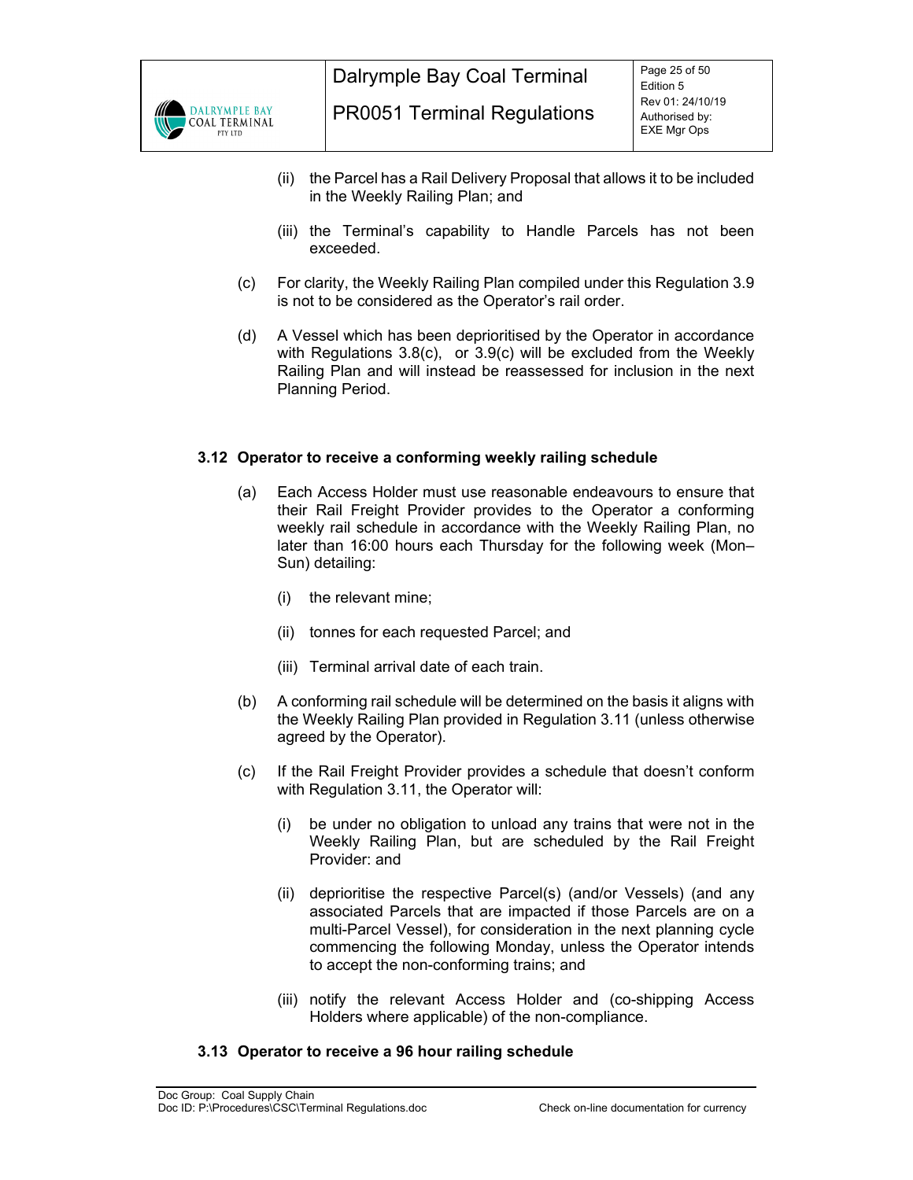(ii) the Parcel has a Rail Delivery Proposal that allows it to be included in the Weekly Railing Plan; and

(iii) the Terminal's capability to Handle Parcels has not been exceeded.

(c) For clarity, the Weekly Railing Plan compiled under this Regulation 3.9 is not to be considered as the Operator's rail order.

(d) A Vessel which has been deprioritised by the Operator in accordance with Regulations 3.8(c), or 3.9(c) will be excluded from the Weekly Railing Plan and will instead be reassessed for inclusion in the next Planning Period.

### 3.12 Operator to receive a conforming weekly railing schedule

(a) Each Access Holder must use reasonable endeavours to ensure that their Rail Freight Provider provides to the Operator a conforming weekly rail schedule in accordance with the Weekly Railing Plan, no later than 16:00 hours each Thursday for the following week (Mon–Sun) detailing:

(i) the relevant mine;

(ii) tonnes for each requested Parcel; and

(iii) Terminal arrival date of each train.

(b) A conforming rail schedule will be determined on the basis it aligns with the Weekly Railing Plan provided in Regulation 3.11 (unless otherwise agreed by the Operator).

(c) If the Rail Freight Provider provides a schedule that doesn't conform with Regulation 3.11, the Operator will:

(i) be under no obligation to unload any trains that were not in the Weekly Railing Plan, but are scheduled by the Rail Freight Provider: and

(ii) deprioritise the respective Parcel(s) (and/or Vessels) (and any associated Parcels that are impacted if those Parcels are on a multi-Parcel Vessel), for consideration in the next planning cycle commencing the following Monday, unless the Operator intends to accept the non-conforming trains; and

(iii) notify the relevant Access Holder and (co-shipping Access Holders where applicable) of the non-compliance.

### 3.13 Operator to receive a 96 hour railing schedule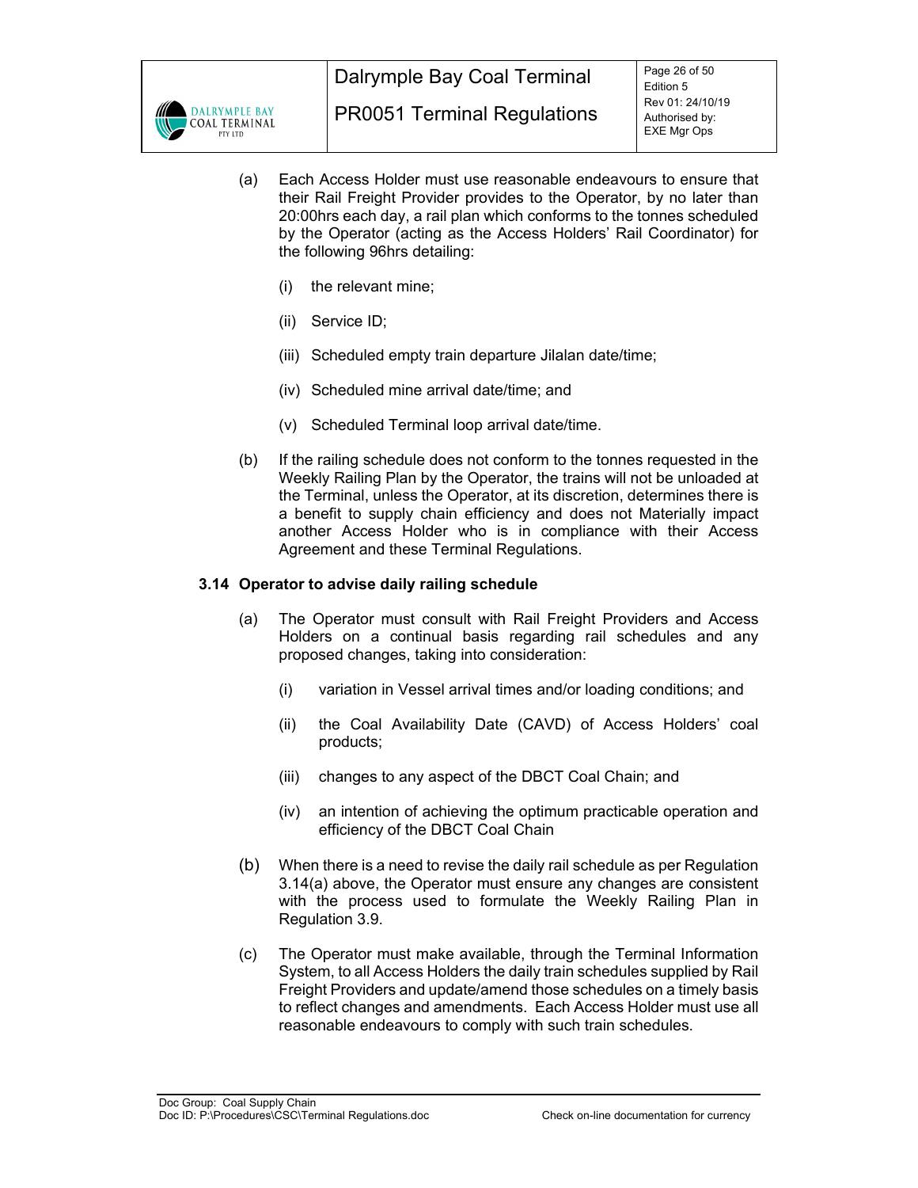(a) Each Access Holder must use reasonable endeavours to ensure that their Rail Freight Provider provides to the Operator, by no later than 20:00hrs each day, a rail plan which conforms to the tonnes scheduled by the Operator (acting as the Access Holders' Rail Coordinator) for the following 96hrs detailing:

   (i) the relevant mine;

   (ii) Service ID;

   (iii) Scheduled empty train departure Jilalan date/time;

   (iv) Scheduled mine arrival date/time; and

   (v) Scheduled Terminal loop arrival date/time.

(b) If the railing schedule does not conform to the tonnes requested in the Weekly Railing Plan by the Operator, the trains will not be unloaded at the Terminal, unless the Operator, at its discretion, determines there is a benefit to supply chain efficiency and does not Materially impact another Access Holder who is in compliance with their Access Agreement and these Terminal Regulations.

### 3.14 Operator to advise daily railing schedule

(a) The Operator must consult with Rail Freight Providers and Access Holders on a continual basis regarding rail schedules and any proposed changes, taking into consideration:

   (i) variation in Vessel arrival times and/or loading conditions; and

   (ii) the Coal Availability Date (CAVD) of Access Holders' coal products;

   (iii) changes to any aspect of the DBCT Coal Chain; and

   (iv) an intention of achieving the optimum practicable operation and efficiency of the DBCT Coal Chain

(b) When there is a need to revise the daily rail schedule as per Regulation 3.14(a) above, the Operator must ensure any changes are consistent with the process used to formulate the Weekly Railing Plan in Regulation 3.9.

(c) The Operator must make available, through the Terminal Information System, to all Access Holders the daily train schedules supplied by Rail Freight Providers and update/amend those schedules on a timely basis to reflect changes and amendments. Each Access Holder must use all reasonable endeavours to comply with such train schedules.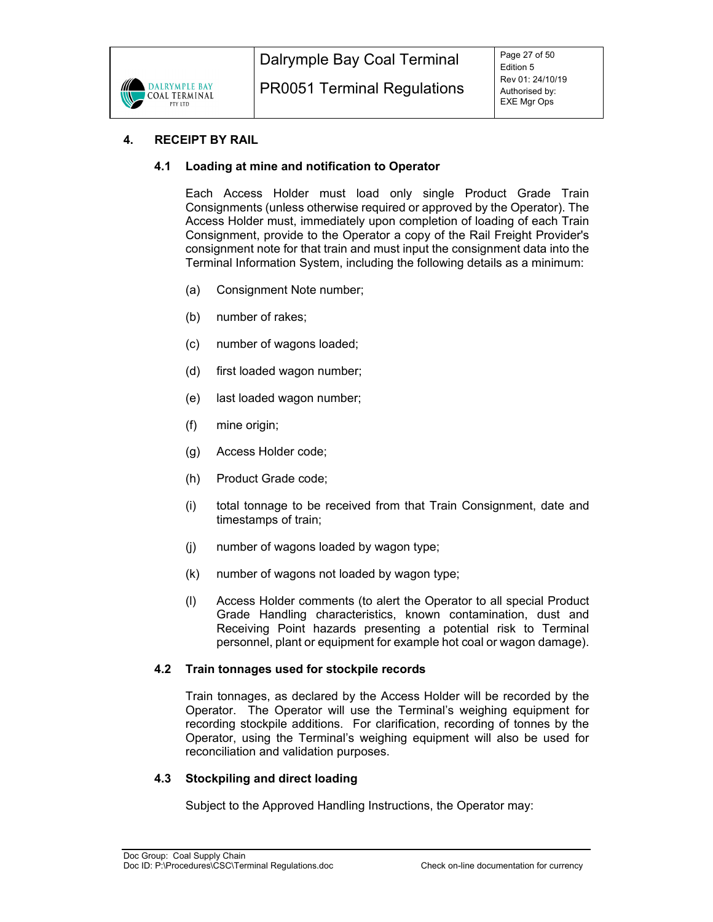## 4. RECEIPT BY RAIL

### 4.1 Loading at mine and notification to Operator

Each Access Holder must load only single Product Grade Train Consignments (unless otherwise required or approved by the Operator). The Access Holder must, immediately upon completion of loading of each Train Consignment, provide to the Operator a copy of the Rail Freight Provider's consignment note for that train and must input the consignment data into the Terminal Information System, including the following details as a minimum:

(a) Consignment Note number;

(b) number of rakes;

(c) number of wagons loaded;

(d) first loaded wagon number;

(e) last loaded wagon number;

(f) mine origin;

(g) Access Holder code;

(h) Product Grade code;

(i) total tonnage to be received from that Train Consignment, date and timestamps of train;

(j) number of wagons loaded by wagon type;

(k) number of wagons not loaded by wagon type;

(l) Access Holder comments (to alert the Operator to all special Product Grade Handling characteristics, known contamination, dust and Receiving Point hazards presenting a potential risk to Terminal personnel, plant or equipment for example hot coal or wagon damage).

### 4.2 Train tonnages used for stockpile records

Train tonnages, as declared by the Access Holder will be recorded by the Operator. The Operator will use the Terminal's weighing equipment for recording stockpile additions. For clarification, recording of tonnes by the Operator, using the Terminal's weighing equipment will also be used for reconciliation and validation purposes.

### 4.3 Stockpiling and direct loading

Subject to the Approved Handling Instructions, the Operator may: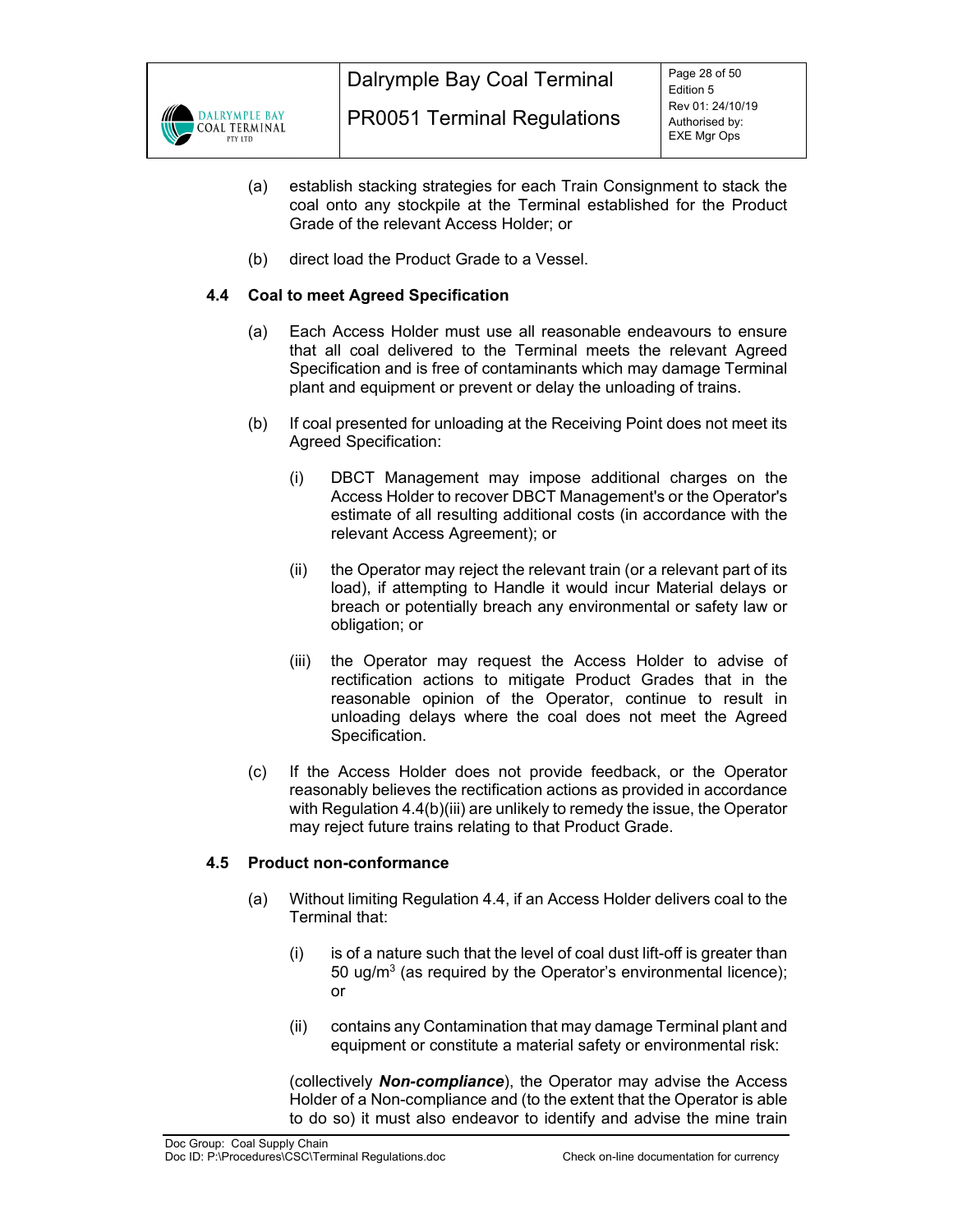(a) establish stacking strategies for each Train Consignment to stack the coal onto any stockpile at the Terminal established for the Product Grade of the relevant Access Holder; or

(b) direct load the Product Grade to a Vessel.

### 4.4 Coal to meet Agreed Specification

(a) Each Access Holder must use all reasonable endeavours to ensure that all coal delivered to the Terminal meets the relevant Agreed Specification and is free of contaminants which may damage Terminal plant and equipment or prevent or delay the unloading of trains.

(b) If coal presented for unloading at the Receiving Point does not meet its Agreed Specification:

   (i) DBCT Management may impose additional charges on the Access Holder to recover DBCT Management's or the Operator's estimate of all resulting additional costs (in accordance with the relevant Access Agreement); or

   (ii) the Operator may reject the relevant train (or a relevant part of its load), if attempting to Handle it would incur Material delays or breach or potentially breach any environmental or safety law or obligation; or

   (iii) the Operator may request the Access Holder to advise of rectification actions to mitigate Product Grades that in the reasonable opinion of the Operator, continue to result in unloading delays where the coal does not meet the Agreed Specification.

(c) If the Access Holder does not provide feedback, or the Operator reasonably believes the rectification actions as provided in accordance with Regulation 4.4(b)(iii) are unlikely to remedy the issue, the Operator may reject future trains relating to that Product Grade.

### 4.5 Product non-conformance

(a) Without limiting Regulation 4.4, if an Access Holder delivers coal to the Terminal that:

   (i) is of a nature such that the level of coal dust lift-off is greater than 50 ug/$m^3$ (as required by the Operator's environmental licence); or

   (ii) contains any Contamination that may damage Terminal plant and equipment or constitute a material safety or environmental risk:

   (collectively ***Non-compliance***), the Operator may advise the Access Holder of a Non-compliance and (to the extent that the Operator is able to do so) it must also endeavor to identify and advise the mine train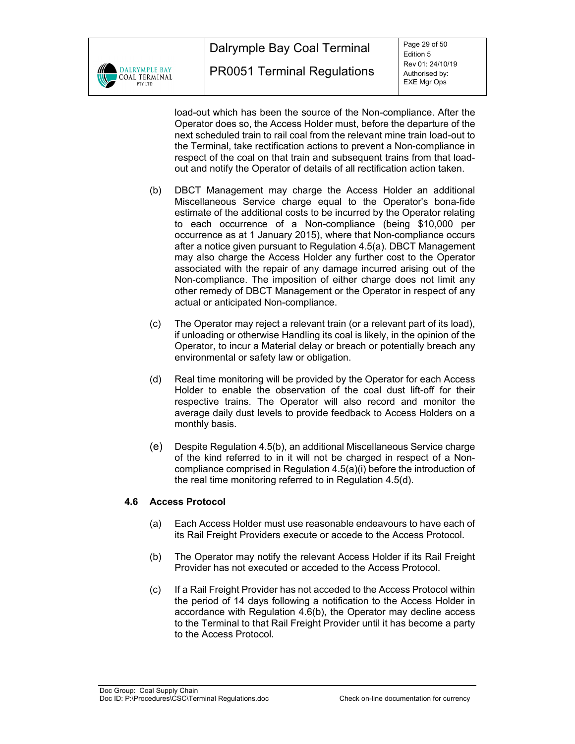load-out which has been the source of the Non-compliance. After the Operator does so, the Access Holder must, before the departure of the next scheduled train to rail coal from the relevant mine train load-out to the Terminal, take rectification actions to prevent a Non-compliance in respect of the coal on that train and subsequent trains from that load-out and notify the Operator of details of all rectification action taken.

(b) DBCT Management may charge the Access Holder an additional Miscellaneous Service charge equal to the Operator's bona-fide estimate of the additional costs to be incurred by the Operator relating to each occurrence of a Non-compliance (being $10,000 per occurrence as at 1 January 2015), where that Non-compliance occurs after a notice given pursuant to Regulation 4.5(a). DBCT Management may also charge the Access Holder any further cost to the Operator associated with the repair of any damage incurred arising out of the Non-compliance. The imposition of either charge does not limit any other remedy of DBCT Management or the Operator in respect of any actual or anticipated Non-compliance.

(c) The Operator may reject a relevant train (or a relevant part of its load), if unloading or otherwise Handling its coal is likely, in the opinion of the Operator, to incur a Material delay or breach or potentially breach any environmental or safety law or obligation.

(d) Real time monitoring will be provided by the Operator for each Access Holder to enable the observation of the coal dust lift-off for their respective trains. The Operator will also record and monitor the average daily dust levels to provide feedback to Access Holders on a monthly basis.

(e) Despite Regulation 4.5(b), an additional Miscellaneous Service charge of the kind referred to in it will not be charged in respect of a Non-compliance comprised in Regulation 4.5(a)(i) before the introduction of the real time monitoring referred to in Regulation 4.5(d).

### 4.6 Access Protocol

(a) Each Access Holder must use reasonable endeavours to have each of its Rail Freight Providers execute or accede to the Access Protocol.

(b) The Operator may notify the relevant Access Holder if its Rail Freight Provider has not executed or acceded to the Access Protocol.

(c) If a Rail Freight Provider has not acceded to the Access Protocol within the period of 14 days following a notification to the Access Holder in accordance with Regulation 4.6(b), the Operator may decline access to the Terminal to that Rail Freight Provider until it has become a party to the Access Protocol.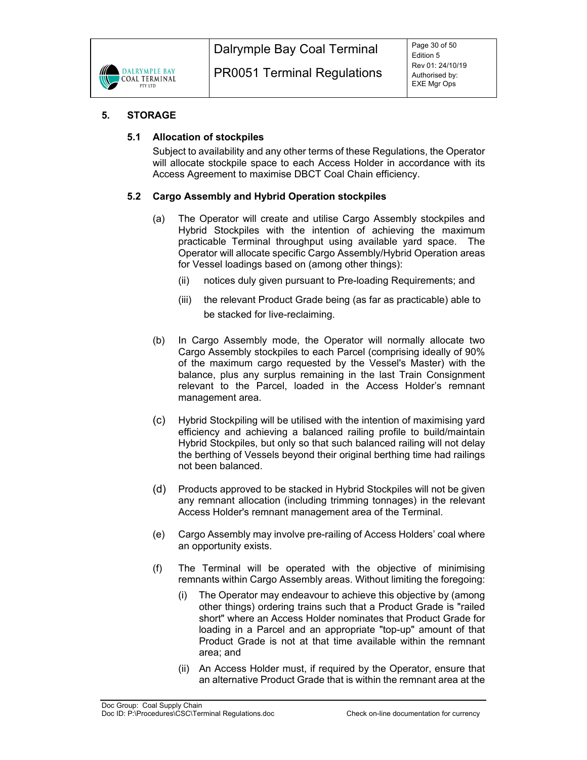## 5. STORAGE

### 5.1 Allocation of stockpiles

Subject to availability and any other terms of these Regulations, the Operator will allocate stockpile space to each Access Holder in accordance with its Access Agreement to maximise DBCT Coal Chain efficiency.

### 5.2 Cargo Assembly and Hybrid Operation stockpiles

(a) The Operator will create and utilise Cargo Assembly stockpiles and Hybrid Stockpiles with the intention of achieving the maximum practicable Terminal throughput using available yard space. The Operator will allocate specific Cargo Assembly/Hybrid Operation areas for Vessel loadings based on (among other things):

(ii) notices duly given pursuant to Pre-loading Requirements; and

(iii) the relevant Product Grade being (as far as practicable) able to be stacked for live-reclaiming.

(b) In Cargo Assembly mode, the Operator will normally allocate two Cargo Assembly stockpiles to each Parcel (comprising ideally of 90% of the maximum cargo requested by the Vessel's Master) with the balance, plus any surplus remaining in the last Train Consignment relevant to the Parcel, loaded in the Access Holder's remnant management area.

(c) Hybrid Stockpiling will be utilised with the intention of maximising yard efficiency and achieving a balanced railing profile to build/maintain Hybrid Stockpiles, but only so that such balanced railing will not delay the berthing of Vessels beyond their original berthing time had railings not been balanced.

(d) Products approved to be stacked in Hybrid Stockpiles will not be given any remnant allocation (including trimming tonnages) in the relevant Access Holder's remnant management area of the Terminal.

(e) Cargo Assembly may involve pre-railing of Access Holders' coal where an opportunity exists.

(f) The Terminal will be operated with the objective of minimising remnants within Cargo Assembly areas. Without limiting the foregoing:

(i) The Operator may endeavour to achieve this objective by (among other things) ordering trains such that a Product Grade is "railed short" where an Access Holder nominates that Product Grade for loading in a Parcel and an appropriate "top-up" amount of that Product Grade is not at that time available within the remnant area; and

(ii) An Access Holder must, if required by the Operator, ensure that an alternative Product Grade that is within the remnant area at the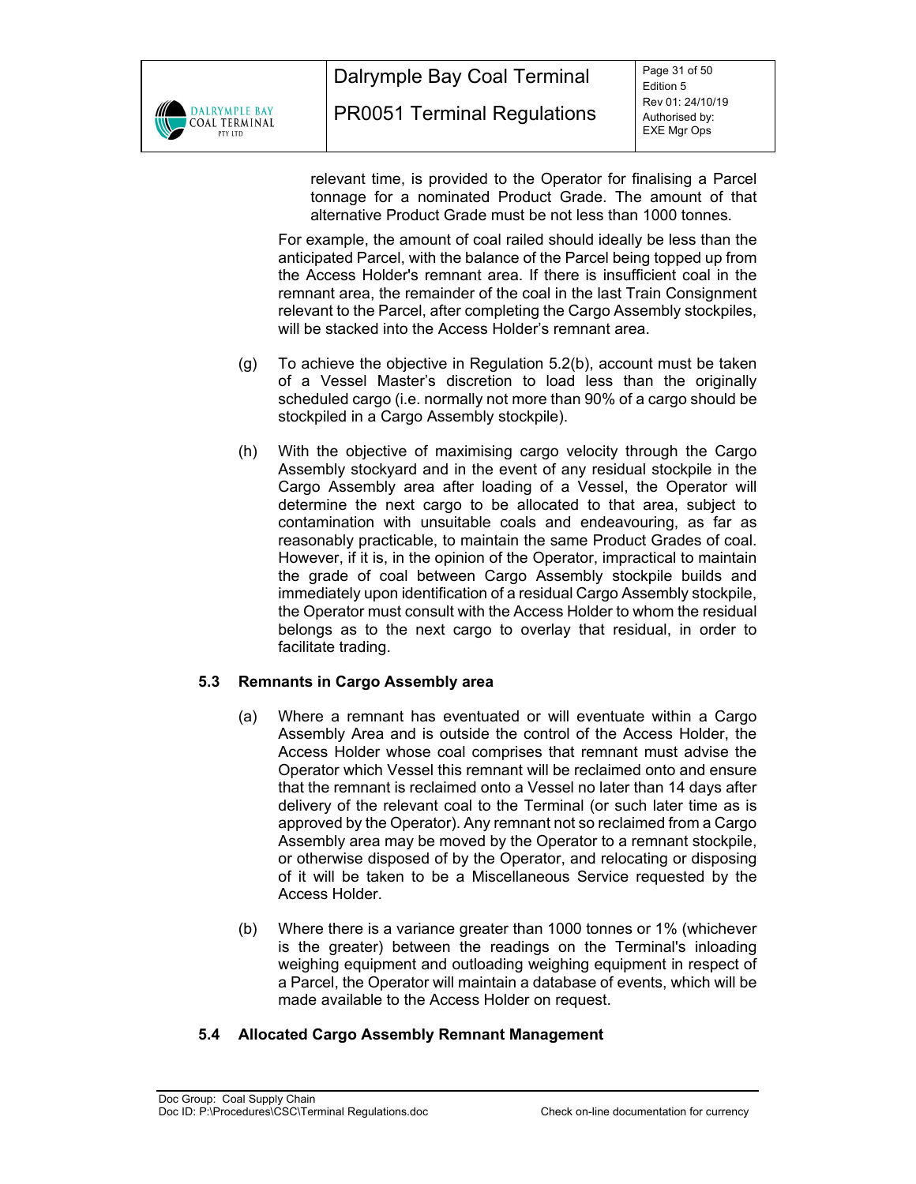relevant time, is provided to the Operator for finalising a Parcel tonnage for a nominated Product Grade. The amount of that alternative Product Grade must be not less than 1000 tonnes.

For example, the amount of coal railed should ideally be less than the anticipated Parcel, with the balance of the Parcel being topped up from the Access Holder's remnant area. If there is insufficient coal in the remnant area, the remainder of the coal in the last Train Consignment relevant to the Parcel, after completing the Cargo Assembly stockpiles, will be stacked into the Access Holder's remnant area.

(g) To achieve the objective in Regulation 5.2(b), account must be taken of a Vessel Master's discretion to load less than the originally scheduled cargo (i.e. normally not more than 90% of a cargo should be stockpiled in a Cargo Assembly stockpile).

(h) With the objective of maximising cargo velocity through the Cargo Assembly stockyard and in the event of any residual stockpile in the Cargo Assembly area after loading of a Vessel, the Operator will determine the next cargo to be allocated to that area, subject to contamination with unsuitable coals and endeavouring, as far as reasonably practicable, to maintain the same Product Grades of coal. However, if it is, in the opinion of the Operator, impractical to maintain the grade of coal between Cargo Assembly stockpile builds and immediately upon identification of a residual Cargo Assembly stockpile, the Operator must consult with the Access Holder to whom the residual belongs as to the next cargo to overlay that residual, in order to facilitate trading.

### 5.3 Remnants in Cargo Assembly area

(a) Where a remnant has eventuated or will eventuate within a Cargo Assembly Area and is outside the control of the Access Holder, the Access Holder whose coal comprises that remnant must advise the Operator which Vessel this remnant will be reclaimed onto and ensure that the remnant is reclaimed onto a Vessel no later than 14 days after delivery of the relevant coal to the Terminal (or such later time as is approved by the Operator). Any remnant not so reclaimed from a Cargo Assembly area may be moved by the Operator to a remnant stockpile, or otherwise disposed of by the Operator, and relocating or disposing of it will be taken to be a Miscellaneous Service requested by the Access Holder.

(b) Where there is a variance greater than 1000 tonnes or 1% (whichever is the greater) between the readings on the Terminal's inloading weighing equipment and outloading weighing equipment in respect of a Parcel, the Operator will maintain a database of events, which will be made available to the Access Holder on request.

### 5.4 Allocated Cargo Assembly Remnant Management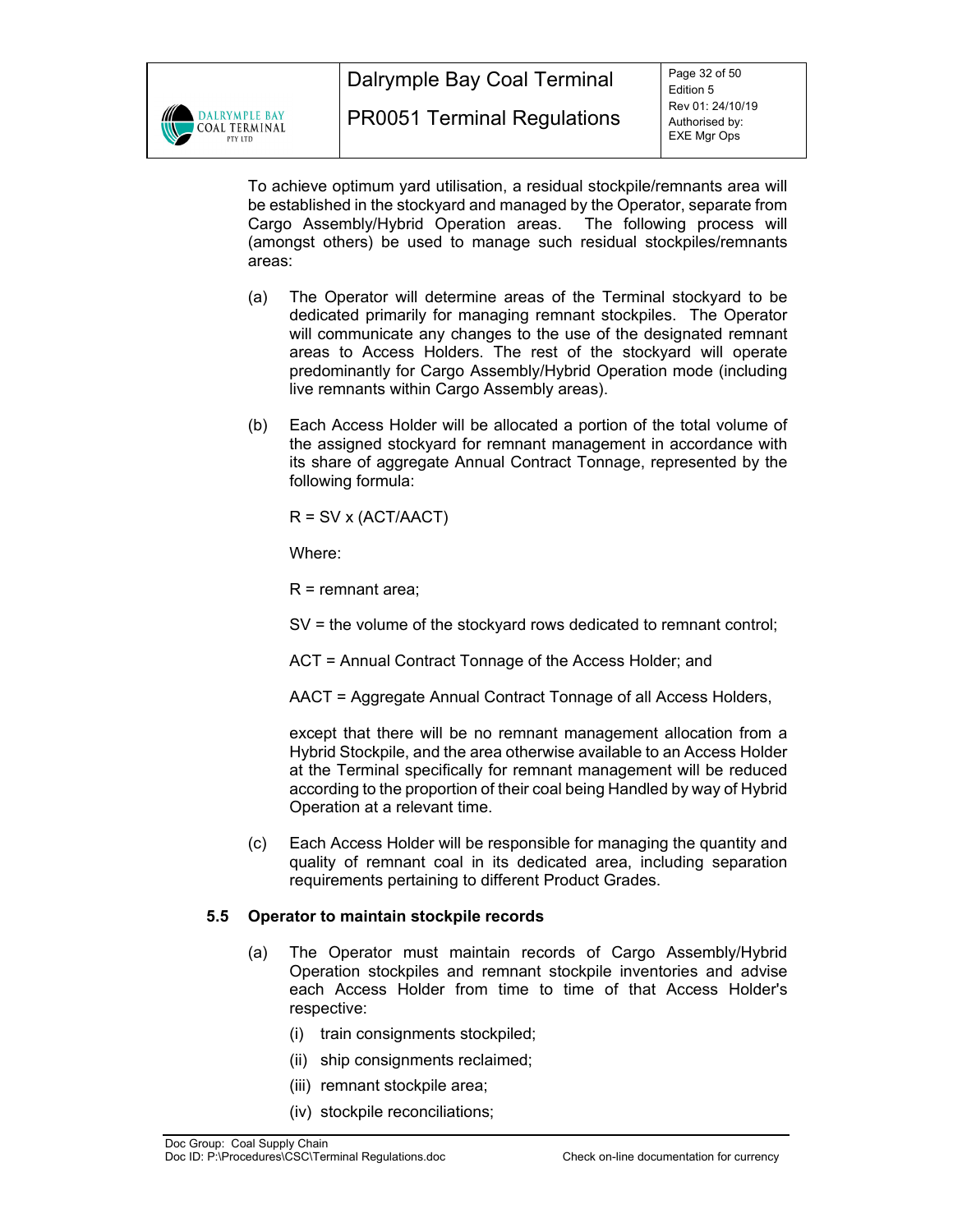To achieve optimum yard utilisation, a residual stockpile/remnants area will be established in the stockyard and managed by the Operator, separate from Cargo Assembly/Hybrid Operation areas. The following process will (amongst others) be used to manage such residual stockpiles/remnants areas:

(a) The Operator will determine areas of the Terminal stockyard to be dedicated primarily for managing remnant stockpiles. The Operator will communicate any changes to the use of the designated remnant areas to Access Holders. The rest of the stockyard will operate predominantly for Cargo Assembly/Hybrid Operation mode (including live remnants within Cargo Assembly areas).

(b) Each Access Holder will be allocated a portion of the total volume of the assigned stockyard for remnant management in accordance with its share of aggregate Annual Contract Tonnage, represented by the following formula:

$$R = SV \times (ACT/AACT)$$

Where:

R = remnant area;

SV = the volume of the stockyard rows dedicated to remnant control;

ACT = Annual Contract Tonnage of the Access Holder; and

AACT = Aggregate Annual Contract Tonnage of all Access Holders,

except that there will be no remnant management allocation from a Hybrid Stockpile, and the area otherwise available to an Access Holder at the Terminal specifically for remnant management will be reduced according to the proportion of their coal being Handled by way of Hybrid Operation at a relevant time.

(c) Each Access Holder will be responsible for managing the quantity and quality of remnant coal in its dedicated area, including separation requirements pertaining to different Product Grades.

### 5.5 Operator to maintain stockpile records

(a) The Operator must maintain records of Cargo Assembly/Hybrid Operation stockpiles and remnant stockpile inventories and advise each Access Holder from time to time of that Access Holder's respective:

- (i) train consignments stockpiled;
- (ii) ship consignments reclaimed;
- (iii) remnant stockpile area;
- (iv) stockpile reconciliations;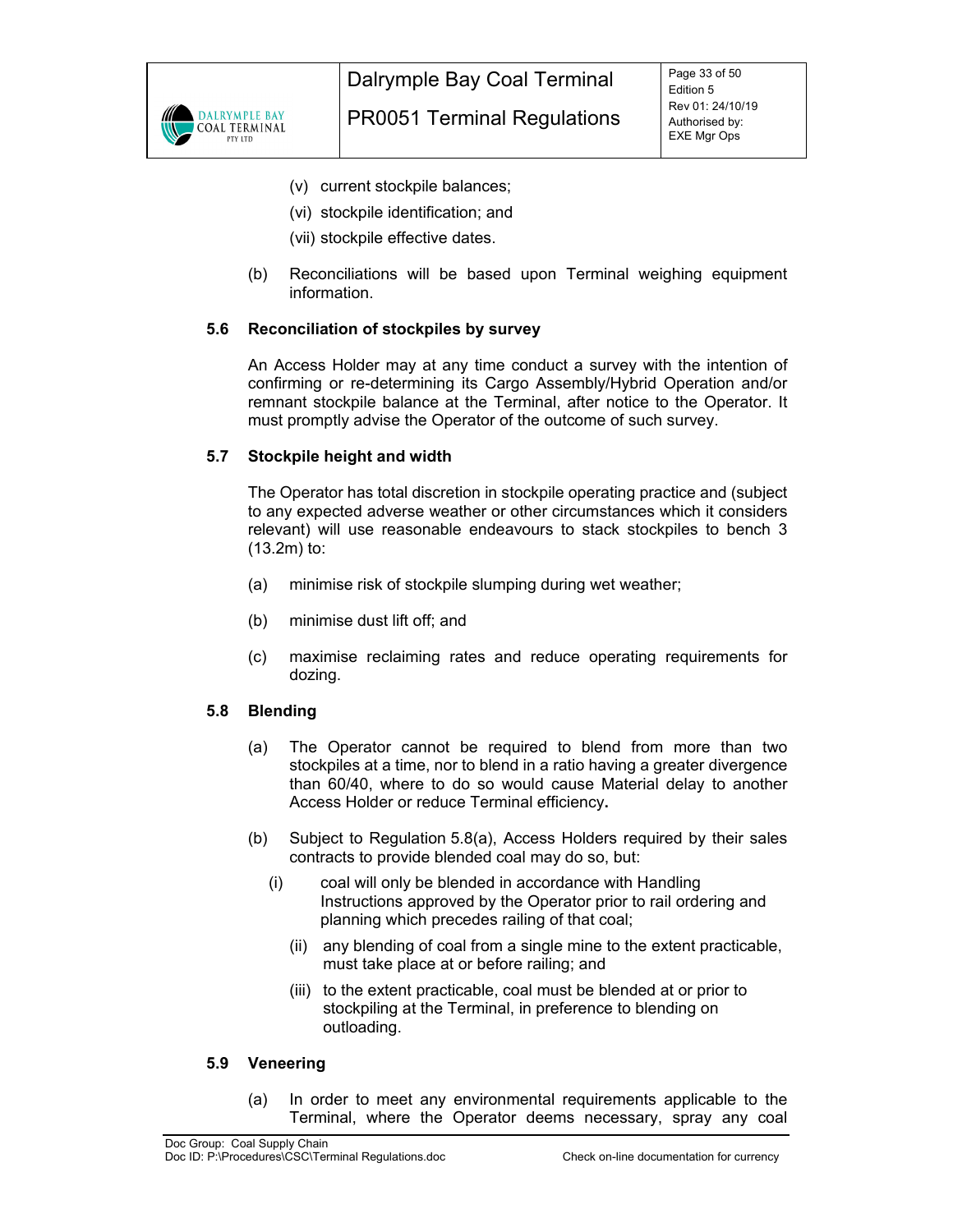(v) current stockpile balances;

(vi) stockpile identification; and

(vii) stockpile effective dates.

(b) Reconciliations will be based upon Terminal weighing equipment information.

### 5.6 Reconciliation of stockpiles by survey

An Access Holder may at any time conduct a survey with the intention of confirming or re-determining its Cargo Assembly/Hybrid Operation and/or remnant stockpile balance at the Terminal, after notice to the Operator. It must promptly advise the Operator of the outcome of such survey.

### 5.7 Stockpile height and width

The Operator has total discretion in stockpile operating practice and (subject to any expected adverse weather or other circumstances which it considers relevant) will use reasonable endeavours to stack stockpiles to bench 3 (13.2m) to:

(a) minimise risk of stockpile slumping during wet weather;

(b) minimise dust lift off; and

(c) maximise reclaiming rates and reduce operating requirements for dozing.

### 5.8 Blending

(a) The Operator cannot be required to blend from more than two stockpiles at a time, nor to blend in a ratio having a greater divergence than 60/40, where to do so would cause Material delay to another Access Holder or reduce Terminal efficiency**.**

(b) Subject to Regulation 5.8(a), Access Holders required by their sales contracts to provide blended coal may do so, but:

(i) coal will only be blended in accordance with Handling Instructions approved by the Operator prior to rail ordering and planning which precedes railing of that coal;

(ii) any blending of coal from a single mine to the extent practicable, must take place at or before railing; and

(iii) to the extent practicable, coal must be blended at or prior to stockpiling at the Terminal, in preference to blending on outloading.

### 5.9 Veneering

(a) In order to meet any environmental requirements applicable to the Terminal, where the Operator deems necessary, spray any coal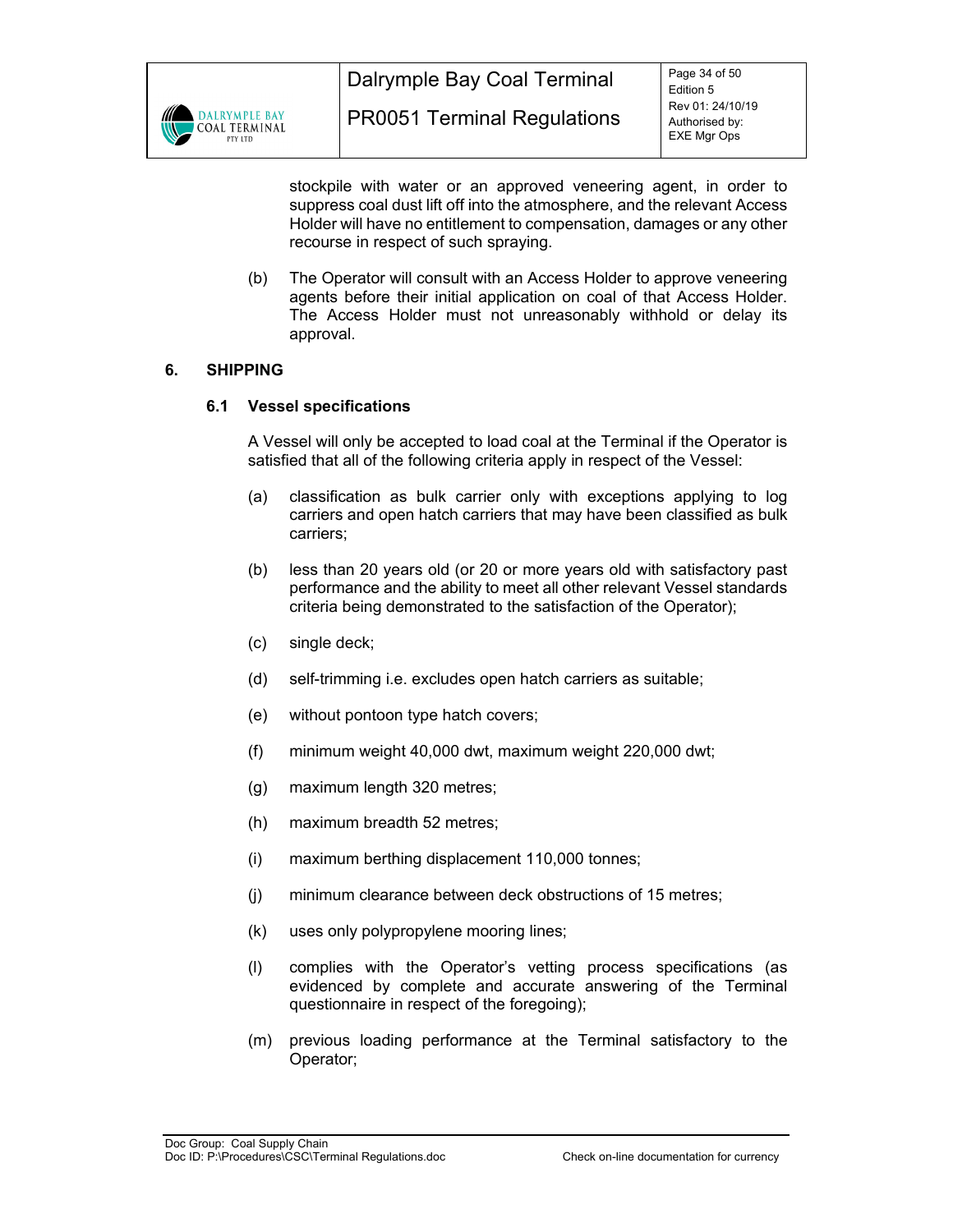stockpile with water or an approved veneering agent, in order to suppress coal dust lift off into the atmosphere, and the relevant Access Holder will have no entitlement to compensation, damages or any other recourse in respect of such spraying.

(b) The Operator will consult with an Access Holder to approve veneering agents before their initial application on coal of that Access Holder. The Access Holder must not unreasonably withhold or delay its approval.

## 6. SHIPPING

### 6.1 Vessel specifications

A Vessel will only be accepted to load coal at the Terminal if the Operator is satisfied that all of the following criteria apply in respect of the Vessel:

(a) classification as bulk carrier only with exceptions applying to log carriers and open hatch carriers that may have been classified as bulk carriers;

(b) less than 20 years old (or 20 or more years old with satisfactory past performance and the ability to meet all other relevant Vessel standards criteria being demonstrated to the satisfaction of the Operator);

(c) single deck;

(d) self-trimming i.e. excludes open hatch carriers as suitable;

(e) without pontoon type hatch covers;

(f) minimum weight 40,000 dwt, maximum weight 220,000 dwt;

(g) maximum length 320 metres;

(h) maximum breadth 52 metres;

(i) maximum berthing displacement 110,000 tonnes;

(j) minimum clearance between deck obstructions of 15 metres;

(k) uses only polypropylene mooring lines;

(l) complies with the Operator's vetting process specifications (as evidenced by complete and accurate answering of the Terminal questionnaire in respect of the foregoing);

(m) previous loading performance at the Terminal satisfactory to the Operator;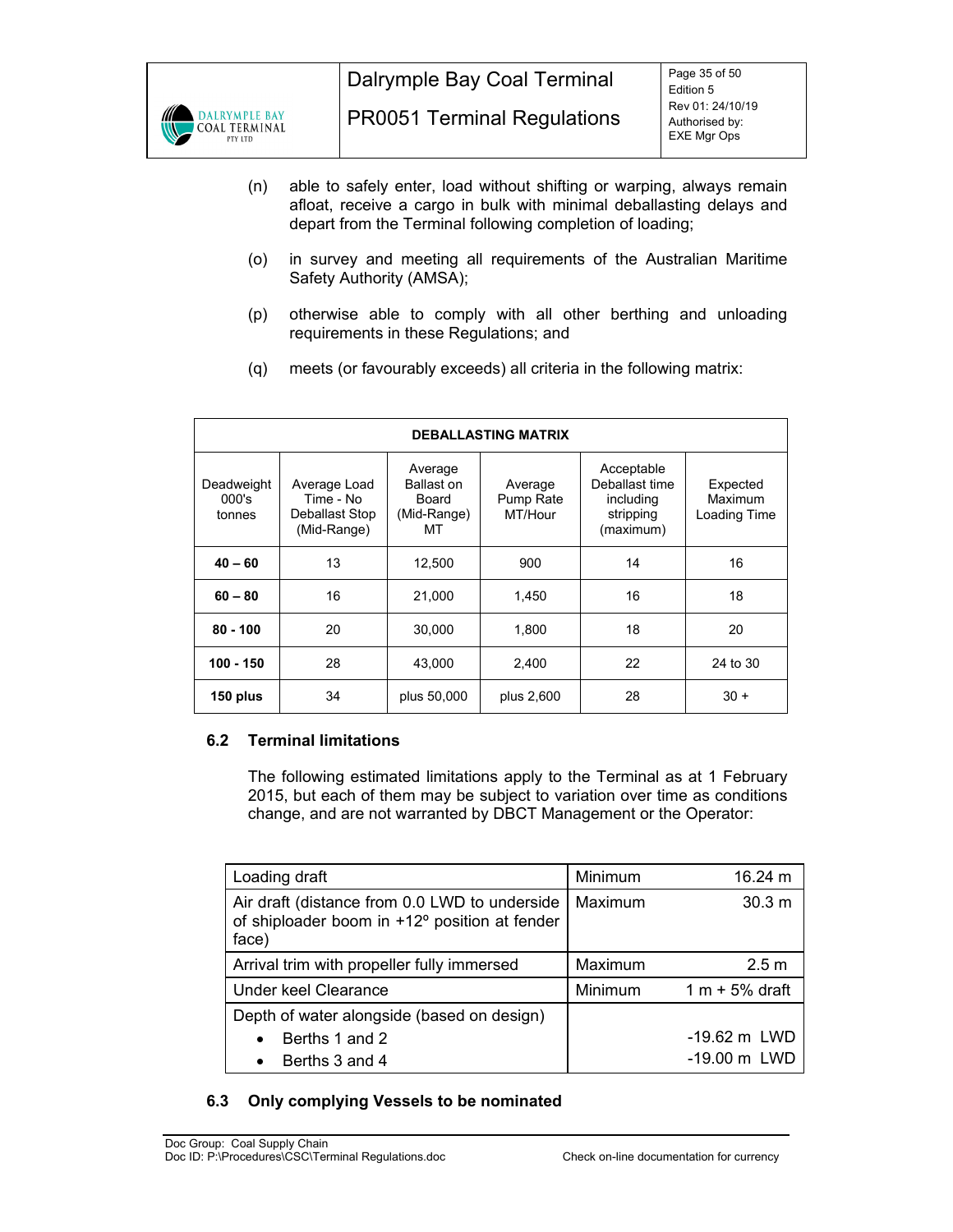(n) able to safely enter, load without shifting or warping, always remain afloat, receive a cargo in bulk with minimal deballasting delays and depart from the Terminal following completion of loading;

(o) in survey and meeting all requirements of the Australian Maritime Safety Authority (AMSA);

(p) otherwise able to comply with all other berthing and unloading requirements in these Regulations; and

(q) meets (or favourably exceeds) all criteria in the following matrix:

| **DEBALLASTING MATRIX** | | | | | |
|---|---|---|---|---|---|
| Deadweight 000's tonnes | Average Load Time - No Deballast Stop (Mid-Range) | Average Ballast on Board (Mid-Range) MT | Average Pump Rate MT/Hour | Acceptable Deballast time including stripping (maximum) | Expected Maximum Loading Time |
| **40 – 60** | 13 | 12,500 | 900 | 14 | 16 |
| **60 – 80** | 16 | 21,000 | 1,450 | 16 | 18 |
| **80 - 100** | 20 | 30,000 | 1,800 | 18 | 20 |
| **100 - 150** | 28 | 43,000 | 2,400 | 22 | 24 to 30 |
| **150 plus** | 34 | plus 50,000 | plus 2,600 | 28 | 30 + |

## 6.2 Terminal limitations

The following estimated limitations apply to the Terminal as at 1 February 2015, but each of them may be subject to variation over time as conditions change, and are not warranted by DBCT Management or the Operator:

| | | |
|---|---|---|
| Loading draft | Minimum | 16.24 m |
| Air draft (distance from 0.0 LWD to underside of shiploader boom in +12º position at fender face) | Maximum | 30.3 m |
| Arrival trim with propeller fully immersed | Maximum | 2.5 m |
| Under keel Clearance | Minimum | 1 m + 5% draft |
| Depth of water alongside (based on design)<br>• Berths 1 and 2<br>• Berths 3 and 4 | | <br>-19.62 m LWD<br>-19.00 m LWD |

## 6.3 Only complying Vessels to be nominated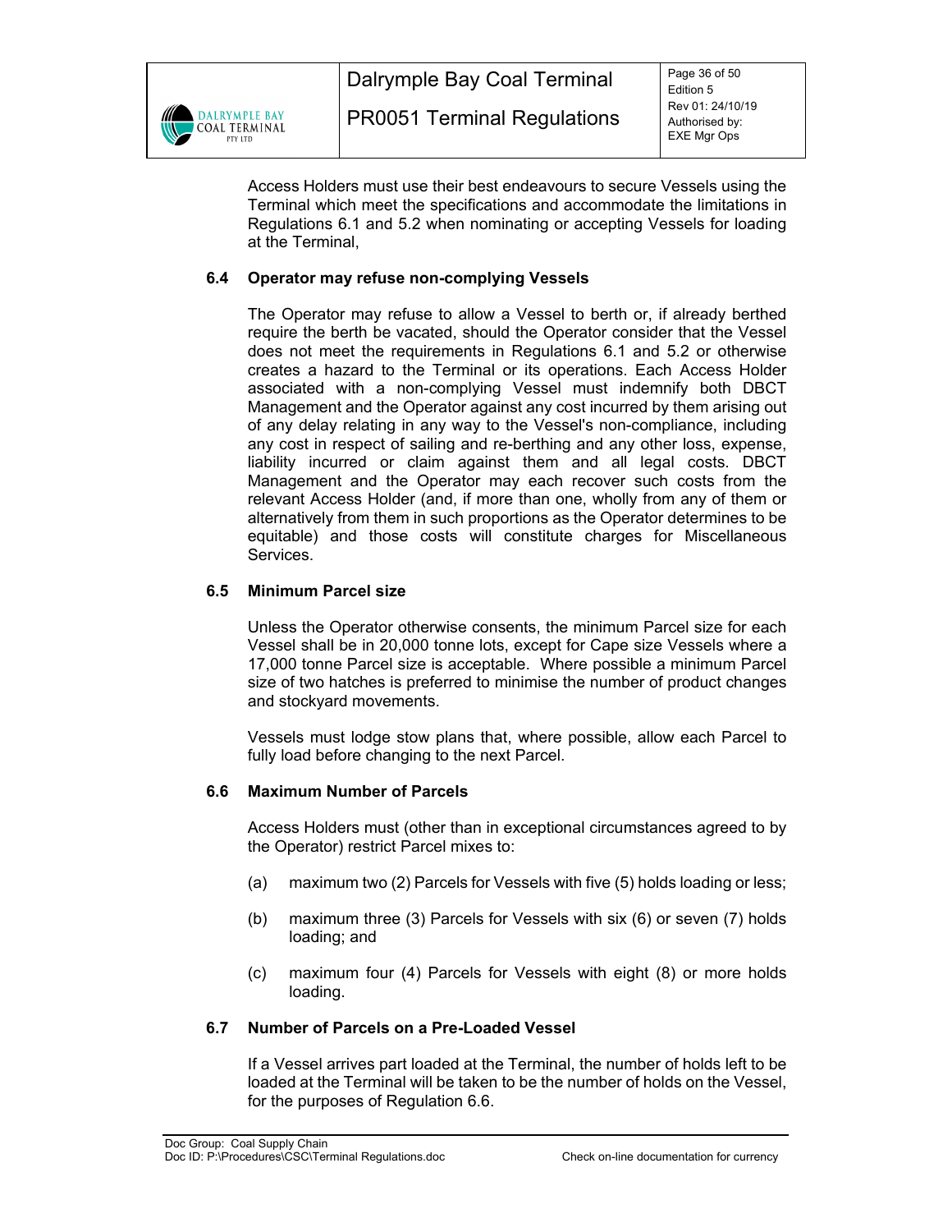Access Holders must use their best endeavours to secure Vessels using the Terminal which meet the specifications and accommodate the limitations in Regulations 6.1 and 5.2 when nominating or accepting Vessels for loading at the Terminal,

### 6.4 Operator may refuse non-complying Vessels

The Operator may refuse to allow a Vessel to berth or, if already berthed require the berth be vacated, should the Operator consider that the Vessel does not meet the requirements in Regulations 6.1 and 5.2 or otherwise creates a hazard to the Terminal or its operations. Each Access Holder associated with a non-complying Vessel must indemnify both DBCT Management and the Operator against any cost incurred by them arising out of any delay relating in any way to the Vessel's non-compliance, including any cost in respect of sailing and re-berthing and any other loss, expense, liability incurred or claim against them and all legal costs. DBCT Management and the Operator may each recover such costs from the relevant Access Holder (and, if more than one, wholly from any of them or alternatively from them in such proportions as the Operator determines to be equitable) and those costs will constitute charges for Miscellaneous Services.

### 6.5 Minimum Parcel size

Unless the Operator otherwise consents, the minimum Parcel size for each Vessel shall be in 20,000 tonne lots, except for Cape size Vessels where a 17,000 tonne Parcel size is acceptable. Where possible a minimum Parcel size of two hatches is preferred to minimise the number of product changes and stockyard movements.

Vessels must lodge stow plans that, where possible, allow each Parcel to fully load before changing to the next Parcel.

### 6.6 Maximum Number of Parcels

Access Holders must (other than in exceptional circumstances agreed to by the Operator) restrict Parcel mixes to:

(a) maximum two (2) Parcels for Vessels with five (5) holds loading or less;

(b) maximum three (3) Parcels for Vessels with six (6) or seven (7) holds loading; and

(c) maximum four (4) Parcels for Vessels with eight (8) or more holds loading.

### 6.7 Number of Parcels on a Pre-Loaded Vessel

If a Vessel arrives part loaded at the Terminal, the number of holds left to be loaded at the Terminal will be taken to be the number of holds on the Vessel, for the purposes of Regulation 6.6.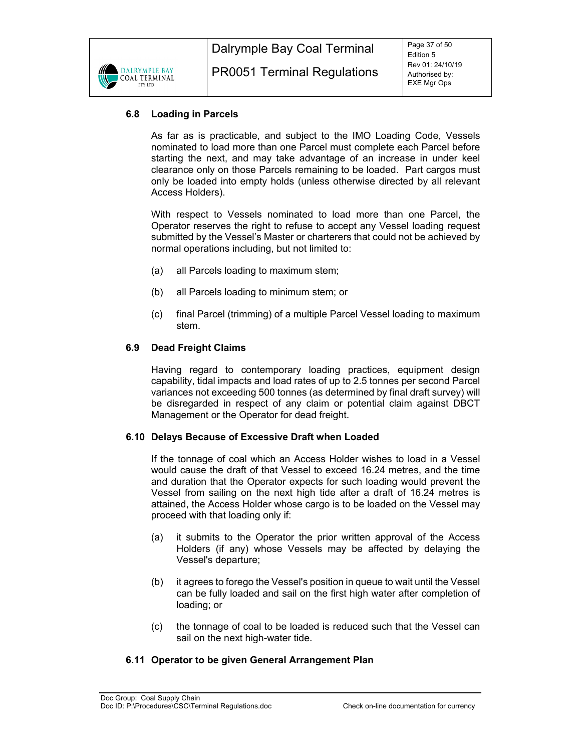### 6.8 Loading in Parcels

As far as is practicable, and subject to the IMO Loading Code, Vessels nominated to load more than one Parcel must complete each Parcel before starting the next, and may take advantage of an increase in under keel clearance only on those Parcels remaining to be loaded. Part cargos must only be loaded into empty holds (unless otherwise directed by all relevant Access Holders).

With respect to Vessels nominated to load more than one Parcel, the Operator reserves the right to refuse to accept any Vessel loading request submitted by the Vessel's Master or charterers that could not be achieved by normal operations including, but not limited to:

(a) all Parcels loading to maximum stem;

(b) all Parcels loading to minimum stem; or

(c) final Parcel (trimming) of a multiple Parcel Vessel loading to maximum stem.

### 6.9 Dead Freight Claims

Having regard to contemporary loading practices, equipment design capability, tidal impacts and load rates of up to 2.5 tonnes per second Parcel variances not exceeding 500 tonnes (as determined by final draft survey) will be disregarded in respect of any claim or potential claim against DBCT Management or the Operator for dead freight.

### 6.10 Delays Because of Excessive Draft when Loaded

If the tonnage of coal which an Access Holder wishes to load in a Vessel would cause the draft of that Vessel to exceed 16.24 metres, and the time and duration that the Operator expects for such loading would prevent the Vessel from sailing on the next high tide after a draft of 16.24 metres is attained, the Access Holder whose cargo is to be loaded on the Vessel may proceed with that loading only if:

(a) it submits to the Operator the prior written approval of the Access Holders (if any) whose Vessels may be affected by delaying the Vessel's departure;

(b) it agrees to forego the Vessel's position in queue to wait until the Vessel can be fully loaded and sail on the first high water after completion of loading; or

(c) the tonnage of coal to be loaded is reduced such that the Vessel can sail on the next high-water tide.

### 6.11 Operator to be given General Arrangement Plan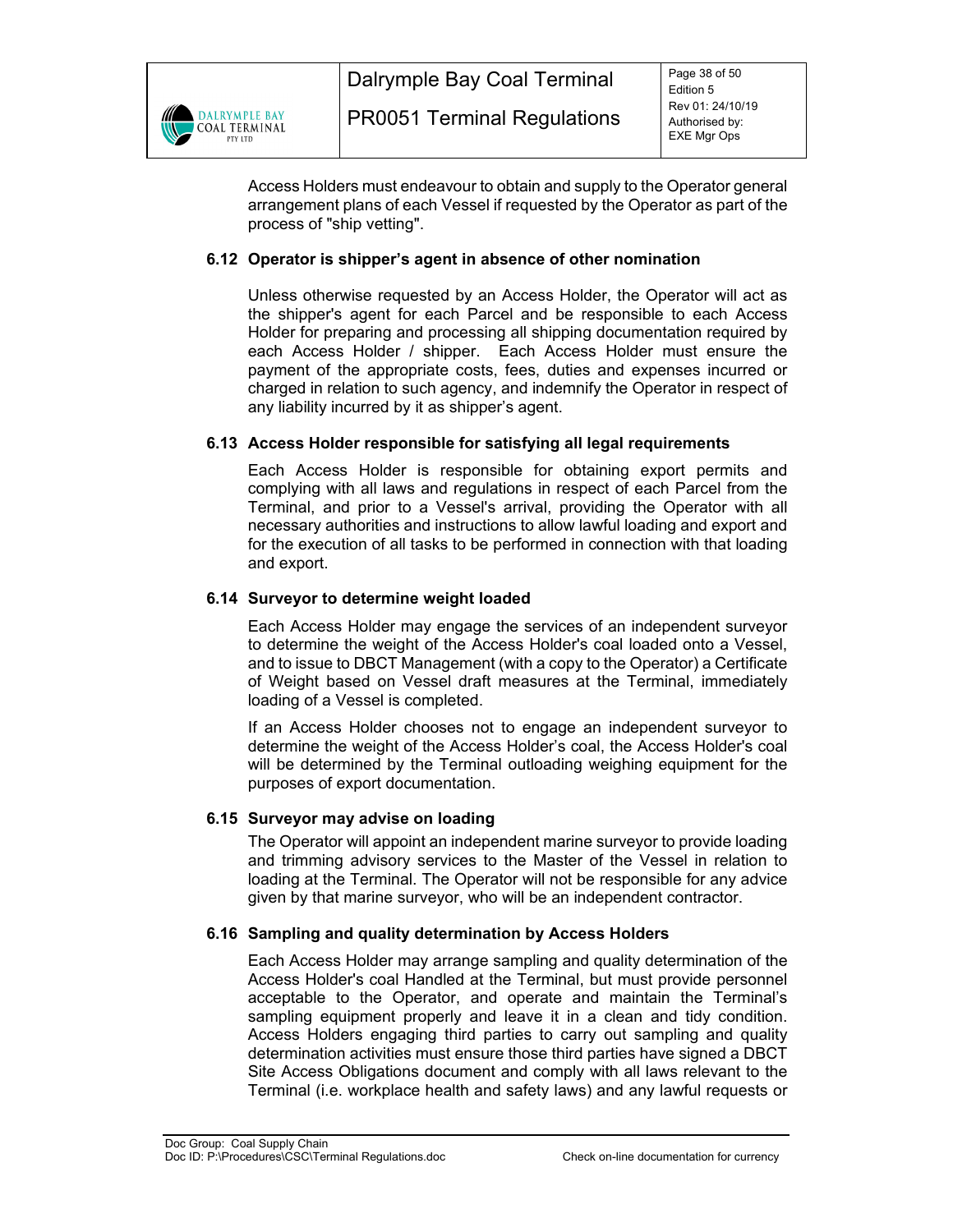Access Holders must endeavour to obtain and supply to the Operator general arrangement plans of each Vessel if requested by the Operator as part of the process of "ship vetting".

### 6.12 Operator is shipper's agent in absence of other nomination

Unless otherwise requested by an Access Holder, the Operator will act as the shipper's agent for each Parcel and be responsible to each Access Holder for preparing and processing all shipping documentation required by each Access Holder / shipper. Each Access Holder must ensure the payment of the appropriate costs, fees, duties and expenses incurred or charged in relation to such agency, and indemnify the Operator in respect of any liability incurred by it as shipper's agent.

### 6.13 Access Holder responsible for satisfying all legal requirements

Each Access Holder is responsible for obtaining export permits and complying with all laws and regulations in respect of each Parcel from the Terminal, and prior to a Vessel's arrival, providing the Operator with all necessary authorities and instructions to allow lawful loading and export and for the execution of all tasks to be performed in connection with that loading and export.

### 6.14 Surveyor to determine weight loaded

Each Access Holder may engage the services of an independent surveyor to determine the weight of the Access Holder's coal loaded onto a Vessel, and to issue to DBCT Management (with a copy to the Operator) a Certificate of Weight based on Vessel draft measures at the Terminal, immediately loading of a Vessel is completed.

If an Access Holder chooses not to engage an independent surveyor to determine the weight of the Access Holder's coal, the Access Holder's coal will be determined by the Terminal outloading weighing equipment for the purposes of export documentation.

### 6.15 Surveyor may advise on loading

The Operator will appoint an independent marine surveyor to provide loading and trimming advisory services to the Master of the Vessel in relation to loading at the Terminal. The Operator will not be responsible for any advice given by that marine surveyor, who will be an independent contractor.

### 6.16 Sampling and quality determination by Access Holders

Each Access Holder may arrange sampling and quality determination of the Access Holder's coal Handled at the Terminal, but must provide personnel acceptable to the Operator, and operate and maintain the Terminal's sampling equipment properly and leave it in a clean and tidy condition. Access Holders engaging third parties to carry out sampling and quality determination activities must ensure those third parties have signed a DBCT Site Access Obligations document and comply with all laws relevant to the Terminal (i.e. workplace health and safety laws) and any lawful requests or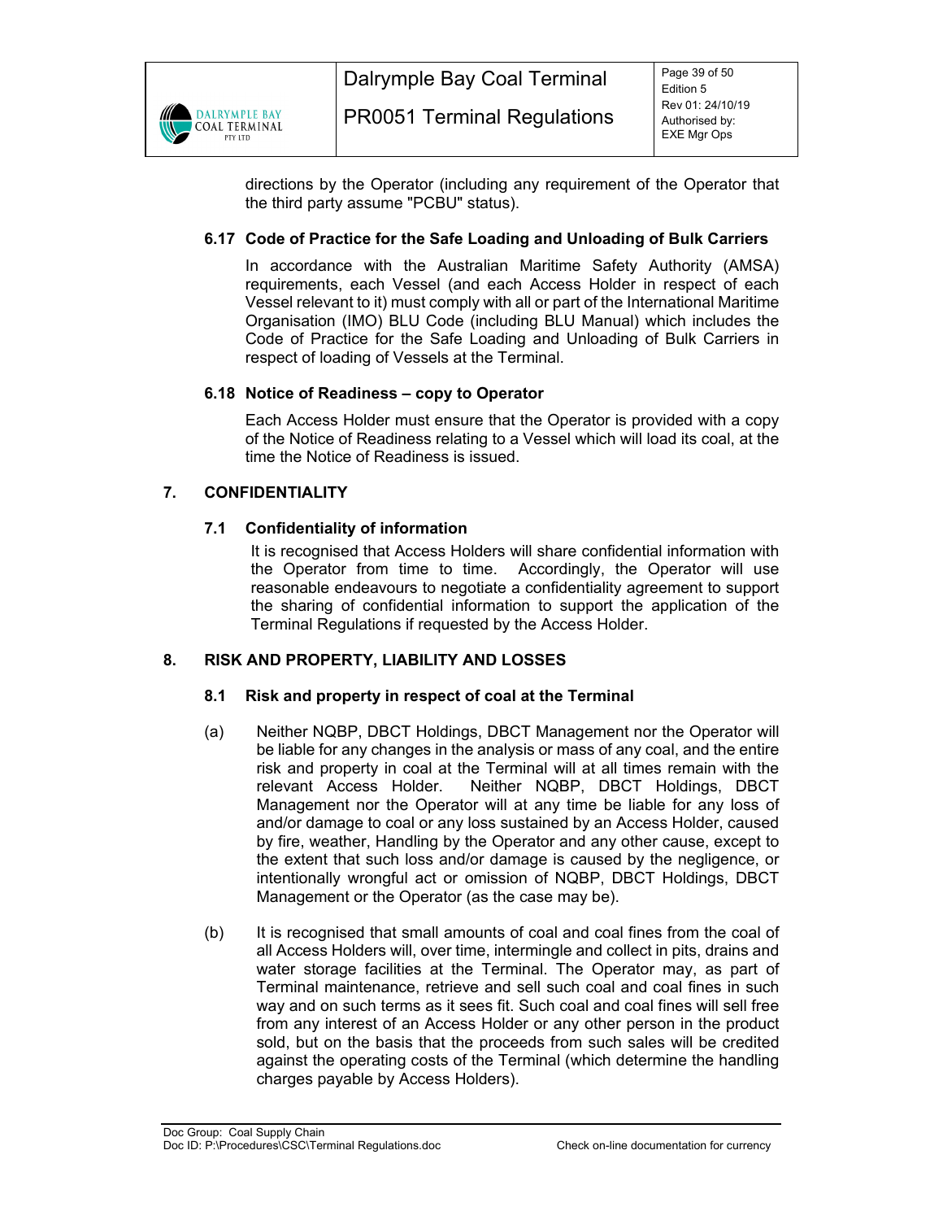directions by the Operator (including any requirement of the Operator that the third party assume "PCBU" status).

### 6.17 Code of Practice for the Safe Loading and Unloading of Bulk Carriers

In accordance with the Australian Maritime Safety Authority (AMSA) requirements, each Vessel (and each Access Holder in respect of each Vessel relevant to it) must comply with all or part of the International Maritime Organisation (IMO) BLU Code (including BLU Manual) which includes the Code of Practice for the Safe Loading and Unloading of Bulk Carriers in respect of loading of Vessels at the Terminal.

### 6.18 Notice of Readiness – copy to Operator

Each Access Holder must ensure that the Operator is provided with a copy of the Notice of Readiness relating to a Vessel which will load its coal, at the time the Notice of Readiness is issued.

## 7. CONFIDENTIALITY

### 7.1 Confidentiality of information

It is recognised that Access Holders will share confidential information with the Operator from time to time. Accordingly, the Operator will use reasonable endeavours to negotiate a confidentiality agreement to support the sharing of confidential information to support the application of the Terminal Regulations if requested by the Access Holder.

## 8. RISK AND PROPERTY, LIABILITY AND LOSSES

### 8.1 Risk and property in respect of coal at the Terminal

(a) Neither NQBP, DBCT Holdings, DBCT Management nor the Operator will be liable for any changes in the analysis or mass of any coal, and the entire risk and property in coal at the Terminal will at all times remain with the relevant Access Holder. Neither NQBP, DBCT Holdings, DBCT Management nor the Operator will at any time be liable for any loss of and/or damage to coal or any loss sustained by an Access Holder, caused by fire, weather, Handling by the Operator and any other cause, except to the extent that such loss and/or damage is caused by the negligence, or intentionally wrongful act or omission of NQBP, DBCT Holdings, DBCT Management or the Operator (as the case may be).

(b) It is recognised that small amounts of coal and coal fines from the coal of all Access Holders will, over time, intermingle and collect in pits, drains and water storage facilities at the Terminal. The Operator may, as part of Terminal maintenance, retrieve and sell such coal and coal fines in such way and on such terms as it sees fit. Such coal and coal fines will sell free from any interest of an Access Holder or any other person in the product sold, but on the basis that the proceeds from such sales will be credited against the operating costs of the Terminal (which determine the handling charges payable by Access Holders).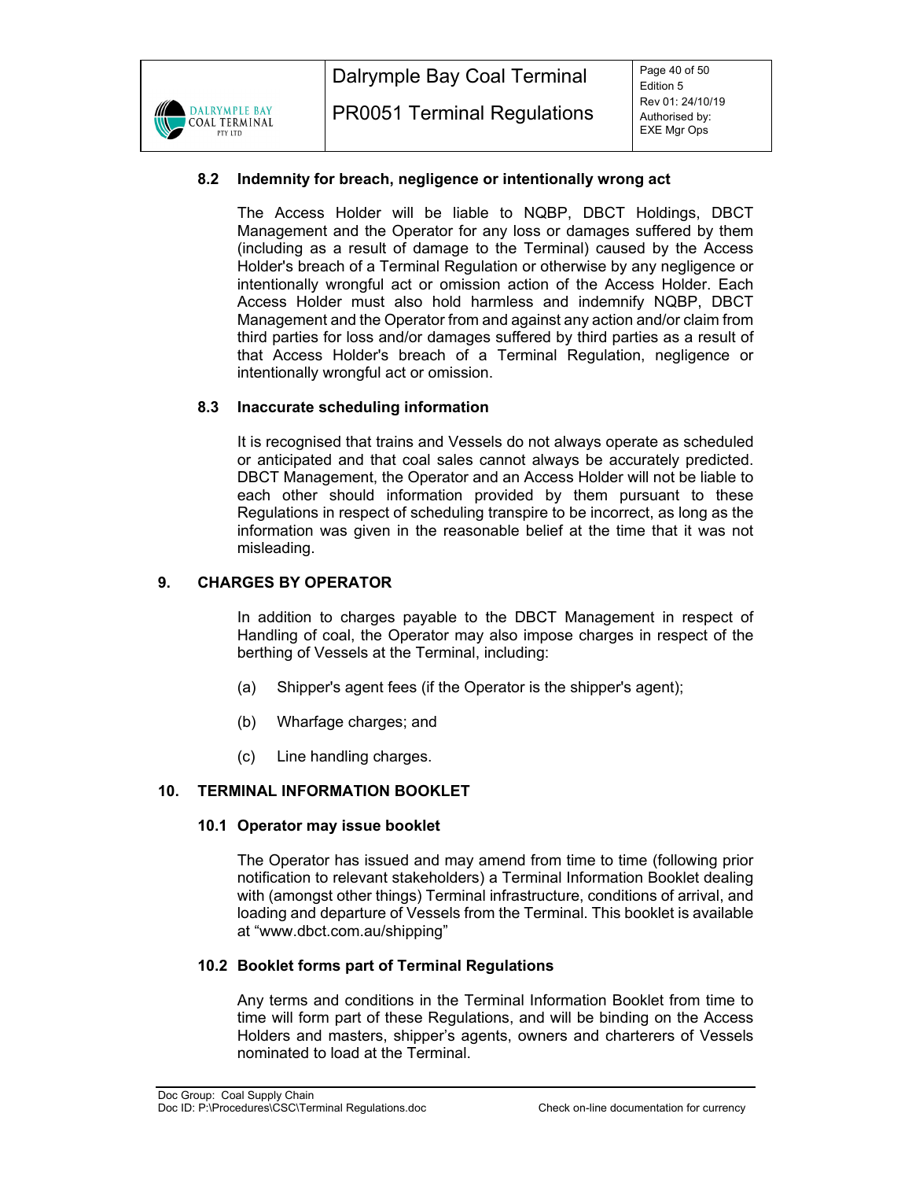### 8.2 Indemnity for breach, negligence or intentionally wrong act

The Access Holder will be liable to NQBP, DBCT Holdings, DBCT Management and the Operator for any loss or damages suffered by them (including as a result of damage to the Terminal) caused by the Access Holder's breach of a Terminal Regulation or otherwise by any negligence or intentionally wrongful act or omission action of the Access Holder. Each Access Holder must also hold harmless and indemnify NQBP, DBCT Management and the Operator from and against any action and/or claim from third parties for loss and/or damages suffered by third parties as a result of that Access Holder's breach of a Terminal Regulation, negligence or intentionally wrongful act or omission.

### 8.3 Inaccurate scheduling information

It is recognised that trains and Vessels do not always operate as scheduled or anticipated and that coal sales cannot always be accurately predicted. DBCT Management, the Operator and an Access Holder will not be liable to each other should information provided by them pursuant to these Regulations in respect of scheduling transpire to be incorrect, as long as the information was given in the reasonable belief at the time that it was not misleading.

## 9. CHARGES BY OPERATOR

In addition to charges payable to the DBCT Management in respect of Handling of coal, the Operator may also impose charges in respect of the berthing of Vessels at the Terminal, including:

(a) Shipper's agent fees (if the Operator is the shipper's agent);

(b) Wharfage charges; and

(c) Line handling charges.

## 10. TERMINAL INFORMATION BOOKLET

### 10.1 Operator may issue booklet

The Operator has issued and may amend from time to time (following prior notification to relevant stakeholders) a Terminal Information Booklet dealing with (amongst other things) Terminal infrastructure, conditions of arrival, and loading and departure of Vessels from the Terminal. This booklet is available at "www.dbct.com.au/shipping"

### 10.2 Booklet forms part of Terminal Regulations

Any terms and conditions in the Terminal Information Booklet from time to time will form part of these Regulations, and will be binding on the Access Holders and masters, shipper's agents, owners and charterers of Vessels nominated to load at the Terminal.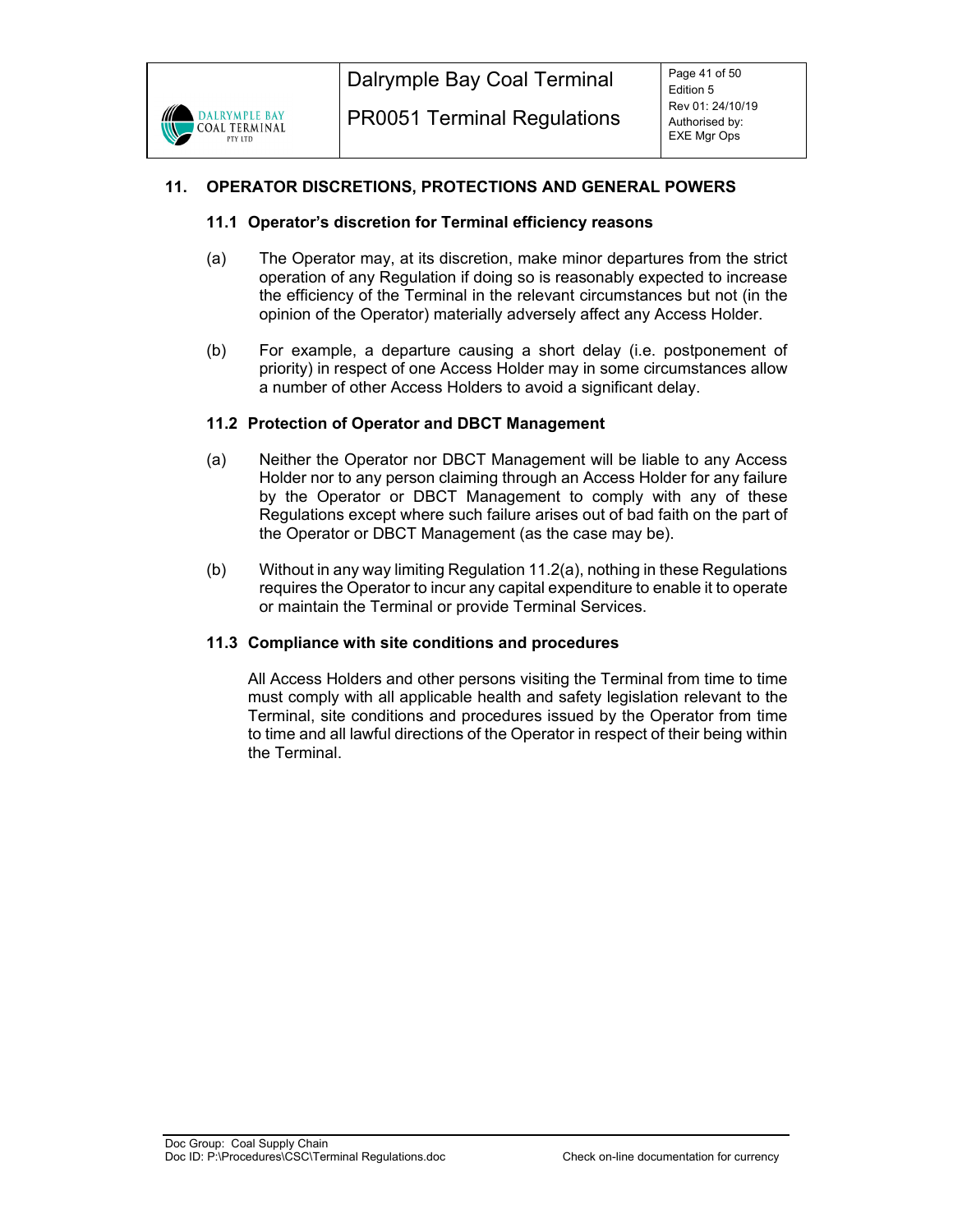## 11. OPERATOR DISCRETIONS, PROTECTIONS AND GENERAL POWERS

### 11.1 Operator's discretion for Terminal efficiency reasons

(a) The Operator may, at its discretion, make minor departures from the strict operation of any Regulation if doing so is reasonably expected to increase the efficiency of the Terminal in the relevant circumstances but not (in the opinion of the Operator) materially adversely affect any Access Holder.

(b) For example, a departure causing a short delay (i.e. postponement of priority) in respect of one Access Holder may in some circumstances allow a number of other Access Holders to avoid a significant delay.

### 11.2 Protection of Operator and DBCT Management

(a) Neither the Operator nor DBCT Management will be liable to any Access Holder nor to any person claiming through an Access Holder for any failure by the Operator or DBCT Management to comply with any of these Regulations except where such failure arises out of bad faith on the part of the Operator or DBCT Management (as the case may be).

(b) Without in any way limiting Regulation 11.2(a), nothing in these Regulations requires the Operator to incur any capital expenditure to enable it to operate or maintain the Terminal or provide Terminal Services.

### 11.3 Compliance with site conditions and procedures

All Access Holders and other persons visiting the Terminal from time to time must comply with all applicable health and safety legislation relevant to the Terminal, site conditions and procedures issued by the Operator from time to time and all lawful directions of the Operator in respect of their being within the Terminal.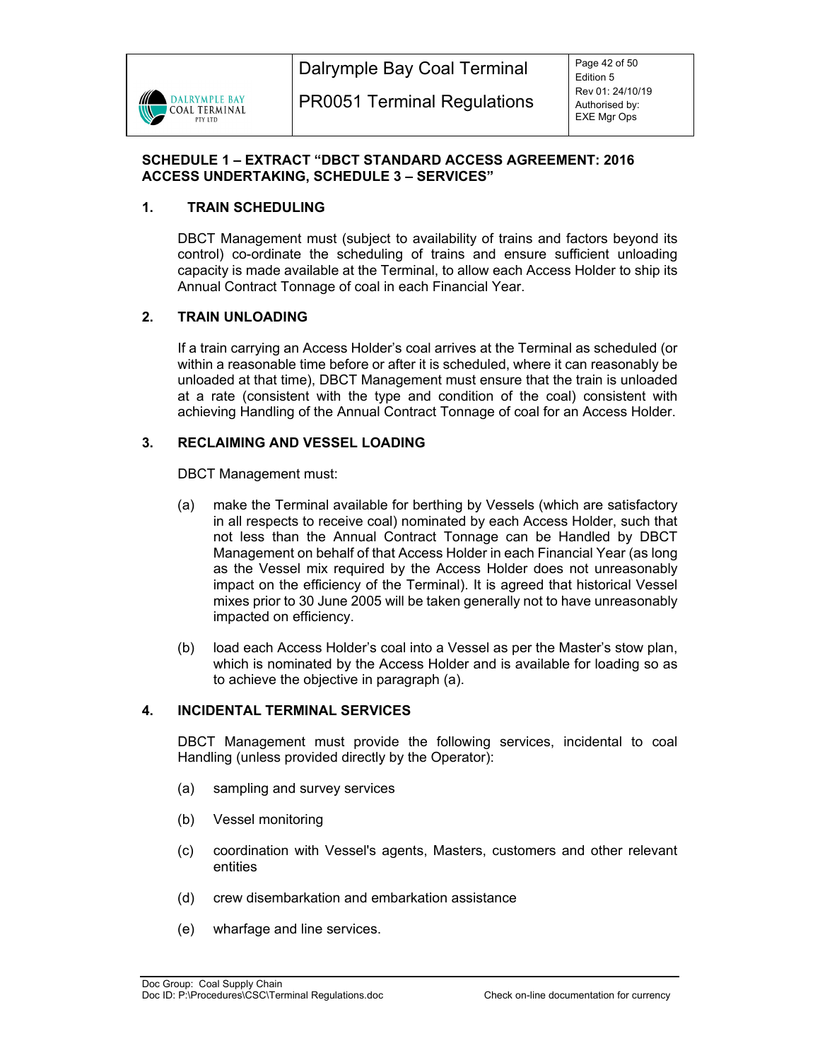**SCHEDULE 1 – EXTRACT "DBCT STANDARD ACCESS AGREEMENT: 2016 ACCESS UNDERTAKING, SCHEDULE 3 – SERVICES"**

## 1. TRAIN SCHEDULING

DBCT Management must (subject to availability of trains and factors beyond its control) co-ordinate the scheduling of trains and ensure sufficient unloading capacity is made available at the Terminal, to allow each Access Holder to ship its Annual Contract Tonnage of coal in each Financial Year.

## 2. TRAIN UNLOADING

If a train carrying an Access Holder's coal arrives at the Terminal as scheduled (or within a reasonable time before or after it is scheduled, where it can reasonably be unloaded at that time), DBCT Management must ensure that the train is unloaded at a rate (consistent with the type and condition of the coal) consistent with achieving Handling of the Annual Contract Tonnage of coal for an Access Holder.

## 3. RECLAIMING AND VESSEL LOADING

DBCT Management must:

(a) make the Terminal available for berthing by Vessels (which are satisfactory in all respects to receive coal) nominated by each Access Holder, such that not less than the Annual Contract Tonnage can be Handled by DBCT Management on behalf of that Access Holder in each Financial Year (as long as the Vessel mix required by the Access Holder does not unreasonably impact on the efficiency of the Terminal). It is agreed that historical Vessel mixes prior to 30 June 2005 will be taken generally not to have unreasonably impacted on efficiency.

(b) load each Access Holder's coal into a Vessel as per the Master's stow plan, which is nominated by the Access Holder and is available for loading so as to achieve the objective in paragraph (a).

## 4. INCIDENTAL TERMINAL SERVICES

DBCT Management must provide the following services, incidental to coal Handling (unless provided directly by the Operator):

(a) sampling and survey services

(b) Vessel monitoring

(c) coordination with Vessel's agents, Masters, customers and other relevant entities

(d) crew disembarkation and embarkation assistance

(e) wharfage and line services.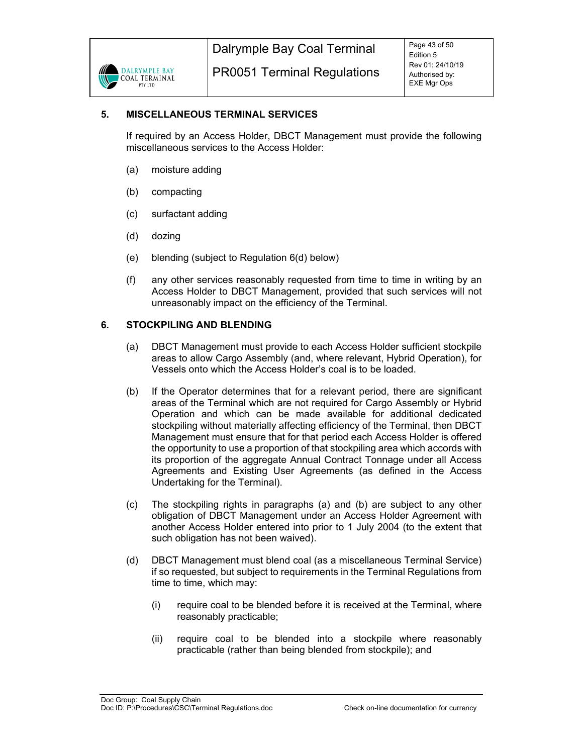## 5. MISCELLANEOUS TERMINAL SERVICES

If required by an Access Holder, DBCT Management must provide the following miscellaneous services to the Access Holder:

(a) moisture adding

(b) compacting

(c) surfactant adding

(d) dozing

(e) blending (subject to Regulation 6(d) below)

(f) any other services reasonably requested from time to time in writing by an Access Holder to DBCT Management, provided that such services will not unreasonably impact on the efficiency of the Terminal.

## 6. STOCKPILING AND BLENDING

(a) DBCT Management must provide to each Access Holder sufficient stockpile areas to allow Cargo Assembly (and, where relevant, Hybrid Operation), for Vessels onto which the Access Holder's coal is to be loaded.

(b) If the Operator determines that for a relevant period, there are significant areas of the Terminal which are not required for Cargo Assembly or Hybrid Operation and which can be made available for additional dedicated stockpiling without materially affecting efficiency of the Terminal, then DBCT Management must ensure that for that period each Access Holder is offered the opportunity to use a proportion of that stockpiling area which accords with its proportion of the aggregate Annual Contract Tonnage under all Access Agreements and Existing User Agreements (as defined in the Access Undertaking for the Terminal).

(c) The stockpiling rights in paragraphs (a) and (b) are subject to any other obligation of DBCT Management under an Access Holder Agreement with another Access Holder entered into prior to 1 July 2004 (to the extent that such obligation has not been waived).

(d) DBCT Management must blend coal (as a miscellaneous Terminal Service) if so requested, but subject to requirements in the Terminal Regulations from time to time, which may:

   (i) require coal to be blended before it is received at the Terminal, where reasonably practicable;

   (ii) require coal to be blended into a stockpile where reasonably practicable (rather than being blended from stockpile); and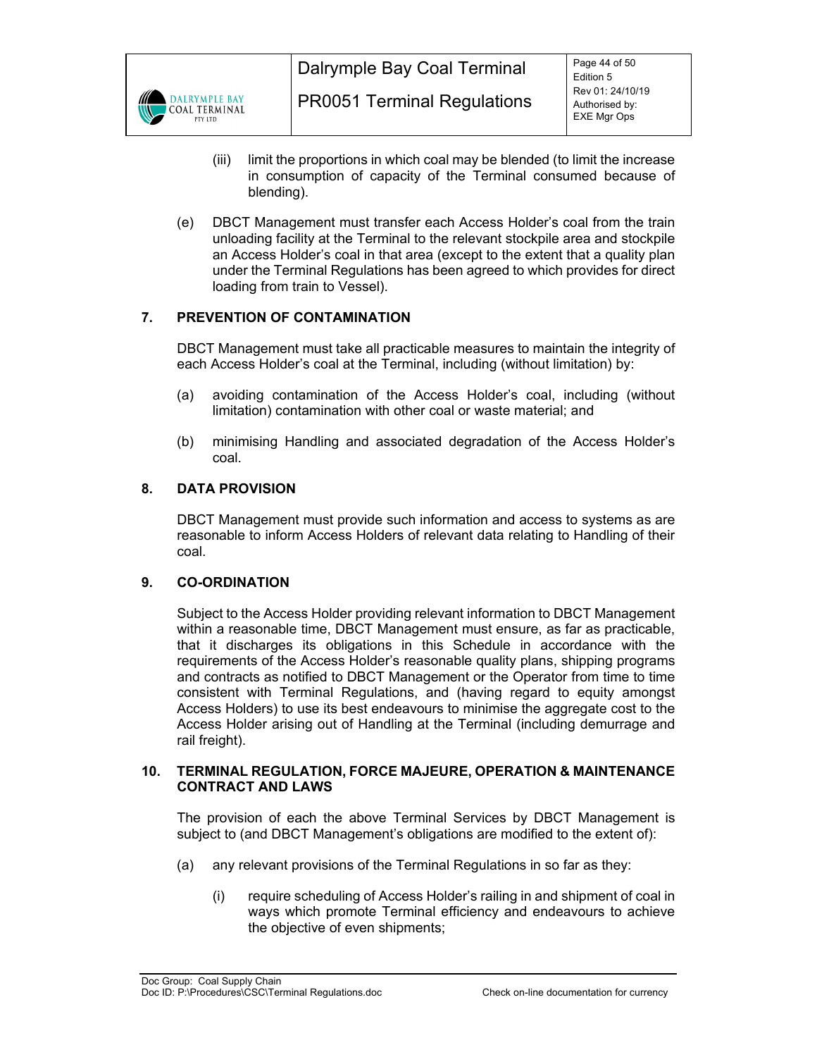(iii) limit the proportions in which coal may be blended (to limit the increase in consumption of capacity of the Terminal consumed because of blending).

(e) DBCT Management must transfer each Access Holder's coal from the train unloading facility at the Terminal to the relevant stockpile area and stockpile an Access Holder's coal in that area (except to the extent that a quality plan under the Terminal Regulations has been agreed to which provides for direct loading from train to Vessel).

## 7. PREVENTION OF CONTAMINATION

DBCT Management must take all practicable measures to maintain the integrity of each Access Holder's coal at the Terminal, including (without limitation) by:

(a) avoiding contamination of the Access Holder's coal, including (without limitation) contamination with other coal or waste material; and

(b) minimising Handling and associated degradation of the Access Holder's coal.

## 8. DATA PROVISION

DBCT Management must provide such information and access to systems as are reasonable to inform Access Holders of relevant data relating to Handling of their coal.

## 9. CO-ORDINATION

Subject to the Access Holder providing relevant information to DBCT Management within a reasonable time, DBCT Management must ensure, as far as practicable, that it discharges its obligations in this Schedule in accordance with the requirements of the Access Holder's reasonable quality plans, shipping programs and contracts as notified to DBCT Management or the Operator from time to time consistent with Terminal Regulations, and (having regard to equity amongst Access Holders) to use its best endeavours to minimise the aggregate cost to the Access Holder arising out of Handling at the Terminal (including demurrage and rail freight).

## 10. TERMINAL REGULATION, FORCE MAJEURE, OPERATION & MAINTENANCE CONTRACT AND LAWS

The provision of each the above Terminal Services by DBCT Management is subject to (and DBCT Management's obligations are modified to the extent of):

(a) any relevant provisions of the Terminal Regulations in so far as they:

(i) require scheduling of Access Holder's railing in and shipment of coal in ways which promote Terminal efficiency and endeavours to achieve the objective of even shipments;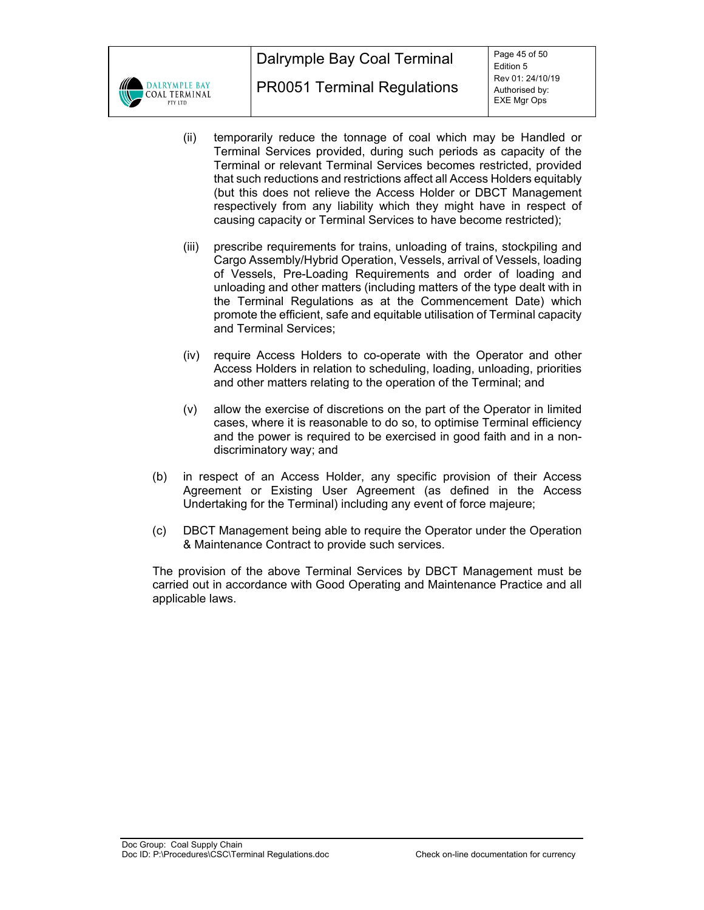(ii) temporarily reduce the tonnage of coal which may be Handled or Terminal Services provided, during such periods as capacity of the Terminal or relevant Terminal Services becomes restricted, provided that such reductions and restrictions affect all Access Holders equitably (but this does not relieve the Access Holder or DBCT Management respectively from any liability which they might have in respect of causing capacity or Terminal Services to have become restricted);

(iii) prescribe requirements for trains, unloading of trains, stockpiling and Cargo Assembly/Hybrid Operation, Vessels, arrival of Vessels, loading of Vessels, Pre-Loading Requirements and order of loading and unloading and other matters (including matters of the type dealt with in the Terminal Regulations as at the Commencement Date) which promote the efficient, safe and equitable utilisation of Terminal capacity and Terminal Services;

(iv) require Access Holders to co-operate with the Operator and other Access Holders in relation to scheduling, loading, unloading, priorities and other matters relating to the operation of the Terminal; and

(v) allow the exercise of discretions on the part of the Operator in limited cases, where it is reasonable to do so, to optimise Terminal efficiency and the power is required to be exercised in good faith and in a non-discriminatory way; and

(b) in respect of an Access Holder, any specific provision of their Access Agreement or Existing User Agreement (as defined in the Access Undertaking for the Terminal) including any event of force majeure;

(c) DBCT Management being able to require the Operator under the Operation & Maintenance Contract to provide such services.

The provision of the above Terminal Services by DBCT Management must be carried out in accordance with Good Operating and Maintenance Practice and all applicable laws.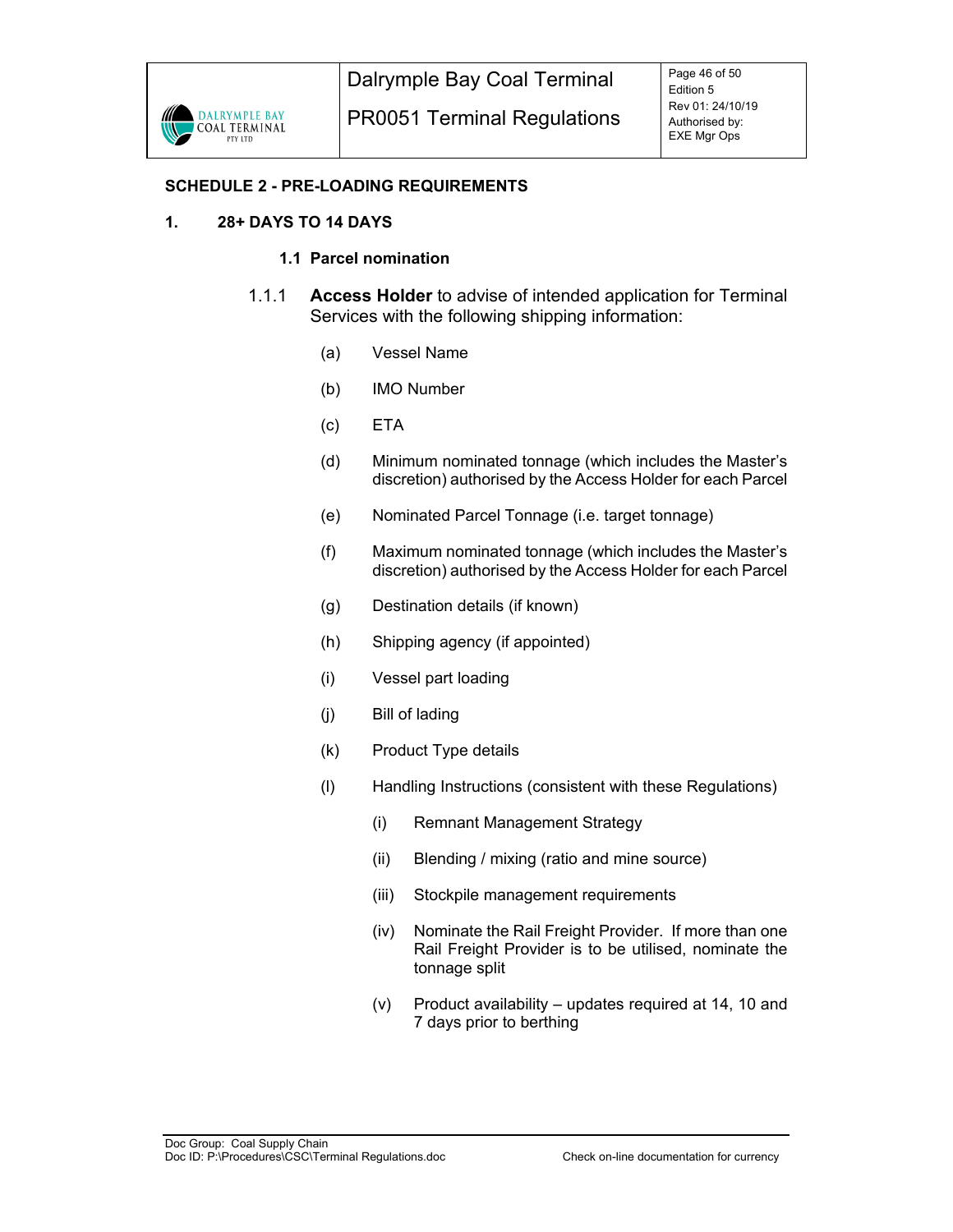## SCHEDULE 2 - PRE-LOADING REQUIREMENTS

### 1. 28+ DAYS TO 14 DAYS

#### 1.1 Parcel nomination

1.1.1 **Access Holder** to advise of intended application for Terminal Services with the following shipping information:

(a) Vessel Name

(b) IMO Number

(c) ETA

(d) Minimum nominated tonnage (which includes the Master's discretion) authorised by the Access Holder for each Parcel

(e) Nominated Parcel Tonnage (i.e. target tonnage)

(f) Maximum nominated tonnage (which includes the Master's discretion) authorised by the Access Holder for each Parcel

(g) Destination details (if known)

(h) Shipping agency (if appointed)

(i) Vessel part loading

(j) Bill of lading

(k) Product Type details

(l) Handling Instructions (consistent with these Regulations)

  (i) Remnant Management Strategy

  (ii) Blending / mixing (ratio and mine source)

  (iii) Stockpile management requirements

  (iv) Nominate the Rail Freight Provider. If more than one Rail Freight Provider is to be utilised, nominate the tonnage split

  (v) Product availability – updates required at 14, 10 and 7 days prior to berthing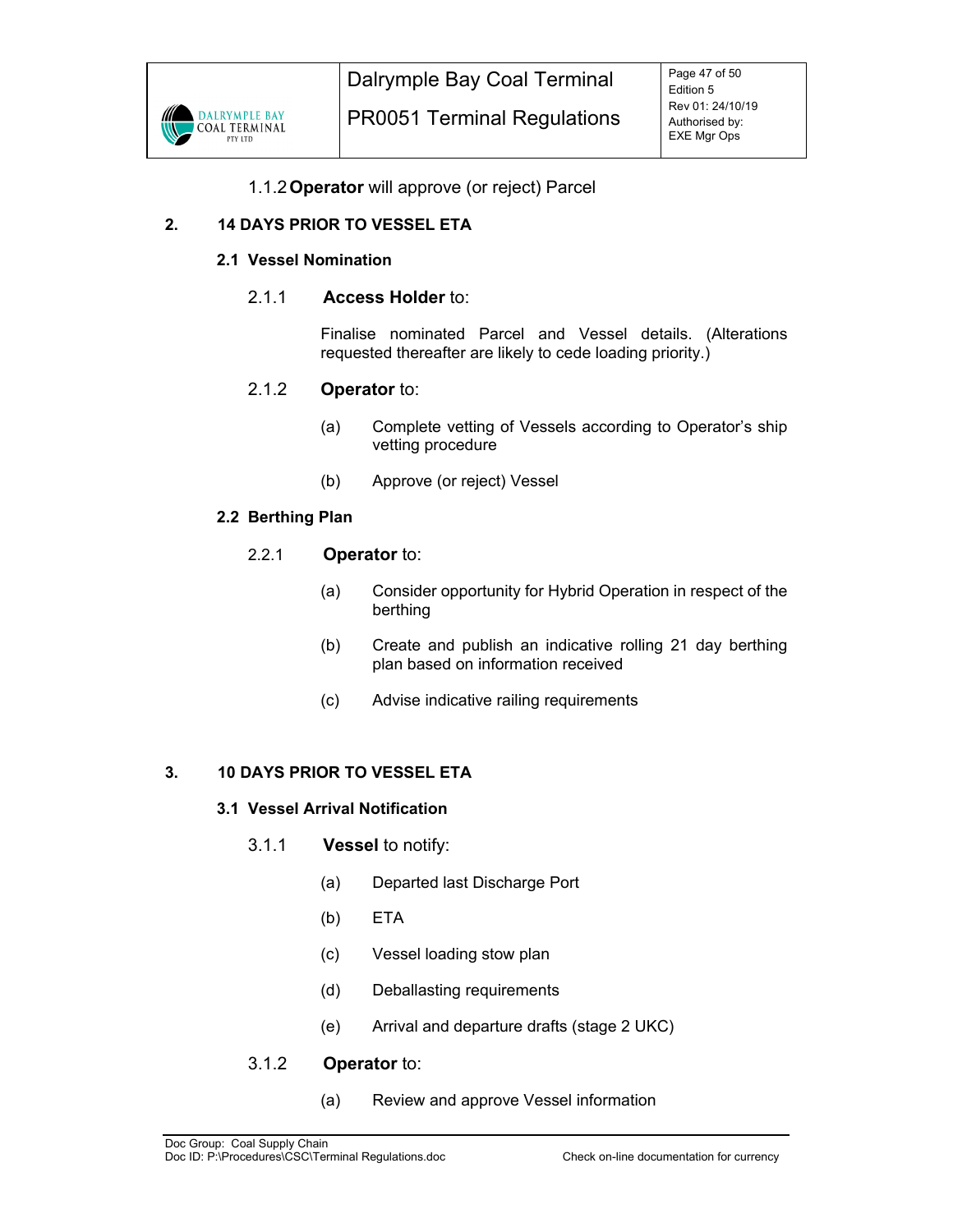1.1.2 **Operator** will approve (or reject) Parcel

## 2. 14 DAYS PRIOR TO VESSEL ETA

### 2.1 Vessel Nomination

2.1.1 **Access Holder** to:

Finalise nominated Parcel and Vessel details. (Alterations requested thereafter are likely to cede loading priority.)

2.1.2 **Operator** to:

(a) Complete vetting of Vessels according to Operator's ship vetting procedure

(b) Approve (or reject) Vessel

### 2.2 Berthing Plan

2.2.1 **Operator** to:

(a) Consider opportunity for Hybrid Operation in respect of the berthing

(b) Create and publish an indicative rolling 21 day berthing plan based on information received

(c) Advise indicative railing requirements

## 3. 10 DAYS PRIOR TO VESSEL ETA

### 3.1 Vessel Arrival Notification

3.1.1 **Vessel** to notify:

(a) Departed last Discharge Port

(b) ETA

(c) Vessel loading stow plan

(d) Deballasting requirements

(e) Arrival and departure drafts (stage 2 UKC)

3.1.2 **Operator** to:

(a) Review and approve Vessel information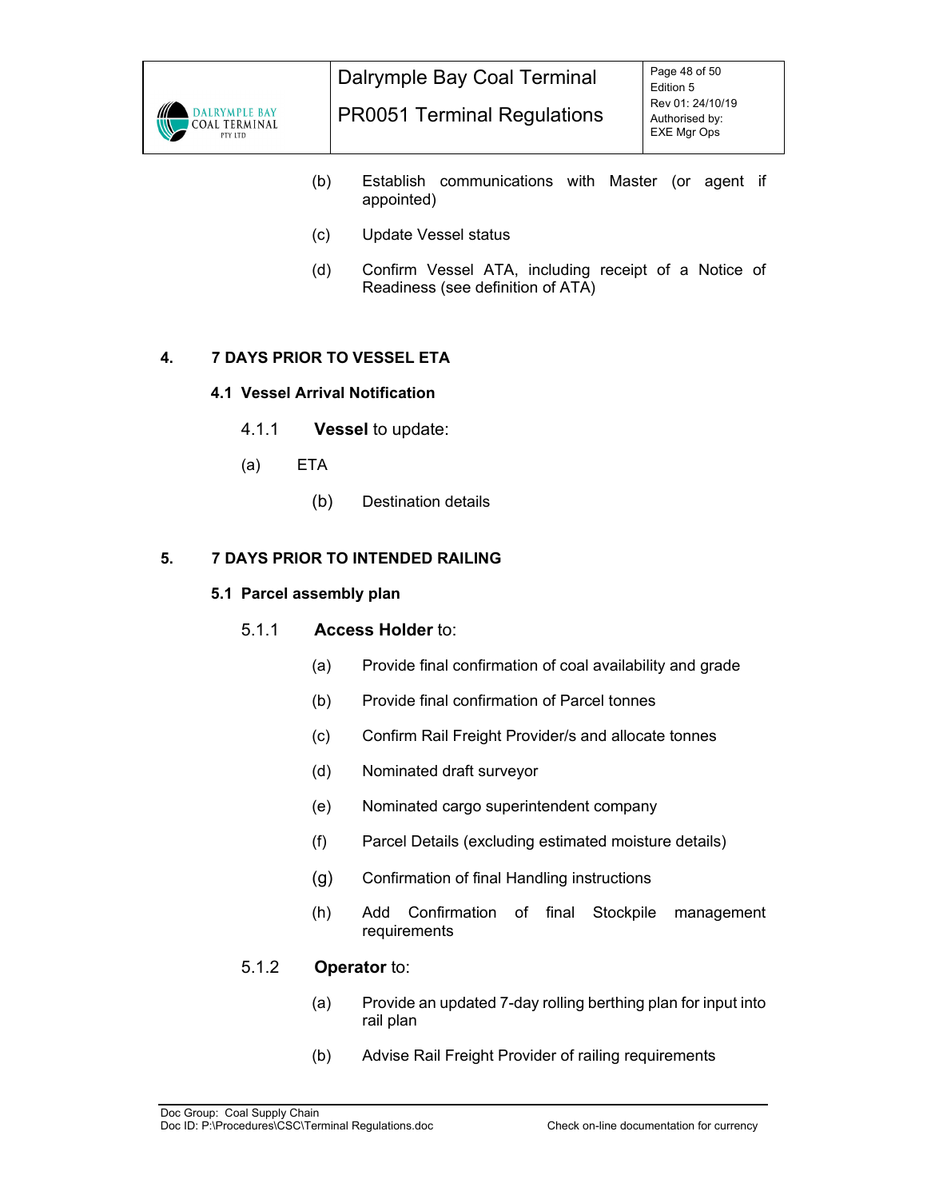(b) Establish communications with Master (or agent if appointed)

(c) Update Vessel status

(d) Confirm Vessel ATA, including receipt of a Notice of Readiness (see definition of ATA)

## 4. 7 DAYS PRIOR TO VESSEL ETA

### 4.1 Vessel Arrival Notification

4.1.1 **Vessel** to update:

(a) ETA

(b) Destination details

## 5. 7 DAYS PRIOR TO INTENDED RAILING

### 5.1 Parcel assembly plan

5.1.1 **Access Holder** to:

(a) Provide final confirmation of coal availability and grade

(b) Provide final confirmation of Parcel tonnes

(c) Confirm Rail Freight Provider/s and allocate tonnes

(d) Nominated draft surveyor

(e) Nominated cargo superintendent company

(f) Parcel Details (excluding estimated moisture details)

(g) Confirmation of final Handling instructions

(h) Add Confirmation of final Stockpile management requirements

5.1.2 **Operator** to:

(a) Provide an updated 7-day rolling berthing plan for input into rail plan

(b) Advise Rail Freight Provider of railing requirements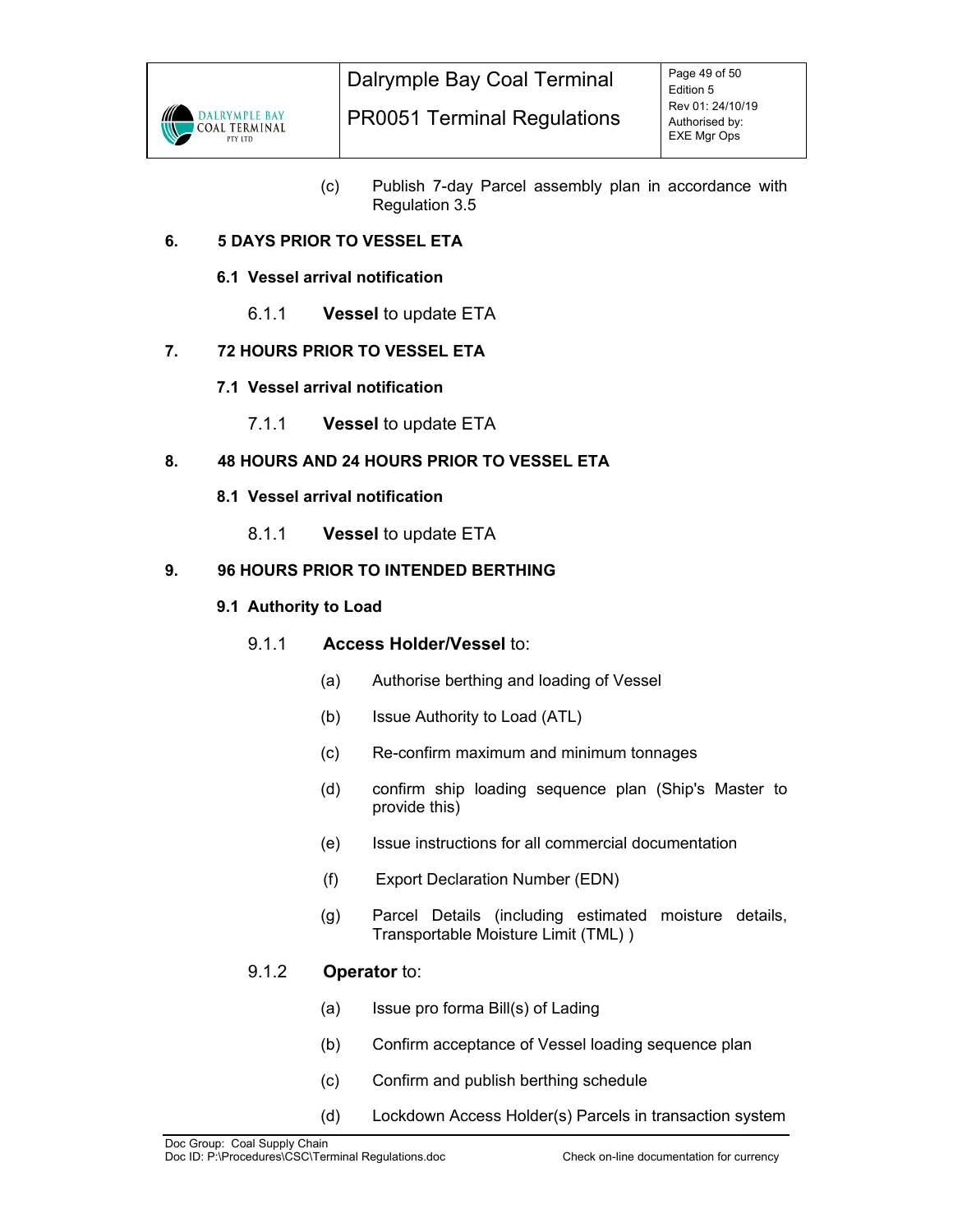(c) Publish 7-day Parcel assembly plan in accordance with Regulation 3.5

## 6. 5 DAYS PRIOR TO VESSEL ETA

### 6.1 Vessel arrival notification

6.1.1 **Vessel** to update ETA

## 7. 72 HOURS PRIOR TO VESSEL ETA

### 7.1 Vessel arrival notification

7.1.1 **Vessel** to update ETA

## 8. 48 HOURS AND 24 HOURS PRIOR TO VESSEL ETA

### 8.1 Vessel arrival notification

8.1.1 **Vessel** to update ETA

## 9. 96 HOURS PRIOR TO INTENDED BERTHING

### 9.1 Authority to Load

9.1.1 **Access Holder/Vessel** to:

(a) Authorise berthing and loading of Vessel

(b) Issue Authority to Load (ATL)

(c) Re-confirm maximum and minimum tonnages

(d) confirm ship loading sequence plan (Ship's Master to provide this)

(e) Issue instructions for all commercial documentation

(f) Export Declaration Number (EDN)

(g) Parcel Details (including estimated moisture details, Transportable Moisture Limit (TML) )

9.1.2 **Operator** to:

(a) Issue pro forma Bill(s) of Lading

(b) Confirm acceptance of Vessel loading sequence plan

(c) Confirm and publish berthing schedule

(d) Lockdown Access Holder(s) Parcels in transaction system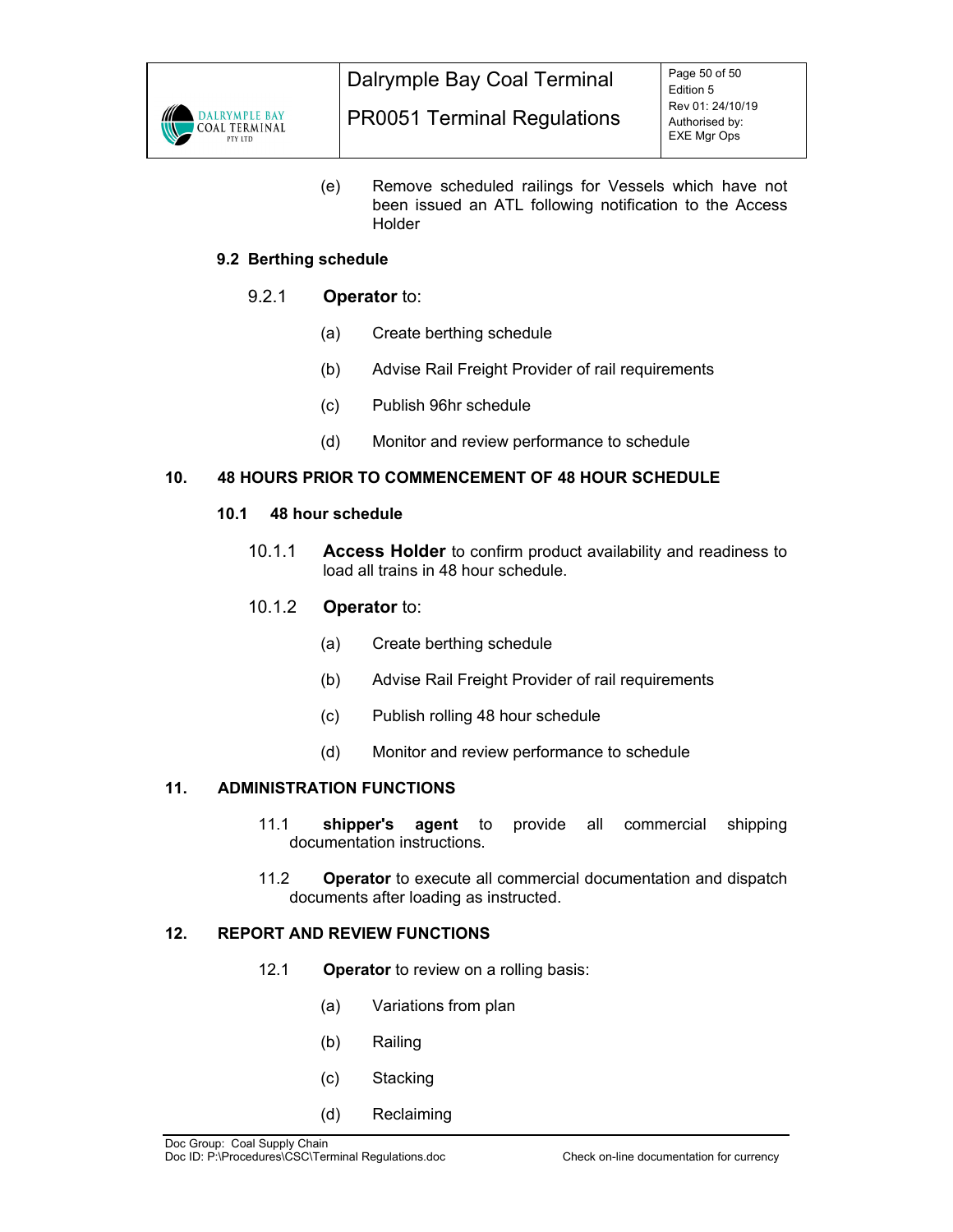(e) Remove scheduled railings for Vessels which have not been issued an ATL following notification to the Access Holder

### 9.2 Berthing schedule

9.2.1 **Operator** to:

(a) Create berthing schedule

(b) Advise Rail Freight Provider of rail requirements

(c) Publish 96hr schedule

(d) Monitor and review performance to schedule

## 10. 48 HOURS PRIOR TO COMMENCEMENT OF 48 HOUR SCHEDULE

### 10.1 48 hour schedule

10.1.1 **Access Holder** to confirm product availability and readiness to load all trains in 48 hour schedule.

10.1.2 **Operator** to:

(a) Create berthing schedule

(b) Advise Rail Freight Provider of rail requirements

(c) Publish rolling 48 hour schedule

(d) Monitor and review performance to schedule

## 11. ADMINISTRATION FUNCTIONS

11.1 **shipper's agent** to provide all commercial shipping documentation instructions.

11.2 **Operator** to execute all commercial documentation and dispatch documents after loading as instructed.

## 12. REPORT AND REVIEW FUNCTIONS

12.1 **Operator** to review on a rolling basis:

(a) Variations from plan

(b) Railing

(c) Stacking

(d) Reclaiming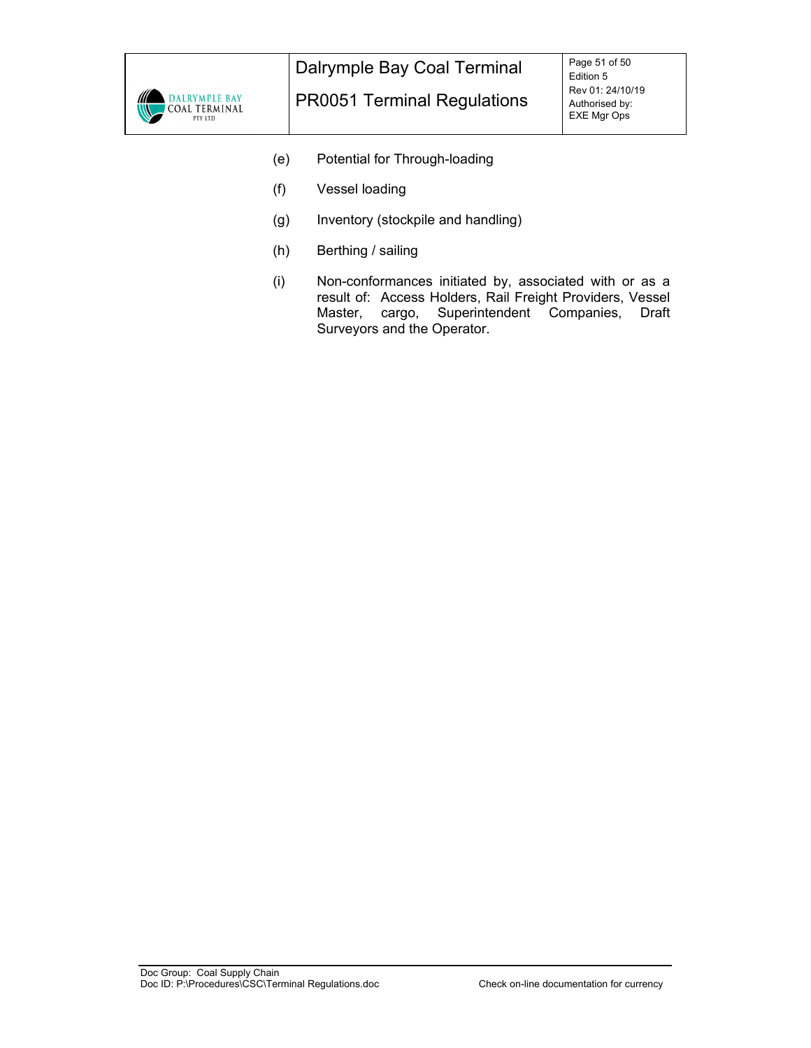(e) Potential for Through-loading

(f) Vessel loading

(g) Inventory (stockpile and handling)

(h) Berthing / sailing

(i) Non-conformances initiated by, associated with or as a result of: Access Holders, Rail Freight Providers, Vessel Master, cargo, Superintendent Companies, Draft Surveyors and the Operator.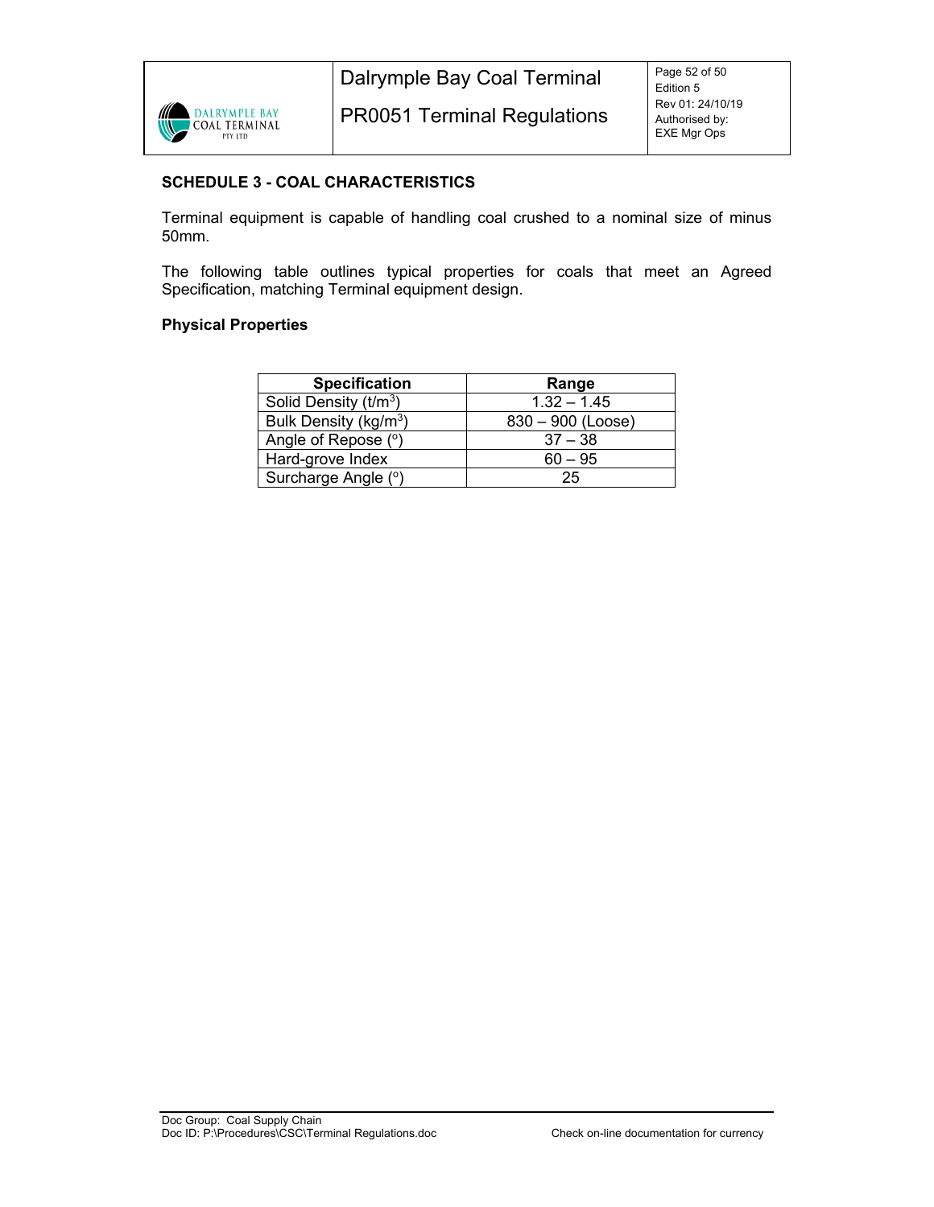## SCHEDULE 3 - COAL CHARACTERISTICS

Terminal equipment is capable of handling coal crushed to a nominal size of minus 50mm.

The following table outlines typical properties for coals that meet an Agreed Specification, matching Terminal equipment design.

### Physical Properties

| Specification | Range |
|---|---|
| Solid Density ($t/m^3$) | 1.32 – 1.45 |
| Bulk Density ($kg/m^3$) | 830 – 900 (Loose) |
| Angle of Repose (°) | 37 – 38 |
| Hard-grove Index | 60 – 95 |
| Surcharge Angle (°) | 25 |